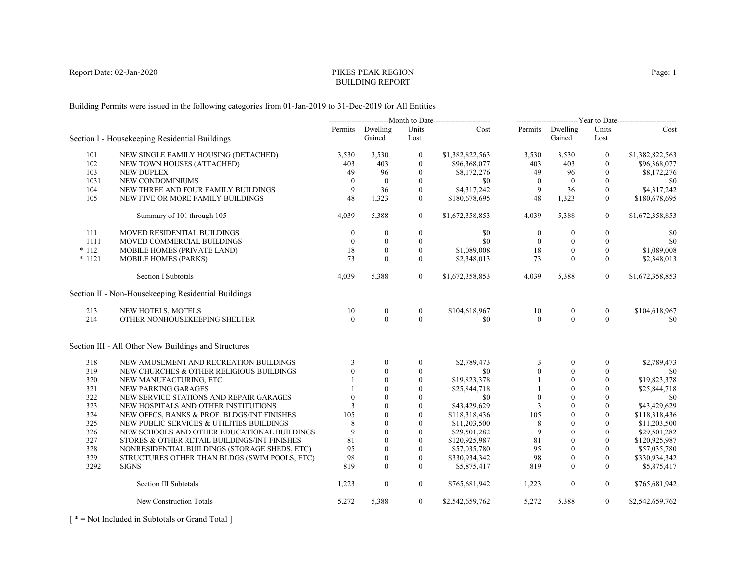Report Date: 02-Jan-2020

# PIKES PEAK REGION
## BUILDING REPORT

Building Permits were issued in the following categories from 01-Jan-2019 to 31-Dec-2019 for All Entities

| | | Month to Date | | | | Year to Date | | | |
|---|---|---|---|---|---|---|---|---|---|
| | | Permits | Dwelling Gained | Units Lost | Cost | Permits | Dwelling Gained | Units Lost | Cost |
| **Section I - Housekeeping Residential Buildings** | | | | | | | | | |
| 101 | NEW SINGLE FAMILY HOUSING (DETACHED) | 3,530 | 3,530 | 0 | $1,382,822,563 | 3,530 | 3,530 | 0 | $1,382,822,563 |
| 102 | NEW TOWN HOUSES (ATTACHED) | 403 | 403 | 0 | $96,368,077 | 403 | 403 | 0 | $96,368,077 |
| 103 | NEW DUPLEX | 49 | 96 | 0 | $8,172,276 | 49 | 96 | 0 | $8,172,276 |
| 1031 | NEW CONDOMINIUMS | 0 | 0 | 0 | $0 | 0 | 0 | 0 | $0 |
| 104 | NEW THREE AND FOUR FAMILY BUILDINGS | 9 | 36 | 0 | $4,317,242 | 9 | 36 | 0 | $4,317,242 |
| 105 | NEW FIVE OR MORE FAMILY BUILDINGS | 48 | 1,323 | 0 | $180,678,695 | 48 | 1,323 | 0 | $180,678,695 |
| | Summary of 101 through 105 | 4,039 | 5,388 | 0 | $1,672,358,853 | 4,039 | 5,388 | 0 | $1,672,358,853 |
| 111 | MOVED RESIDENTIAL BUILDINGS | 0 | 0 | 0 | $0 | 0 | 0 | 0 | $0 |
| 1111 | MOVED COMMERCIAL BUILDINGS | 0 | 0 | 0 | $0 | 0 | 0 | 0 | $0 |
| * 112 | MOBILE HOMES (PRIVATE LAND) | 18 | 0 | 0 | $1,089,008 | 18 | 0 | 0 | $1,089,008 |
| * 1121 | MOBILE HOMES (PARKS) | 73 | 0 | 0 | $2,348,013 | 73 | 0 | 0 | $2,348,013 |
| | Section I Subtotals | 4,039 | 5,388 | 0 | $1,672,358,853 | 4,039 | 5,388 | 0 | $1,672,358,853 |
| **Section II - Non-Housekeeping Residential Buildings** | | | | | | | | | |
| 213 | NEW HOTELS, MOTELS | 10 | 0 | 0 | $104,618,967 | 10 | 0 | 0 | $104,618,967 |
| 214 | OTHER NONHOUSEKEEPING SHELTER | 0 | 0 | 0 | $0 | 0 | 0 | 0 | $0 |
| **Section III - All Other New Buildings and Structures** | | | | | | | | | |
| 318 | NEW AMUSEMENT AND RECREATION BUILDINGS | 3 | 0 | 0 | $2,789,473 | 3 | 0 | 0 | $2,789,473 |
| 319 | NEW CHURCHES & OTHER RELIGIOUS BUILDINGS | 0 | 0 | 0 | $0 | 0 | 0 | 0 | $0 |
| 320 | NEW MANUFACTURING, ETC | 1 | 0 | 0 | $19,823,378 | 1 | 0 | 0 | $19,823,378 |
| 321 | NEW PARKING GARAGES | 1 | 0 | 0 | $25,844,718 | 1 | 0 | 0 | $25,844,718 |
| 322 | NEW SERVICE STATIONS AND REPAIR GARAGES | 0 | 0 | 0 | $0 | 0 | 0 | 0 | $0 |
| 323 | NEW HOSPITALS AND OTHER INSTITUTIONS | 3 | 0 | 0 | $43,429,629 | 3 | 0 | 0 | $43,429,629 |
| 324 | NEW OFFCS, BANKS & PROF. BLDGS/INT FINISHES | 105 | 0 | 0 | $118,318,436 | 105 | 0 | 0 | $118,318,436 |
| 325 | NEW PUBLIC SERVICES & UTILITIES BUILDINGS | 8 | 0 | 0 | $11,203,500 | 8 | 0 | 0 | $11,203,500 |
| 326 | NEW SCHOOLS AND OTHER EDUCATIONAL BUILDINGS | 9 | 0 | 0 | $29,501,282 | 9 | 0 | 0 | $29,501,282 |
| 327 | STORES & OTHER RETAIL BUILDINGS/INT FINISHES | 81 | 0 | 0 | $120,925,987 | 81 | 0 | 0 | $120,925,987 |
| 328 | NONRESIDENTIAL BUILDINGS (STORAGE SHEDS, ETC) | 95 | 0 | 0 | $57,035,780 | 95 | 0 | 0 | $57,035,780 |
| 329 | STRUCTURES OTHER THAN BLDGS (SWIM POOLS, ETC) | 98 | 0 | 0 | $330,934,342 | 98 | 0 | 0 | $330,934,342 |
| 3292 | SIGNS | 819 | 0 | 0 | $5,875,417 | 819 | 0 | 0 | $5,875,417 |
| | Section III Subtotals | 1,223 | 0 | 0 | $765,681,942 | 1,223 | 0 | 0 | $765,681,942 |
| | New Construction Totals | 5,272 | 5,388 | 0 | $2,542,659,762 | 5,272 | 5,388 | 0 | $2,542,659,762 |

[ * = Not Included in Subtotals or Grand Total ]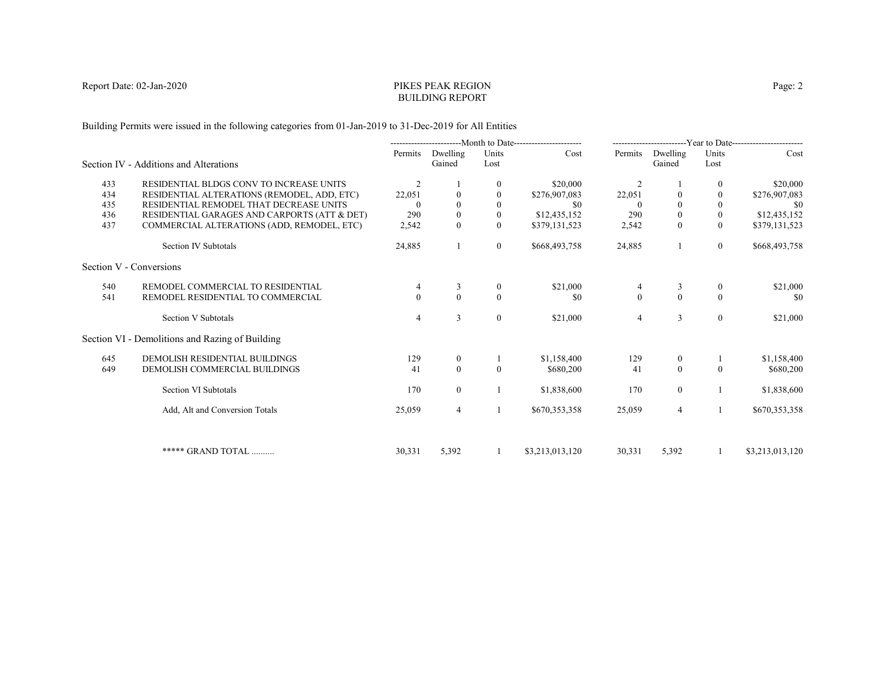# PIKES PEAK REGION
## BUILDING REPORT

Report Date: 02-Jan-2020

Building Permits were issued in the following categories from 01-Jan-2019 to 31-Dec-2019 for All Entities

| | | Month to Date | | | | Year to Date | | | |
|---|---|---|---|---|---|---|---|---|---|
| | **Section IV - Additions and Alterations** | Permits | Dwelling Gained | Units Lost | Cost | Permits | Dwelling Gained | Units Lost | Cost |
| 433 | RESIDENTIAL BLDGS CONV TO INCREASE UNITS | 2 | 1 | 0 | $20,000 | 2 | 1 | 0 | $20,000 |
| 434 | RESIDENTIAL ALTERATIONS (REMODEL, ADD, ETC) | 22,051 | 0 | 0 | $276,907,083 | 22,051 | 0 | 0 | $276,907,083 |
| 435 | RESIDENTIAL REMODEL THAT DECREASE UNITS | 0 | 0 | 0 | $0 | 0 | 0 | 0 | $0 |
| 436 | RESIDENTIAL GARAGES AND CARPORTS (ATT & DET) | 290 | 0 | 0 | $12,435,152 | 290 | 0 | 0 | $12,435,152 |
| 437 | COMMERCIAL ALTERATIONS (ADD, REMODEL, ETC) | 2,542 | 0 | 0 | $379,131,523 | 2,542 | 0 | 0 | $379,131,523 |
| | Section IV Subtotals | 24,885 | 1 | 0 | $668,493,758 | 24,885 | 1 | 0 | $668,493,758 |
| | **Section V - Conversions** | | | | | | | | |
| 540 | REMODEL COMMERCIAL TO RESIDENTIAL | 4 | 3 | 0 | $21,000 | 4 | 3 | 0 | $21,000 |
| 541 | REMODEL RESIDENTIAL TO COMMERCIAL | 0 | 0 | 0 | $0 | 0 | 0 | 0 | $0 |
| | Section V Subtotals | 4 | 3 | 0 | $21,000 | 4 | 3 | 0 | $21,000 |
| | **Section VI - Demolitions and Razing of Building** | | | | | | | | |
| 645 | DEMOLISH RESIDENTIAL BUILDINGS | 129 | 0 | 1 | $1,158,400 | 129 | 0 | 1 | $1,158,400 |
| 649 | DEMOLISH COMMERCIAL BUILDINGS | 41 | 0 | 0 | $680,200 | 41 | 0 | 0 | $680,200 |
| | Section VI Subtotals | 170 | 0 | 1 | $1,838,600 | 170 | 0 | 1 | $1,838,600 |
| | Add, Alt and Conversion Totals | 25,059 | 4 | 1 | $670,353,358 | 25,059 | 4 | 1 | $670,353,358 |
| | ***** GRAND TOTAL .......... | 30,331 | 5,392 | 1 | $3,213,013,120 | 30,331 | 5,392 | 1 | $3,213,013,120 |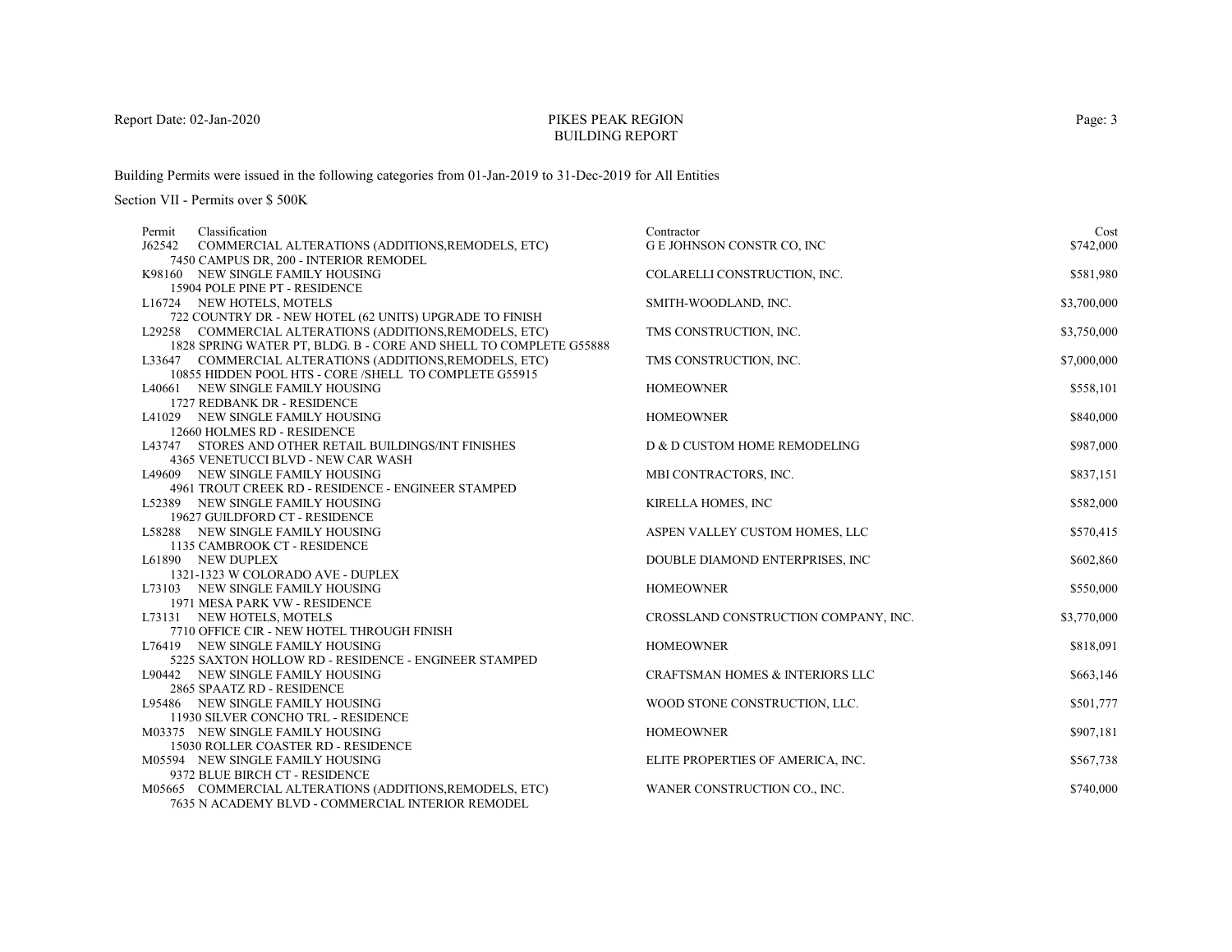# PIKES PEAK REGION
## BUILDING REPORT

Report Date: 02-Jan-2020

Building Permits were issued in the following categories from 01-Jan-2019 to 31-Dec-2019 for All Entities

Section VII - Permits over $ 500K

| Permit | Classification | Contractor | Cost |
|---|---|---|---|
| J62542 | COMMERCIAL ALTERATIONS (ADDITIONS,REMODELS, ETC)<br>7450 CAMPUS DR, 200 - INTERIOR REMODEL | G E JOHNSON CONSTR CO, INC | $742,000 |
| K98160 | NEW SINGLE FAMILY HOUSING<br>15904 POLE PINE PT - RESIDENCE | COLARELLI CONSTRUCTION, INC. | $581,980 |
| L16724 | NEW HOTELS, MOTELS<br>722 COUNTRY DR - NEW HOTEL (62 UNITS) UPGRADE TO FINISH | SMITH-WOODLAND, INC. | $3,700,000 |
| L29258 | COMMERCIAL ALTERATIONS (ADDITIONS,REMODELS, ETC)<br>1828 SPRING WATER PT, BLDG. B - CORE AND SHELL TO COMPLETE G55888 | TMS CONSTRUCTION, INC. | $3,750,000 |
| L33647 | COMMERCIAL ALTERATIONS (ADDITIONS,REMODELS, ETC)<br>10855 HIDDEN POOL HTS - CORE /SHELL TO COMPLETE G55915 | TMS CONSTRUCTION, INC. | $7,000,000 |
| L40661 | NEW SINGLE FAMILY HOUSING<br>1727 REDBANK DR - RESIDENCE | HOMEOWNER | $558,101 |
| L41029 | NEW SINGLE FAMILY HOUSING<br>12660 HOLMES RD - RESIDENCE | HOMEOWNER | $840,000 |
| L43747 | STORES AND OTHER RETAIL BUILDINGS/INT FINISHES<br>4365 VENETUCCI BLVD - NEW CAR WASH | D & D CUSTOM HOME REMODELING | $987,000 |
| L49609 | NEW SINGLE FAMILY HOUSING<br>4961 TROUT CREEK RD - RESIDENCE - ENGINEER STAMPED | MBI CONTRACTORS, INC. | $837,151 |
| L52389 | NEW SINGLE FAMILY HOUSING<br>19627 GUILDFORD CT - RESIDENCE | KIRELLA HOMES, INC | $582,000 |
| L58288 | NEW SINGLE FAMILY HOUSING<br>1135 CAMBROOK CT - RESIDENCE | ASPEN VALLEY CUSTOM HOMES, LLC | $570,415 |
| L61890 | NEW DUPLEX<br>1321-1323 W COLORADO AVE - DUPLEX | DOUBLE DIAMOND ENTERPRISES, INC | $602,860 |
| L73103 | NEW SINGLE FAMILY HOUSING<br>1971 MESA PARK VW - RESIDENCE | HOMEOWNER | $550,000 |
| L73131 | NEW HOTELS, MOTELS<br>7710 OFFICE CIR - NEW HOTEL THROUGH FINISH | CROSSLAND CONSTRUCTION COMPANY, INC. | $3,770,000 |
| L76419 | NEW SINGLE FAMILY HOUSING<br>5225 SAXTON HOLLOW RD - RESIDENCE - ENGINEER STAMPED | HOMEOWNER | $818,091 |
| L90442 | NEW SINGLE FAMILY HOUSING<br>2865 SPAATZ RD - RESIDENCE | CRAFTSMAN HOMES & INTERIORS LLC | $663,146 |
| L95486 | NEW SINGLE FAMILY HOUSING<br>11930 SILVER CONCHO TRL - RESIDENCE | WOOD STONE CONSTRUCTION, LLC. | $501,777 |
| M03375 | NEW SINGLE FAMILY HOUSING<br>15030 ROLLER COASTER RD - RESIDENCE | HOMEOWNER | $907,181 |
| M05594 | NEW SINGLE FAMILY HOUSING<br>9372 BLUE BIRCH CT - RESIDENCE | ELITE PROPERTIES OF AMERICA, INC. | $567,738 |
| M05665 | COMMERCIAL ALTERATIONS (ADDITIONS,REMODELS, ETC)<br>7635 N ACADEMY BLVD - COMMERCIAL INTERIOR REMODEL | WANER CONSTRUCTION CO., INC. | $740,000 |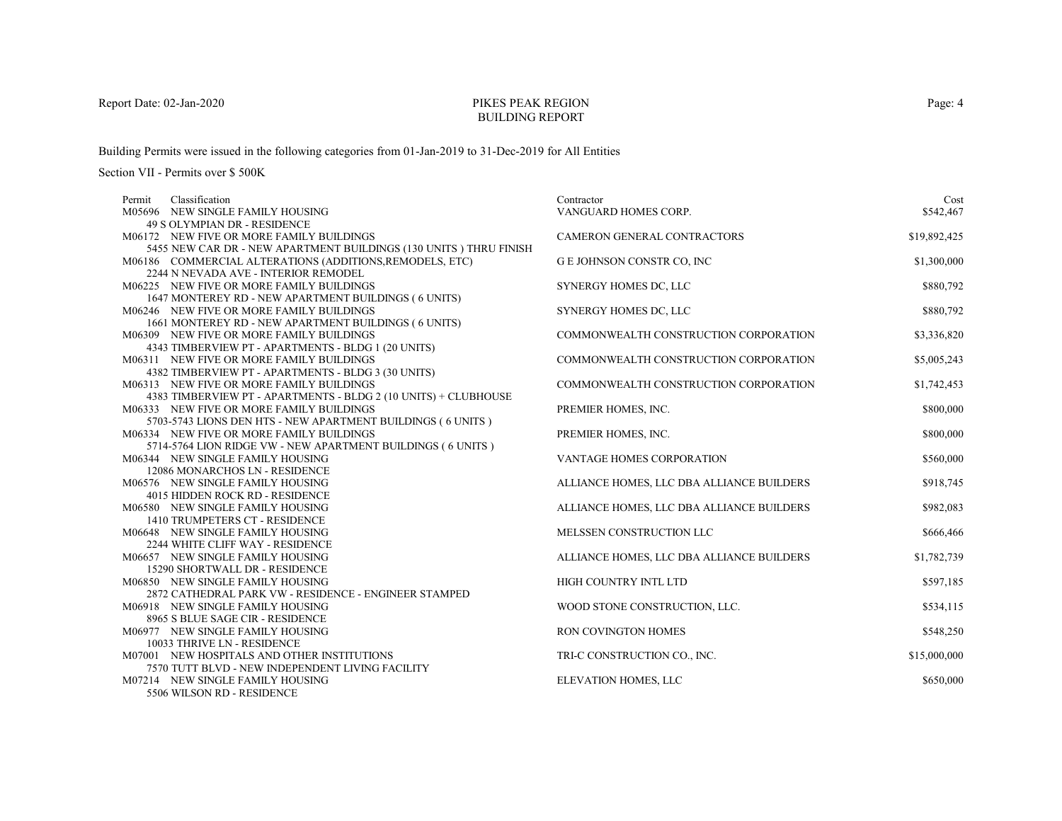Report Date: 02-Jan-2020

# PIKES PEAK REGION
## BUILDING REPORT

Building Permits were issued in the following categories from 01-Jan-2019 to 31-Dec-2019 for All Entities

Section VII - Permits over $ 500K

| Permit | Classification | Contractor | Cost |
|---|---|---|---|
| M05696 | NEW SINGLE FAMILY HOUSING<br>49 S OLYMPIAN DR - RESIDENCE | VANGUARD HOMES CORP. | $542,467 |
| M06172 | NEW FIVE OR MORE FAMILY BUILDINGS<br>5455 NEW CAR DR - NEW APARTMENT BUILDINGS (130 UNITS ) THRU FINISH | CAMERON GENERAL CONTRACTORS | $19,892,425 |
| M06186 | COMMERCIAL ALTERATIONS (ADDITIONS,REMODELS, ETC)<br>2244 N NEVADA AVE - INTERIOR REMODEL | G E JOHNSON CONSTR CO, INC | $1,300,000 |
| M06225 | NEW FIVE OR MORE FAMILY BUILDINGS<br>1647 MONTEREY RD - NEW APARTMENT BUILDINGS ( 6 UNITS) | SYNERGY HOMES DC, LLC | $880,792 |
| M06246 | NEW FIVE OR MORE FAMILY BUILDINGS<br>1661 MONTEREY RD - NEW APARTMENT BUILDINGS ( 6 UNITS) | SYNERGY HOMES DC, LLC | $880,792 |
| M06309 | NEW FIVE OR MORE FAMILY BUILDINGS<br>4343 TIMBERVIEW PT - APARTMENTS - BLDG 1 (20 UNITS) | COMMONWEALTH CONSTRUCTION CORPORATION | $3,336,820 |
| M06311 | NEW FIVE OR MORE FAMILY BUILDINGS<br>4382 TIMBERVIEW PT - APARTMENTS - BLDG 3 (30 UNITS) | COMMONWEALTH CONSTRUCTION CORPORATION | $5,005,243 |
| M06313 | NEW FIVE OR MORE FAMILY BUILDINGS<br>4383 TIMBERVIEW PT - APARTMENTS - BLDG 2 (10 UNITS) + CLUBHOUSE | COMMONWEALTH CONSTRUCTION CORPORATION | $1,742,453 |
| M06333 | NEW FIVE OR MORE FAMILY BUILDINGS<br>5703-5743 LIONS DEN HTS - NEW APARTMENT BUILDINGS ( 6 UNITS ) | PREMIER HOMES, INC. | $800,000 |
| M06334 | NEW FIVE OR MORE FAMILY BUILDINGS<br>5714-5764 LION RIDGE VW - NEW APARTMENT BUILDINGS ( 6 UNITS ) | PREMIER HOMES, INC. | $800,000 |
| M06344 | NEW SINGLE FAMILY HOUSING<br>12086 MONARCHOS LN - RESIDENCE | VANTAGE HOMES CORPORATION | $560,000 |
| M06576 | NEW SINGLE FAMILY HOUSING<br>4015 HIDDEN ROCK RD - RESIDENCE | ALLIANCE HOMES, LLC DBA ALLIANCE BUILDERS | $918,745 |
| M06580 | NEW SINGLE FAMILY HOUSING<br>1410 TRUMPETERS CT - RESIDENCE | ALLIANCE HOMES, LLC DBA ALLIANCE BUILDERS | $982,083 |
| M06648 | NEW SINGLE FAMILY HOUSING<br>2244 WHITE CLIFF WAY - RESIDENCE | MELSSEN CONSTRUCTION LLC | $666,466 |
| M06657 | NEW SINGLE FAMILY HOUSING<br>15290 SHORTWALL DR - RESIDENCE | ALLIANCE HOMES, LLC DBA ALLIANCE BUILDERS | $1,782,739 |
| M06850 | NEW SINGLE FAMILY HOUSING<br>2872 CATHEDRAL PARK VW - RESIDENCE - ENGINEER STAMPED | HIGH COUNTRY INTL LTD | $597,185 |
| M06918 | NEW SINGLE FAMILY HOUSING<br>8965 S BLUE SAGE CIR - RESIDENCE | WOOD STONE CONSTRUCTION, LLC. | $534,115 |
| M06977 | NEW SINGLE FAMILY HOUSING<br>10033 THRIVE LN - RESIDENCE | RON COVINGTON HOMES | $548,250 |
| M07001 | NEW HOSPITALS AND OTHER INSTITUTIONS<br>7570 TUTT BLVD - NEW INDEPENDENT LIVING FACILITY | TRI-C CONSTRUCTION CO., INC. | $15,000,000 |
| M07214 | NEW SINGLE FAMILY HOUSING<br>5506 WILSON RD - RESIDENCE | ELEVATION HOMES, LLC | $650,000 |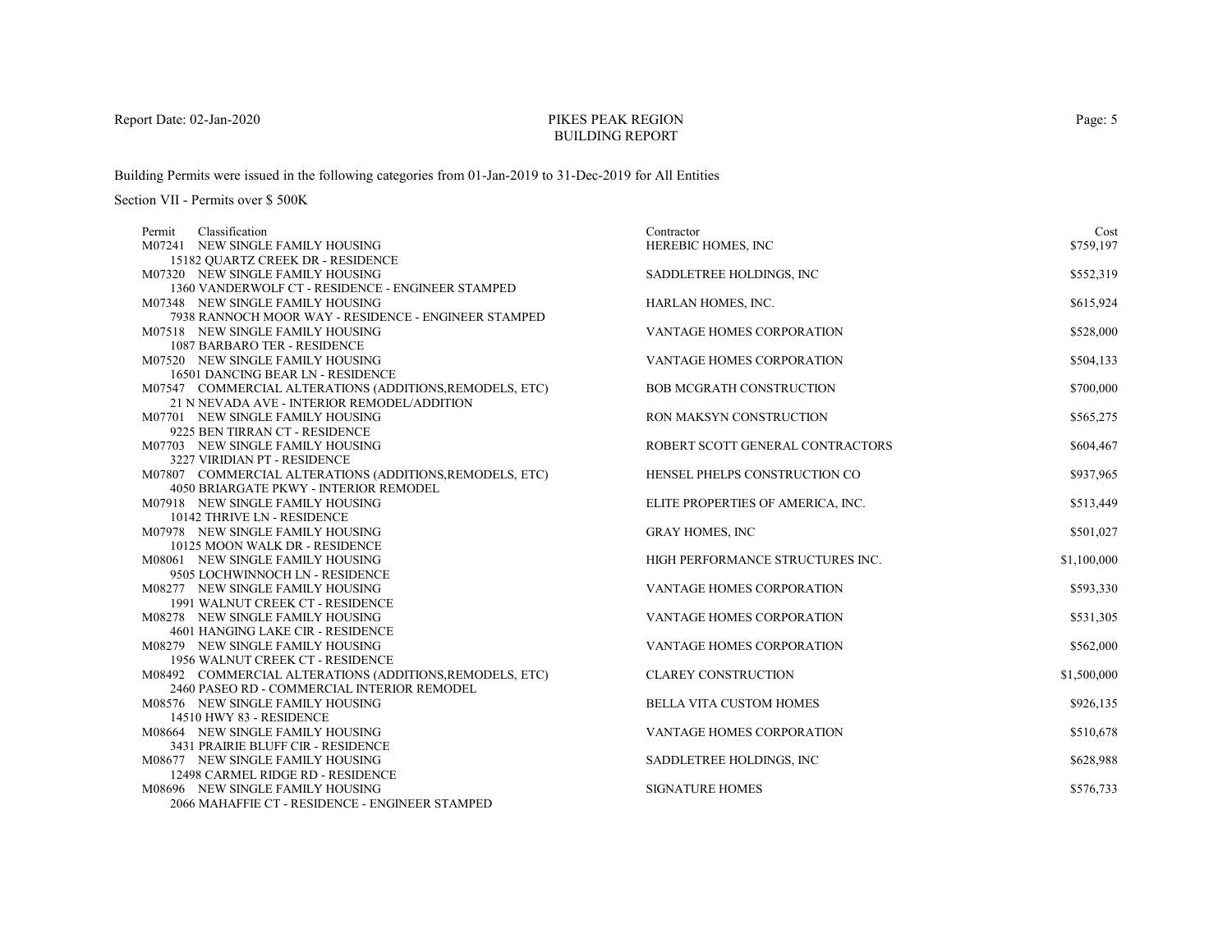# PIKES PEAK REGION
## BUILDING REPORT

Report Date: 02-Jan-2020

Building Permits were issued in the following categories from 01-Jan-2019 to 31-Dec-2019 for All Entities

Section VII - Permits over $ 500K

| Permit | Classification | Contractor | Cost |
|---|---|---|---|
| M07241 | NEW SINGLE FAMILY HOUSING<br>15182 QUARTZ CREEK DR - RESIDENCE | HEREBIC HOMES, INC | $759,197 |
| M07320 | NEW SINGLE FAMILY HOUSING<br>1360 VANDERWOLF CT - RESIDENCE - ENGINEER STAMPED | SADDLETREE HOLDINGS, INC | $552,319 |
| M07348 | NEW SINGLE FAMILY HOUSING<br>7938 RANNOCH MOOR WAY - RESIDENCE - ENGINEER STAMPED | HARLAN HOMES, INC. | $615,924 |
| M07518 | NEW SINGLE FAMILY HOUSING<br>1087 BARBARO TER - RESIDENCE | VANTAGE HOMES CORPORATION | $528,000 |
| M07520 | NEW SINGLE FAMILY HOUSING<br>16501 DANCING BEAR LN - RESIDENCE | VANTAGE HOMES CORPORATION | $504,133 |
| M07547 | COMMERCIAL ALTERATIONS (ADDITIONS,REMODELS, ETC)<br>21 N NEVADA AVE - INTERIOR REMODEL/ADDITION | BOB MCGRATH CONSTRUCTION | $700,000 |
| M07701 | NEW SINGLE FAMILY HOUSING<br>9225 BEN TIRRAN CT - RESIDENCE | RON MAKSYN CONSTRUCTION | $565,275 |
| M07703 | NEW SINGLE FAMILY HOUSING<br>3227 VIRIDIAN PT - RESIDENCE | ROBERT SCOTT GENERAL CONTRACTORS | $604,467 |
| M07807 | COMMERCIAL ALTERATIONS (ADDITIONS,REMODELS, ETC)<br>4050 BRIARGATE PKWY - INTERIOR REMODEL | HENSEL PHELPS CONSTRUCTION CO | $937,965 |
| M07918 | NEW SINGLE FAMILY HOUSING<br>10142 THRIVE LN - RESIDENCE | ELITE PROPERTIES OF AMERICA, INC. | $513,449 |
| M07978 | NEW SINGLE FAMILY HOUSING<br>10125 MOON WALK DR - RESIDENCE | GRAY HOMES, INC | $501,027 |
| M08061 | NEW SINGLE FAMILY HOUSING<br>9505 LOCHWINNOCH LN - RESIDENCE | HIGH PERFORMANCE STRUCTURES INC. | $1,100,000 |
| M08277 | NEW SINGLE FAMILY HOUSING<br>1991 WALNUT CREEK CT - RESIDENCE | VANTAGE HOMES CORPORATION | $593,330 |
| M08278 | NEW SINGLE FAMILY HOUSING<br>4601 HANGING LAKE CIR - RESIDENCE | VANTAGE HOMES CORPORATION | $531,305 |
| M08279 | NEW SINGLE FAMILY HOUSING<br>1956 WALNUT CREEK CT - RESIDENCE | VANTAGE HOMES CORPORATION | $562,000 |
| M08492 | COMMERCIAL ALTERATIONS (ADDITIONS,REMODELS, ETC)<br>2460 PASEO RD - COMMERCIAL INTERIOR REMODEL | CLAREY CONSTRUCTION | $1,500,000 |
| M08576 | NEW SINGLE FAMILY HOUSING<br>14510 HWY 83 - RESIDENCE | BELLA VITA CUSTOM HOMES | $926,135 |
| M08664 | NEW SINGLE FAMILY HOUSING<br>3431 PRAIRIE BLUFF CIR - RESIDENCE | VANTAGE HOMES CORPORATION | $510,678 |
| M08677 | NEW SINGLE FAMILY HOUSING<br>12498 CARMEL RIDGE RD - RESIDENCE | SADDLETREE HOLDINGS, INC | $628,988 |
| M08696 | NEW SINGLE FAMILY HOUSING<br>2066 MAHAFFIE CT - RESIDENCE - ENGINEER STAMPED | SIGNATURE HOMES | $576,733 |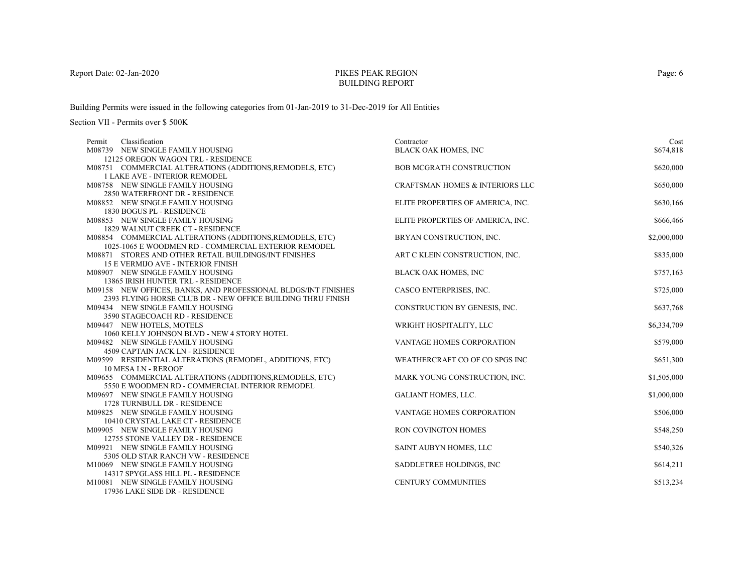# PIKES PEAK REGION
## BUILDING REPORT

Building Permits were issued in the following categories from 01-Jan-2019 to 31-Dec-2019 for All Entities

Section VII - Permits over $ 500K

| Permit | Classification | Contractor | Cost |
|---|---|---|---|
| M08739 | NEW SINGLE FAMILY HOUSING<br>12125 OREGON WAGON TRL - RESIDENCE | BLACK OAK HOMES, INC | $674,818 |
| M08751 | COMMERCIAL ALTERATIONS (ADDITIONS,REMODELS, ETC)<br>1 LAKE AVE - INTERIOR REMODEL | BOB MCGRATH CONSTRUCTION | $620,000 |
| M08758 | NEW SINGLE FAMILY HOUSING<br>2850 WATERFRONT DR - RESIDENCE | CRAFTSMAN HOMES & INTERIORS LLC | $650,000 |
| M08852 | NEW SINGLE FAMILY HOUSING<br>1830 BOGUS PL - RESIDENCE | ELITE PROPERTIES OF AMERICA, INC. | $630,166 |
| M08853 | NEW SINGLE FAMILY HOUSING<br>1829 WALNUT CREEK CT - RESIDENCE | ELITE PROPERTIES OF AMERICA, INC. | $666,466 |
| M08854 | COMMERCIAL ALTERATIONS (ADDITIONS,REMODELS, ETC)<br>1025-1065 E WOODMEN RD - COMMERCIAL EXTERIOR REMODEL | BRYAN CONSTRUCTION, INC. | $2,000,000 |
| M08871 | STORES AND OTHER RETAIL BUILDINGS/INT FINISHES<br>15 E VERMIJO AVE - INTERIOR FINISH | ART C KLEIN CONSTRUCTION, INC. | $835,000 |
| M08907 | NEW SINGLE FAMILY HOUSING<br>13865 IRISH HUNTER TRL - RESIDENCE | BLACK OAK HOMES, INC | $757,163 |
| M09158 | NEW OFFICES, BANKS, AND PROFESSIONAL BLDGS/INT FINISHES<br>2393 FLYING HORSE CLUB DR - NEW OFFICE BUILDING THRU FINISH | CASCO ENTERPRISES, INC. | $725,000 |
| M09434 | NEW SINGLE FAMILY HOUSING<br>3590 STAGECOACH RD - RESIDENCE | CONSTRUCTION BY GENESIS, INC. | $637,768 |
| M09447 | NEW HOTELS, MOTELS<br>1060 KELLY JOHNSON BLVD - NEW 4 STORY HOTEL | WRIGHT HOSPITALITY, LLC | $6,334,709 |
| M09482 | NEW SINGLE FAMILY HOUSING<br>4509 CAPTAIN JACK LN - RESIDENCE | VANTAGE HOMES CORPORATION | $579,000 |
| M09599 | RESIDENTIAL ALTERATIONS (REMODEL, ADDITIONS, ETC)<br>10 MESA LN - REROOF | WEATHERCRAFT CO OF CO SPGS INC | $651,300 |
| M09655 | COMMERCIAL ALTERATIONS (ADDITIONS,REMODELS, ETC)<br>5550 E WOODMEN RD - COMMERCIAL INTERIOR REMODEL | MARK YOUNG CONSTRUCTION, INC. | $1,505,000 |
| M09697 | NEW SINGLE FAMILY HOUSING<br>1728 TURNBULL DR - RESIDENCE | GALIANT HOMES, LLC. | $1,000,000 |
| M09825 | NEW SINGLE FAMILY HOUSING<br>10410 CRYSTAL LAKE CT - RESIDENCE | VANTAGE HOMES CORPORATION | $506,000 |
| M09905 | NEW SINGLE FAMILY HOUSING<br>12755 STONE VALLEY DR - RESIDENCE | RON COVINGTON HOMES | $548,250 |
| M09921 | NEW SINGLE FAMILY HOUSING<br>5305 OLD STAR RANCH VW - RESIDENCE | SAINT AUBYN HOMES, LLC | $540,326 |
| M10069 | NEW SINGLE FAMILY HOUSING<br>14317 SPYGLASS HILL PL - RESIDENCE | SADDLETREE HOLDINGS, INC | $614,211 |
| M10081 | NEW SINGLE FAMILY HOUSING<br>17936 LAKE SIDE DR - RESIDENCE | CENTURY COMMUNITIES | $513,234 |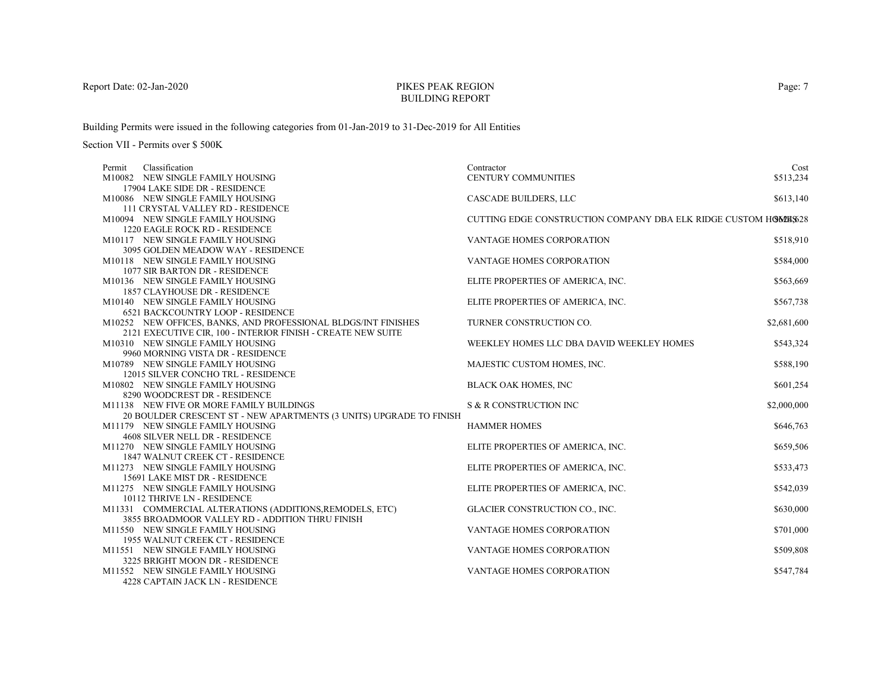PIKES PEAK REGION
BUILDING REPORT

Report Date: 02-Jan-2020

Building Permits were issued in the following categories from 01-Jan-2019 to 31-Dec-2019 for All Entities

Section VII - Permits over $ 500K

| Permit | Classification | Contractor | Cost |
|---|---|---|---|
| M10082 | NEW SINGLE FAMILY HOUSING<br>17904 LAKE SIDE DR - RESIDENCE | CENTURY COMMUNITIES | $513,234 |
| M10086 | NEW SINGLE FAMILY HOUSING<br>111 CRYSTAL VALLEY RD - RESIDENCE | CASCADE BUILDERS, LLC | $613,140 |
| M10094 | NEW SINGLE FAMILY HOUSING<br>1220 EAGLE ROCK RD - RESIDENCE | CUTTING EDGE CONSTRUCTION COMPANY DBA ELK RIDGE CUSTOM HOMES | $9??,?28 |
| M10117 | NEW SINGLE FAMILY HOUSING<br>3095 GOLDEN MEADOW WAY - RESIDENCE | VANTAGE HOMES CORPORATION | $518,910 |
| M10118 | NEW SINGLE FAMILY HOUSING<br>1077 SIR BARTON DR - RESIDENCE | VANTAGE HOMES CORPORATION | $584,000 |
| M10136 | NEW SINGLE FAMILY HOUSING<br>1857 CLAYHOUSE DR - RESIDENCE | ELITE PROPERTIES OF AMERICA, INC. | $563,669 |
| M10140 | NEW SINGLE FAMILY HOUSING<br>6521 BACKCOUNTRY LOOP - RESIDENCE | ELITE PROPERTIES OF AMERICA, INC. | $567,738 |
| M10252 | NEW OFFICES, BANKS, AND PROFESSIONAL BLDGS/INT FINISHES<br>2121 EXECUTIVE CIR, 100 - INTERIOR FINISH - CREATE NEW SUITE | TURNER CONSTRUCTION CO. | $2,681,600 |
| M10310 | NEW SINGLE FAMILY HOUSING<br>9960 MORNING VISTA DR - RESIDENCE | WEEKLEY HOMES LLC DBA DAVID WEEKLEY HOMES | $543,324 |
| M10789 | NEW SINGLE FAMILY HOUSING<br>12015 SILVER CONCHO TRL - RESIDENCE | MAJESTIC CUSTOM HOMES, INC. | $588,190 |
| M10802 | NEW SINGLE FAMILY HOUSING<br>8290 WOODCREST DR - RESIDENCE | BLACK OAK HOMES, INC | $601,254 |
| M11138 | NEW FIVE OR MORE FAMILY BUILDINGS<br>20 BOULDER CRESCENT ST - NEW APARTMENTS (3 UNITS) UPGRADE TO FINISH | S & R CONSTRUCTION INC | $2,000,000 |
| M11179 | NEW SINGLE FAMILY HOUSING<br>4608 SILVER NELL DR - RESIDENCE | HAMMER HOMES | $646,763 |
| M11270 | NEW SINGLE FAMILY HOUSING<br>1847 WALNUT CREEK CT - RESIDENCE | ELITE PROPERTIES OF AMERICA, INC. | $659,506 |
| M11273 | NEW SINGLE FAMILY HOUSING<br>15691 LAKE MIST DR - RESIDENCE | ELITE PROPERTIES OF AMERICA, INC. | $533,473 |
| M11275 | NEW SINGLE FAMILY HOUSING<br>10112 THRIVE LN - RESIDENCE | ELITE PROPERTIES OF AMERICA, INC. | $542,039 |
| M11331 | COMMERCIAL ALTERATIONS (ADDITIONS,REMODELS, ETC)<br>3855 BROADMOOR VALLEY RD - ADDITION THRU FINISH | GLACIER CONSTRUCTION CO., INC. | $630,000 |
| M11550 | NEW SINGLE FAMILY HOUSING<br>1955 WALNUT CREEK CT - RESIDENCE | VANTAGE HOMES CORPORATION | $701,000 |
| M11551 | NEW SINGLE FAMILY HOUSING<br>3225 BRIGHT MOON DR - RESIDENCE | VANTAGE HOMES CORPORATION | $509,808 |
| M11552 | NEW SINGLE FAMILY HOUSING<br>4228 CAPTAIN JACK LN - RESIDENCE | VANTAGE HOMES CORPORATION | $547,784 |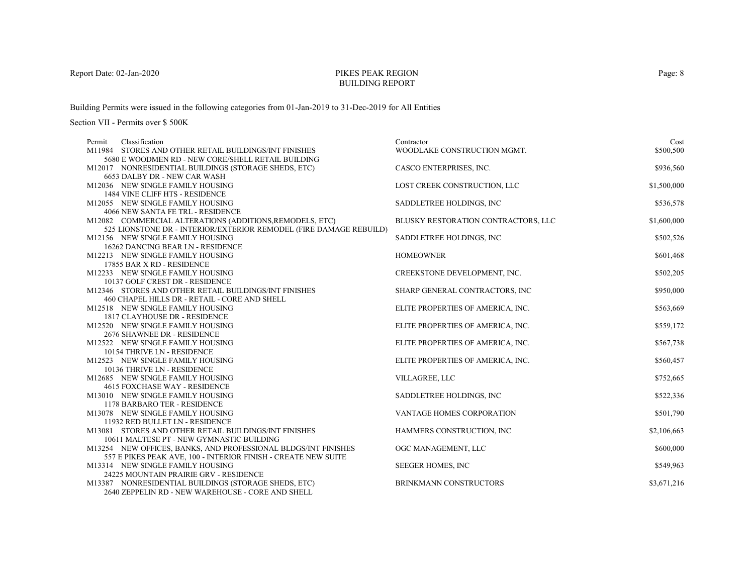Report Date: 02-Jan-2020

# PIKES PEAK REGION
## BUILDING REPORT

Building Permits were issued in the following categories from 01-Jan-2019 to 31-Dec-2019 for All Entities

Section VII - Permits over $ 500K

| Permit | Classification | Contractor | Cost |
|---|---|---|---|
| M11984 | STORES AND OTHER RETAIL BUILDINGS/INT FINISHES<br>5680 E WOODMEN RD - NEW CORE/SHELL RETAIL BUILDING | WOODLAKE CONSTRUCTION MGMT. | $500,500 |
| M12017 | NONRESIDENTIAL BUILDINGS (STORAGE SHEDS, ETC)<br>6653 DALBY DR - NEW CAR WASH | CASCO ENTERPRISES, INC. | $936,560 |
| M12036 | NEW SINGLE FAMILY HOUSING<br>1484 VINE CLIFF HTS - RESIDENCE | LOST CREEK CONSTRUCTION, LLC | $1,500,000 |
| M12055 | NEW SINGLE FAMILY HOUSING<br>4066 NEW SANTA FE TRL - RESIDENCE | SADDLETREE HOLDINGS, INC | $536,578 |
| M12082 | COMMERCIAL ALTERATIONS (ADDITIONS,REMODELS, ETC)<br>525 LIONSTONE DR - INTERIOR/EXTERIOR REMODEL (FIRE DAMAGE REBUILD) | BLUSKY RESTORATION CONTRACTORS, LLC | $1,600,000 |
| M12156 | NEW SINGLE FAMILY HOUSING<br>16262 DANCING BEAR LN - RESIDENCE | SADDLETREE HOLDINGS, INC | $502,526 |
| M12213 | NEW SINGLE FAMILY HOUSING<br>17855 BAR X RD - RESIDENCE | HOMEOWNER | $601,468 |
| M12233 | NEW SINGLE FAMILY HOUSING<br>10137 GOLF CREST DR - RESIDENCE | CREEKSTONE DEVELOPMENT, INC. | $502,205 |
| M12346 | STORES AND OTHER RETAIL BUILDINGS/INT FINISHES<br>460 CHAPEL HILLS DR - RETAIL - CORE AND SHELL | SHARP GENERAL CONTRACTORS, INC | $950,000 |
| M12518 | NEW SINGLE FAMILY HOUSING<br>1817 CLAYHOUSE DR - RESIDENCE | ELITE PROPERTIES OF AMERICA, INC. | $563,669 |
| M12520 | NEW SINGLE FAMILY HOUSING<br>2676 SHAWNEE DR - RESIDENCE | ELITE PROPERTIES OF AMERICA, INC. | $559,172 |
| M12522 | NEW SINGLE FAMILY HOUSING<br>10154 THRIVE LN - RESIDENCE | ELITE PROPERTIES OF AMERICA, INC. | $567,738 |
| M12523 | NEW SINGLE FAMILY HOUSING<br>10136 THRIVE LN - RESIDENCE | ELITE PROPERTIES OF AMERICA, INC. | $560,457 |
| M12685 | NEW SINGLE FAMILY HOUSING<br>4615 FOXCHASE WAY - RESIDENCE | VILLAGREE, LLC | $752,665 |
| M13010 | NEW SINGLE FAMILY HOUSING<br>1178 BARBARO TER - RESIDENCE | SADDLETREE HOLDINGS, INC | $522,336 |
| M13078 | NEW SINGLE FAMILY HOUSING<br>11932 RED BULLET LN - RESIDENCE | VANTAGE HOMES CORPORATION | $501,790 |
| M13081 | STORES AND OTHER RETAIL BUILDINGS/INT FINISHES<br>10611 MALTESE PT - NEW GYMNASTIC BUILDING | HAMMERS CONSTRUCTION, INC | $2,106,663 |
| M13254 | NEW OFFICES, BANKS, AND PROFESSIONAL BLDGS/INT FINISHES<br>557 E PIKES PEAK AVE, 100 - INTERIOR FINISH - CREATE NEW SUITE | OGC MANAGEMENT, LLC | $600,000 |
| M13314 | NEW SINGLE FAMILY HOUSING<br>24225 MOUNTAIN PRAIRIE GRV - RESIDENCE | SEEGER HOMES, INC | $549,963 |
| M13387 | NONRESIDENTIAL BUILDINGS (STORAGE SHEDS, ETC)<br>2640 ZEPPELIN RD - NEW WAREHOUSE - CORE AND SHELL | BRINKMANN CONSTRUCTORS | $3,671,216 |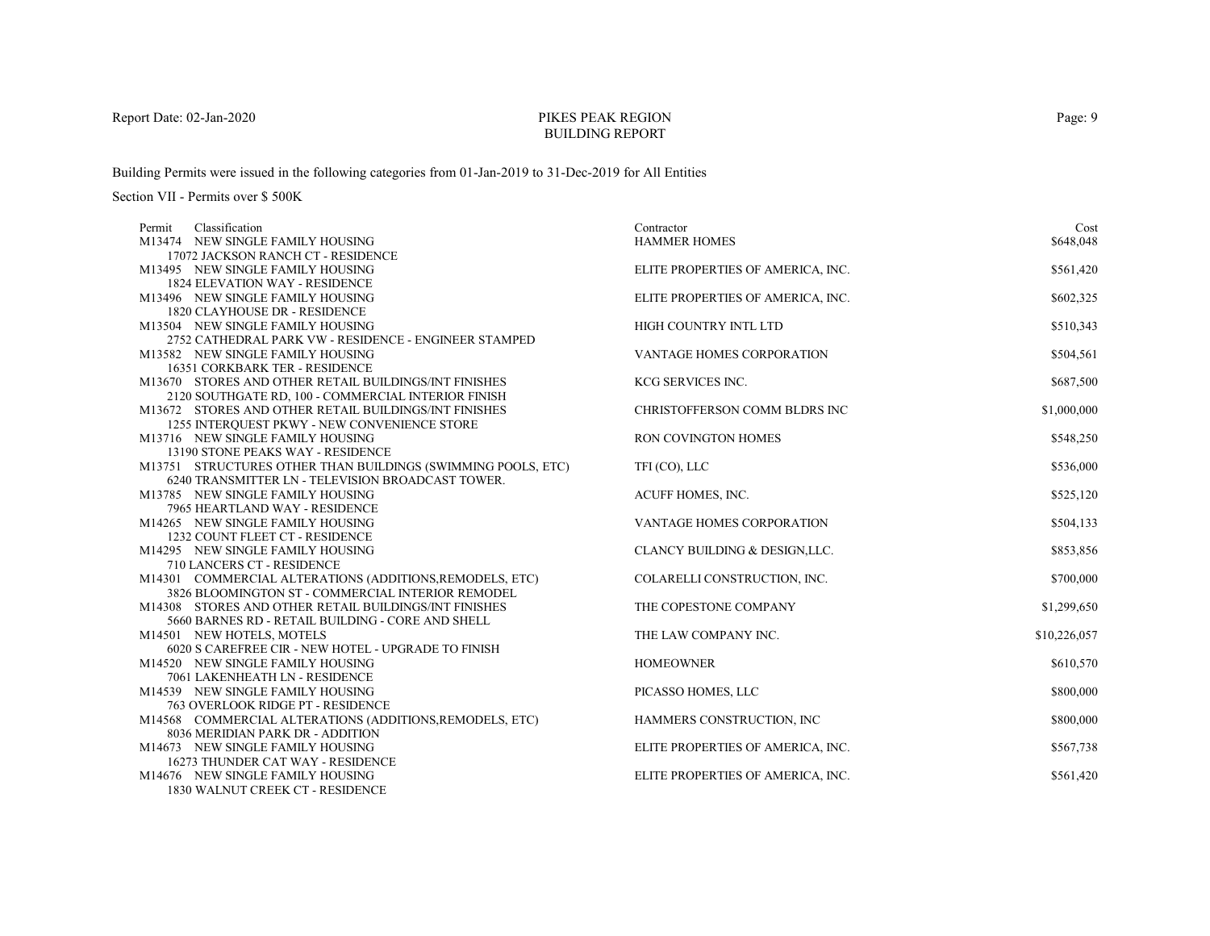# PIKES PEAK REGION
## BUILDING REPORT

Report Date: 02-Jan-2020

Building Permits were issued in the following categories from 01-Jan-2019 to 31-Dec-2019 for All Entities

Section VII - Permits over $ 500K

| Permit | Classification | Contractor | Cost |
|---|---|---|---|
| M13474 | NEW SINGLE FAMILY HOUSING<br>17072 JACKSON RANCH CT - RESIDENCE | HAMMER HOMES | $648,048 |
| M13495 | NEW SINGLE FAMILY HOUSING<br>1824 ELEVATION WAY - RESIDENCE | ELITE PROPERTIES OF AMERICA, INC. | $561,420 |
| M13496 | NEW SINGLE FAMILY HOUSING<br>1820 CLAYHOUSE DR - RESIDENCE | ELITE PROPERTIES OF AMERICA, INC. | $602,325 |
| M13504 | NEW SINGLE FAMILY HOUSING<br>2752 CATHEDRAL PARK VW - RESIDENCE - ENGINEER STAMPED | HIGH COUNTRY INTL LTD | $510,343 |
| M13582 | NEW SINGLE FAMILY HOUSING<br>16351 CORKBARK TER - RESIDENCE | VANTAGE HOMES CORPORATION | $504,561 |
| M13670 | STORES AND OTHER RETAIL BUILDINGS/INT FINISHES<br>2120 SOUTHGATE RD, 100 - COMMERCIAL INTERIOR FINISH | KCG SERVICES INC. | $687,500 |
| M13672 | STORES AND OTHER RETAIL BUILDINGS/INT FINISHES<br>1255 INTERQUEST PKWY - NEW CONVENIENCE STORE | CHRISTOFFERSON COMM BLDRS INC | $1,000,000 |
| M13716 | NEW SINGLE FAMILY HOUSING<br>13190 STONE PEAKS WAY - RESIDENCE | RON COVINGTON HOMES | $548,250 |
| M13751 | STRUCTURES OTHER THAN BUILDINGS (SWIMMING POOLS, ETC)<br>6240 TRANSMITTER LN - TELEVISION BROADCAST TOWER. | TFI (CO), LLC | $536,000 |
| M13785 | NEW SINGLE FAMILY HOUSING<br>7965 HEARTLAND WAY - RESIDENCE | ACUFF HOMES, INC. | $525,120 |
| M14265 | NEW SINGLE FAMILY HOUSING<br>1232 COUNT FLEET CT - RESIDENCE | VANTAGE HOMES CORPORATION | $504,133 |
| M14295 | NEW SINGLE FAMILY HOUSING<br>710 LANCERS CT - RESIDENCE | CLANCY BUILDING & DESIGN,LLC. | $853,856 |
| M14301 | COMMERCIAL ALTERATIONS (ADDITIONS,REMODELS, ETC)<br>3826 BLOOMINGTON ST - COMMERCIAL INTERIOR REMODEL | COLARELLI CONSTRUCTION, INC. | $700,000 |
| M14308 | STORES AND OTHER RETAIL BUILDINGS/INT FINISHES<br>5660 BARNES RD - RETAIL BUILDING - CORE AND SHELL | THE COPESTONE COMPANY | $1,299,650 |
| M14501 | NEW HOTELS, MOTELS<br>6020 S CAREFREE CIR - NEW HOTEL - UPGRADE TO FINISH | THE LAW COMPANY INC. | $10,226,057 |
| M14520 | NEW SINGLE FAMILY HOUSING<br>7061 LAKENHEATH LN - RESIDENCE | HOMEOWNER | $610,570 |
| M14539 | NEW SINGLE FAMILY HOUSING<br>763 OVERLOOK RIDGE PT - RESIDENCE | PICASSO HOMES, LLC | $800,000 |
| M14568 | COMMERCIAL ALTERATIONS (ADDITIONS,REMODELS, ETC)<br>8036 MERIDIAN PARK DR - ADDITION | HAMMERS CONSTRUCTION, INC | $800,000 |
| M14673 | NEW SINGLE FAMILY HOUSING<br>16273 THUNDER CAT WAY - RESIDENCE | ELITE PROPERTIES OF AMERICA, INC. | $567,738 |
| M14676 | NEW SINGLE FAMILY HOUSING<br>1830 WALNUT CREEK CT - RESIDENCE | ELITE PROPERTIES OF AMERICA, INC. | $561,420 |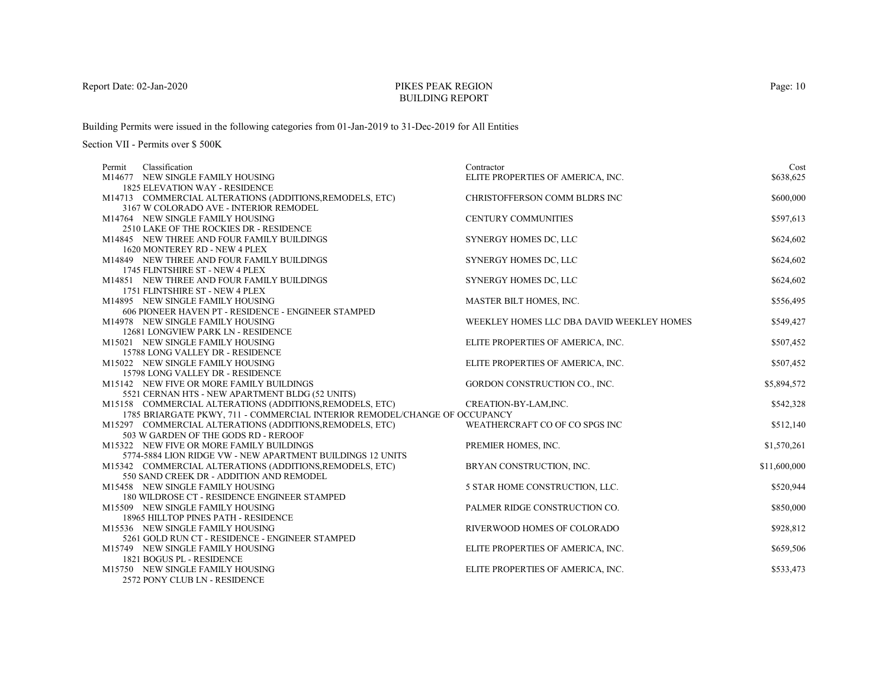Report Date: 02-Jan-2020

# PIKES PEAK REGION
## BUILDING REPORT

Building Permits were issued in the following categories from 01-Jan-2019 to 31-Dec-2019 for All Entities

Section VII - Permits over $ 500K

| Permit | Classification | Contractor | Cost |
|---|---|---|---|
| M14677 | NEW SINGLE FAMILY HOUSING<br>1825 ELEVATION WAY - RESIDENCE | ELITE PROPERTIES OF AMERICA, INC. | $638,625 |
| M14713 | COMMERCIAL ALTERATIONS (ADDITIONS,REMODELS, ETC)<br>3167 W COLORADO AVE - INTERIOR REMODEL | CHRISTOFFERSON COMM BLDRS INC | $600,000 |
| M14764 | NEW SINGLE FAMILY HOUSING<br>2510 LAKE OF THE ROCKIES DR - RESIDENCE | CENTURY COMMUNITIES | $597,613 |
| M14845 | NEW THREE AND FOUR FAMILY BUILDINGS<br>1620 MONTEREY RD - NEW 4 PLEX | SYNERGY HOMES DC, LLC | $624,602 |
| M14849 | NEW THREE AND FOUR FAMILY BUILDINGS<br>1745 FLINTSHIRE ST - NEW 4 PLEX | SYNERGY HOMES DC, LLC | $624,602 |
| M14851 | NEW THREE AND FOUR FAMILY BUILDINGS<br>1751 FLINTSHIRE ST - NEW 4 PLEX | SYNERGY HOMES DC, LLC | $624,602 |
| M14895 | NEW SINGLE FAMILY HOUSING<br>606 PIONEER HAVEN PT - RESIDENCE - ENGINEER STAMPED | MASTER BILT HOMES, INC. | $556,495 |
| M14978 | NEW SINGLE FAMILY HOUSING<br>12681 LONGVIEW PARK LN - RESIDENCE | WEEKLEY HOMES LLC DBA DAVID WEEKLEY HOMES | $549,427 |
| M15021 | NEW SINGLE FAMILY HOUSING<br>15788 LONG VALLEY DR - RESIDENCE | ELITE PROPERTIES OF AMERICA, INC. | $507,452 |
| M15022 | NEW SINGLE FAMILY HOUSING<br>15798 LONG VALLEY DR - RESIDENCE | ELITE PROPERTIES OF AMERICA, INC. | $507,452 |
| M15142 | NEW FIVE OR MORE FAMILY BUILDINGS<br>5521 CERNAN HTS - NEW APARTMENT BLDG (52 UNITS) | GORDON CONSTRUCTION CO., INC. | $5,894,572 |
| M15158 | COMMERCIAL ALTERATIONS (ADDITIONS,REMODELS, ETC)<br>1785 BRIARGATE PKWY, 711 - COMMERCIAL INTERIOR REMODEL/CHANGE OF OCCUPANCY | CREATION-BY-LAM,INC. | $542,328 |
| M15297 | COMMERCIAL ALTERATIONS (ADDITIONS,REMODELS, ETC)<br>503 W GARDEN OF THE GODS RD - REROOF | WEATHERCRAFT CO OF CO SPGS INC | $512,140 |
| M15322 | NEW FIVE OR MORE FAMILY BUILDINGS<br>5774-5884 LION RIDGE VW - NEW APARTMENT BUILDINGS 12 UNITS | PREMIER HOMES, INC. | $1,570,261 |
| M15342 | COMMERCIAL ALTERATIONS (ADDITIONS,REMODELS, ETC)<br>550 SAND CREEK DR - ADDITION AND REMODEL | BRYAN CONSTRUCTION, INC. | $11,600,000 |
| M15458 | NEW SINGLE FAMILY HOUSING<br>180 WILDROSE CT - RESIDENCE ENGINEER STAMPED | 5 STAR HOME CONSTRUCTION, LLC. | $520,944 |
| M15509 | NEW SINGLE FAMILY HOUSING<br>18965 HILLTOP PINES PATH - RESIDENCE | PALMER RIDGE CONSTRUCTION CO. | $850,000 |
| M15536 | NEW SINGLE FAMILY HOUSING<br>5261 GOLD RUN CT - RESIDENCE - ENGINEER STAMPED | RIVERWOOD HOMES OF COLORADO | $928,812 |
| M15749 | NEW SINGLE FAMILY HOUSING<br>1821 BOGUS PL - RESIDENCE | ELITE PROPERTIES OF AMERICA, INC. | $659,506 |
| M15750 | NEW SINGLE FAMILY HOUSING<br>2572 PONY CLUB LN - RESIDENCE | ELITE PROPERTIES OF AMERICA, INC. | $533,473 |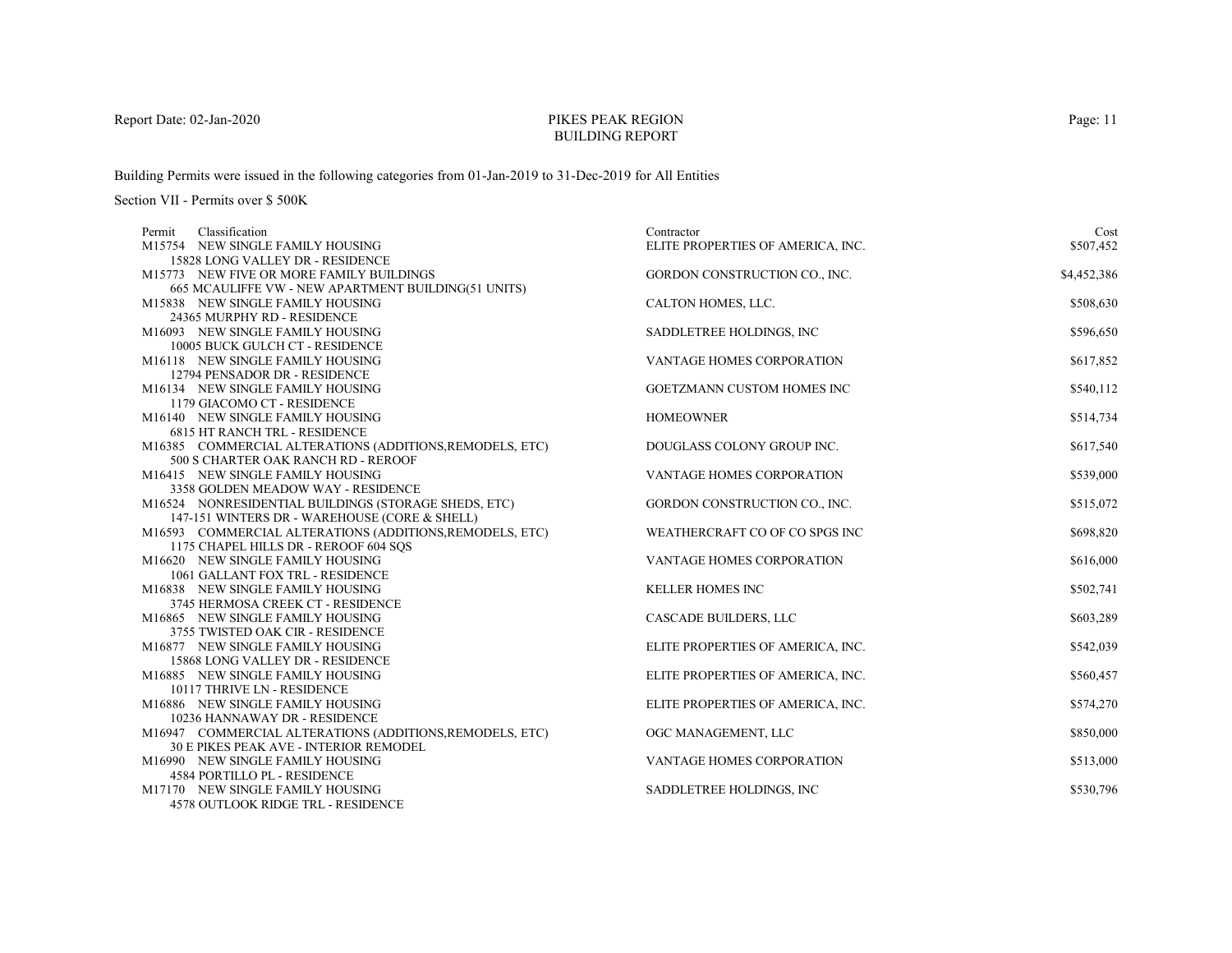# PIKES PEAK REGION
## BUILDING REPORT

Report Date: 02-Jan-2020

Building Permits were issued in the following categories from 01-Jan-2019 to 31-Dec-2019 for All Entities

Section VII - Permits over $ 500K

| Permit | Classification | Contractor | Cost |
|---|---|---|---|
| M15754 | NEW SINGLE FAMILY HOUSING<br>15828 LONG VALLEY DR - RESIDENCE | ELITE PROPERTIES OF AMERICA, INC. | $507,452 |
| M15773 | NEW FIVE OR MORE FAMILY BUILDINGS<br>665 MCAULIFFE VW - NEW APARTMENT BUILDING(51 UNITS) | GORDON CONSTRUCTION CO., INC. | $4,452,386 |
| M15838 | NEW SINGLE FAMILY HOUSING<br>24365 MURPHY RD - RESIDENCE | CALTON HOMES, LLC. | $508,630 |
| M16093 | NEW SINGLE FAMILY HOUSING<br>10005 BUCK GULCH CT - RESIDENCE | SADDLETREE HOLDINGS, INC | $596,650 |
| M16118 | NEW SINGLE FAMILY HOUSING<br>12794 PENSADOR DR - RESIDENCE | VANTAGE HOMES CORPORATION | $617,852 |
| M16134 | NEW SINGLE FAMILY HOUSING<br>1179 GIACOMO CT - RESIDENCE | GOETZMANN CUSTOM HOMES INC | $540,112 |
| M16140 | NEW SINGLE FAMILY HOUSING<br>6815 HT RANCH TRL - RESIDENCE | HOMEOWNER | $514,734 |
| M16385 | COMMERCIAL ALTERATIONS (ADDITIONS,REMODELS, ETC)<br>500 S CHARTER OAK RANCH RD - REROOF | DOUGLASS COLONY GROUP INC. | $617,540 |
| M16415 | NEW SINGLE FAMILY HOUSING<br>3358 GOLDEN MEADOW WAY - RESIDENCE | VANTAGE HOMES CORPORATION | $539,000 |
| M16524 | NONRESIDENTIAL BUILDINGS (STORAGE SHEDS, ETC)<br>147-151 WINTERS DR - WAREHOUSE (CORE & SHELL) | GORDON CONSTRUCTION CO., INC. | $515,072 |
| M16593 | COMMERCIAL ALTERATIONS (ADDITIONS,REMODELS, ETC)<br>1175 CHAPEL HILLS DR - REROOF 604 SQS | WEATHERCRAFT CO OF CO SPGS INC | $698,820 |
| M16620 | NEW SINGLE FAMILY HOUSING<br>1061 GALLANT FOX TRL - RESIDENCE | VANTAGE HOMES CORPORATION | $616,000 |
| M16838 | NEW SINGLE FAMILY HOUSING<br>3745 HERMOSA CREEK CT - RESIDENCE | KELLER HOMES INC | $502,741 |
| M16865 | NEW SINGLE FAMILY HOUSING<br>3755 TWISTED OAK CIR - RESIDENCE | CASCADE BUILDERS, LLC | $603,289 |
| M16877 | NEW SINGLE FAMILY HOUSING<br>15868 LONG VALLEY DR - RESIDENCE | ELITE PROPERTIES OF AMERICA, INC. | $542,039 |
| M16885 | NEW SINGLE FAMILY HOUSING<br>10117 THRIVE LN - RESIDENCE | ELITE PROPERTIES OF AMERICA, INC. | $560,457 |
| M16886 | NEW SINGLE FAMILY HOUSING<br>10236 HANNAWAY DR - RESIDENCE | ELITE PROPERTIES OF AMERICA, INC. | $574,270 |
| M16947 | COMMERCIAL ALTERATIONS (ADDITIONS,REMODELS, ETC)<br>30 E PIKES PEAK AVE - INTERIOR REMODEL | OGC MANAGEMENT, LLC | $850,000 |
| M16990 | NEW SINGLE FAMILY HOUSING<br>4584 PORTILLO PL - RESIDENCE | VANTAGE HOMES CORPORATION | $513,000 |
| M17170 | NEW SINGLE FAMILY HOUSING<br>4578 OUTLOOK RIDGE TRL - RESIDENCE | SADDLETREE HOLDINGS, INC | $530,796 |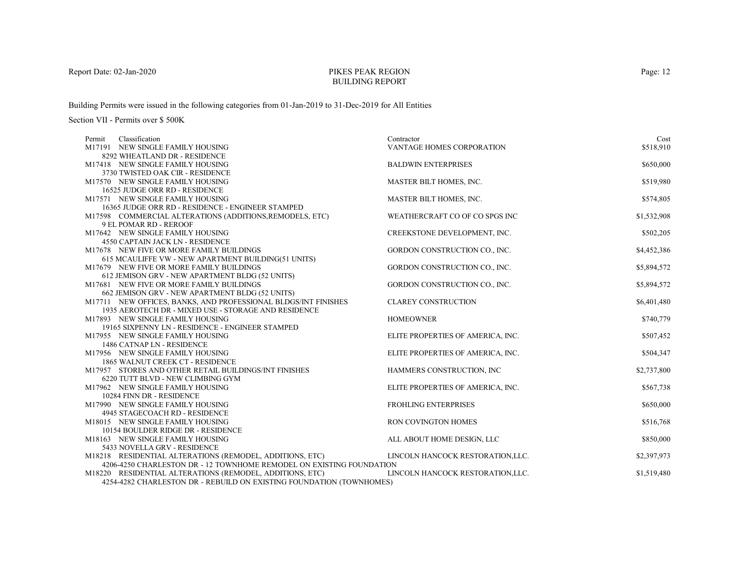Report Date: 02-Jan-2020

# PIKES PEAK REGION
## BUILDING REPORT

Building Permits were issued in the following categories from 01-Jan-2019 to 31-Dec-2019 for All Entities

Section VII - Permits over $ 500K

| Permit | Classification | Contractor | Cost |
|---|---|---|---|
| M17191 | NEW SINGLE FAMILY HOUSING<br>8292 WHEATLAND DR - RESIDENCE | VANTAGE HOMES CORPORATION | $518,910 |
| M17418 | NEW SINGLE FAMILY HOUSING<br>3730 TWISTED OAK CIR - RESIDENCE | BALDWIN ENTERPRISES | $650,000 |
| M17570 | NEW SINGLE FAMILY HOUSING<br>16525 JUDGE ORR RD - RESIDENCE | MASTER BILT HOMES, INC. | $519,980 |
| M17571 | NEW SINGLE FAMILY HOUSING<br>16365 JUDGE ORR RD - RESIDENCE - ENGINEER STAMPED | MASTER BILT HOMES, INC. | $574,805 |
| M17598 | COMMERCIAL ALTERATIONS (ADDITIONS,REMODELS, ETC)<br>9 EL POMAR RD - REROOF | WEATHERCRAFT CO OF CO SPGS INC | $1,532,908 |
| M17642 | NEW SINGLE FAMILY HOUSING<br>4550 CAPTAIN JACK LN - RESIDENCE | CREEKSTONE DEVELOPMENT, INC. | $502,205 |
| M17678 | NEW FIVE OR MORE FAMILY BUILDINGS<br>615 MCAULIFFE VW - NEW APARTMENT BUILDING(51 UNITS) | GORDON CONSTRUCTION CO., INC. | $4,452,386 |
| M17679 | NEW FIVE OR MORE FAMILY BUILDINGS<br>612 JEMISON GRV - NEW APARTMENT BLDG (52 UNITS) | GORDON CONSTRUCTION CO., INC. | $5,894,572 |
| M17681 | NEW FIVE OR MORE FAMILY BUILDINGS<br>662 JEMISON GRV - NEW APARTMENT BLDG (52 UNITS) | GORDON CONSTRUCTION CO., INC. | $5,894,572 |
| M17711 | NEW OFFICES, BANKS, AND PROFESSIONAL BLDGS/INT FINISHES<br>1935 AEROTECH DR - MIXED USE - STORAGE AND RESIDENCE | CLAREY CONSTRUCTION | $6,401,480 |
| M17893 | NEW SINGLE FAMILY HOUSING<br>19165 SIXPENNY LN - RESIDENCE - ENGINEER STAMPED | HOMEOWNER | $740,779 |
| M17955 | NEW SINGLE FAMILY HOUSING<br>1486 CATNAP LN - RESIDENCE | ELITE PROPERTIES OF AMERICA, INC. | $507,452 |
| M17956 | NEW SINGLE FAMILY HOUSING<br>1865 WALNUT CREEK CT - RESIDENCE | ELITE PROPERTIES OF AMERICA, INC. | $504,347 |
| M17957 | STORES AND OTHER RETAIL BUILDINGS/INT FINISHES<br>6220 TUTT BLVD - NEW CLIMBING GYM | HAMMERS CONSTRUCTION, INC | $2,737,800 |
| M17962 | NEW SINGLE FAMILY HOUSING<br>10284 FINN DR - RESIDENCE | ELITE PROPERTIES OF AMERICA, INC. | $567,738 |
| M17990 | NEW SINGLE FAMILY HOUSING<br>4945 STAGECOACH RD - RESIDENCE | FROHLING ENTERPRISES | $650,000 |
| M18015 | NEW SINGLE FAMILY HOUSING<br>10154 BOULDER RIDGE DR - RESIDENCE | RON COVINGTON HOMES | $516,768 |
| M18163 | NEW SINGLE FAMILY HOUSING<br>5433 NOVELLA GRV - RESIDENCE | ALL ABOUT HOME DESIGN, LLC | $850,000 |
| M18218 | RESIDENTIAL ALTERATIONS (REMODEL, ADDITIONS, ETC)<br>4206-4250 CHARLESTON DR - 12 TOWNHOME REMODEL ON EXISTING FOUNDATION | LINCOLN HANCOCK RESTORATION,LLC. | $2,397,973 |
| M18220 | RESIDENTIAL ALTERATIONS (REMODEL, ADDITIONS, ETC)<br>4254-4282 CHARLESTON DR - REBUILD ON EXISTING FOUNDATION (TOWNHOMES) | LINCOLN HANCOCK RESTORATION,LLC. | $1,519,480 |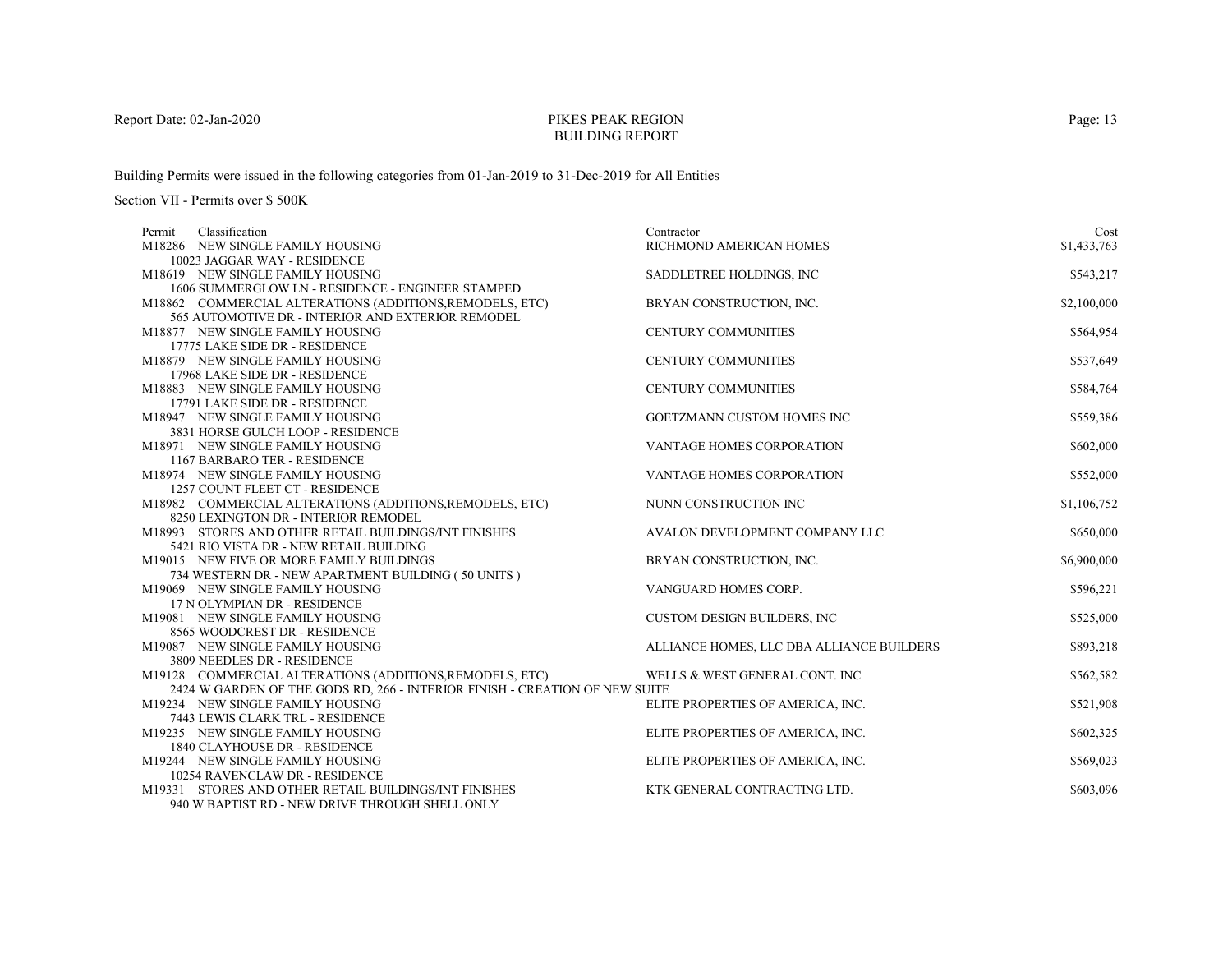PIKES PEAK REGION
BUILDING REPORT

Building Permits were issued in the following categories from 01-Jan-2019 to 31-Dec-2019 for All Entities

Section VII - Permits over $ 500K

| Permit | Classification | Contractor | Cost |
|---|---|---|---|
| M18286 | NEW SINGLE FAMILY HOUSING<br>10023 JAGGAR WAY - RESIDENCE | RICHMOND AMERICAN HOMES | $1,433,763 |
| M18619 | NEW SINGLE FAMILY HOUSING<br>1606 SUMMERGLOW LN - RESIDENCE - ENGINEER STAMPED | SADDLETREE HOLDINGS, INC | $543,217 |
| M18862 | COMMERCIAL ALTERATIONS (ADDITIONS,REMODELS, ETC)<br>565 AUTOMOTIVE DR - INTERIOR AND EXTERIOR REMODEL | BRYAN CONSTRUCTION, INC. | $2,100,000 |
| M18877 | NEW SINGLE FAMILY HOUSING<br>17775 LAKE SIDE DR - RESIDENCE | CENTURY COMMUNITIES | $564,954 |
| M18879 | NEW SINGLE FAMILY HOUSING<br>17968 LAKE SIDE DR - RESIDENCE | CENTURY COMMUNITIES | $537,649 |
| M18883 | NEW SINGLE FAMILY HOUSING<br>17791 LAKE SIDE DR - RESIDENCE | CENTURY COMMUNITIES | $584,764 |
| M18947 | NEW SINGLE FAMILY HOUSING<br>3831 HORSE GULCH LOOP - RESIDENCE | GOETZMANN CUSTOM HOMES INC | $559,386 |
| M18971 | NEW SINGLE FAMILY HOUSING<br>1167 BARBARO TER - RESIDENCE | VANTAGE HOMES CORPORATION | $602,000 |
| M18974 | NEW SINGLE FAMILY HOUSING<br>1257 COUNT FLEET CT - RESIDENCE | VANTAGE HOMES CORPORATION | $552,000 |
| M18982 | COMMERCIAL ALTERATIONS (ADDITIONS,REMODELS, ETC)<br>8250 LEXINGTON DR - INTERIOR REMODEL | NUNN CONSTRUCTION INC | $1,106,752 |
| M18993 | STORES AND OTHER RETAIL BUILDINGS/INT FINISHES<br>5421 RIO VISTA DR - NEW RETAIL BUILDING | AVALON DEVELOPMENT COMPANY LLC | $650,000 |
| M19015 | NEW FIVE OR MORE FAMILY BUILDINGS<br>734 WESTERN DR - NEW APARTMENT BUILDING ( 50 UNITS ) | BRYAN CONSTRUCTION, INC. | $6,900,000 |
| M19069 | NEW SINGLE FAMILY HOUSING<br>17 N OLYMPIAN DR - RESIDENCE | VANGUARD HOMES CORP. | $596,221 |
| M19081 | NEW SINGLE FAMILY HOUSING<br>8565 WOODCREST DR - RESIDENCE | CUSTOM DESIGN BUILDERS, INC | $525,000 |
| M19087 | NEW SINGLE FAMILY HOUSING<br>3809 NEEDLES DR - RESIDENCE | ALLIANCE HOMES, LLC DBA ALLIANCE BUILDERS | $893,218 |
| M19128 | COMMERCIAL ALTERATIONS (ADDITIONS,REMODELS, ETC)<br>2424 W GARDEN OF THE GODS RD, 266 - INTERIOR FINISH - CREATION OF NEW SUITE | WELLS & WEST GENERAL CONT. INC | $562,582 |
| M19234 | NEW SINGLE FAMILY HOUSING<br>7443 LEWIS CLARK TRL - RESIDENCE | ELITE PROPERTIES OF AMERICA, INC. | $521,908 |
| M19235 | NEW SINGLE FAMILY HOUSING<br>1840 CLAYHOUSE DR - RESIDENCE | ELITE PROPERTIES OF AMERICA, INC. | $602,325 |
| M19244 | NEW SINGLE FAMILY HOUSING<br>10254 RAVENCLAW DR - RESIDENCE | ELITE PROPERTIES OF AMERICA, INC. | $569,023 |
| M19331 | STORES AND OTHER RETAIL BUILDINGS/INT FINISHES<br>940 W BAPTIST RD - NEW DRIVE THROUGH SHELL ONLY | KTK GENERAL CONTRACTING LTD. | $603,096 |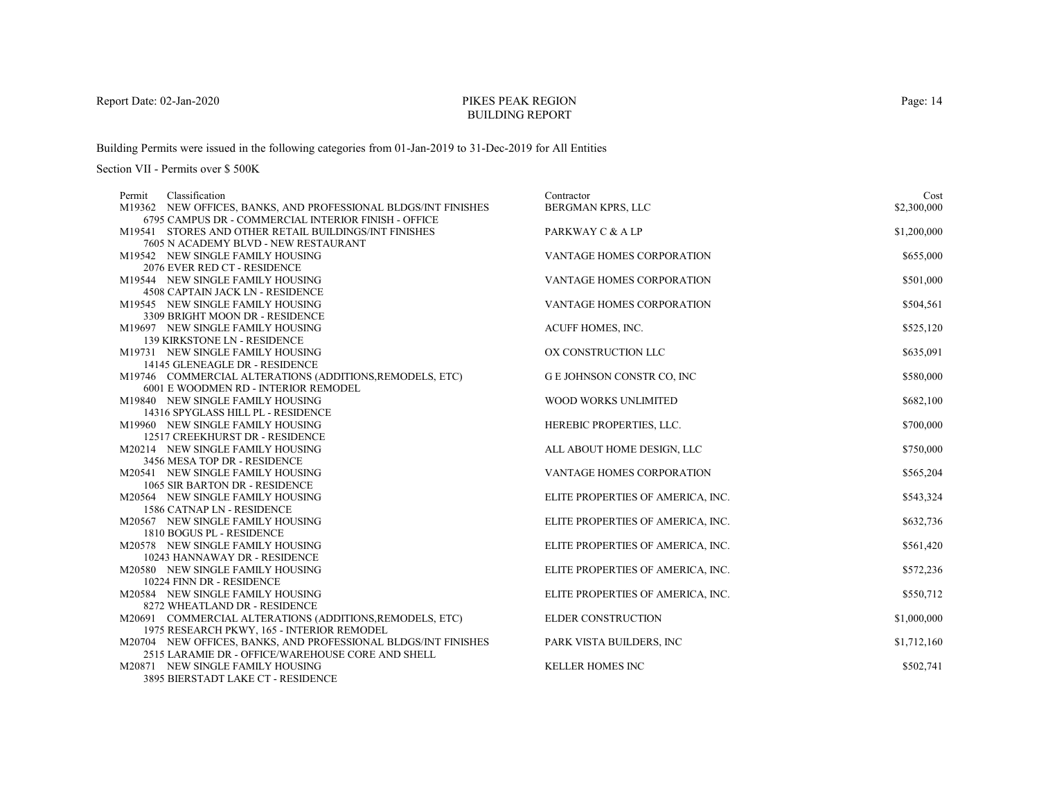# PIKES PEAK REGION
## BUILDING REPORT

Report Date: 02-Jan-2020

Building Permits were issued in the following categories from 01-Jan-2019 to 31-Dec-2019 for All Entities

Section VII - Permits over $ 500K

| Permit | Classification | Contractor | Cost |
|---|---|---|---|
| M19362 | NEW OFFICES, BANKS, AND PROFESSIONAL BLDGS/INT FINISHES<br>6795 CAMPUS DR - COMMERCIAL INTERIOR FINISH - OFFICE | BERGMAN KPRS, LLC | $2,300,000 |
| M19541 | STORES AND OTHER RETAIL BUILDINGS/INT FINISHES<br>7605 N ACADEMY BLVD - NEW RESTAURANT | PARKWAY C & A LP | $1,200,000 |
| M19542 | NEW SINGLE FAMILY HOUSING<br>2076 EVER RED CT - RESIDENCE | VANTAGE HOMES CORPORATION | $655,000 |
| M19544 | NEW SINGLE FAMILY HOUSING<br>4508 CAPTAIN JACK LN - RESIDENCE | VANTAGE HOMES CORPORATION | $501,000 |
| M19545 | NEW SINGLE FAMILY HOUSING<br>3309 BRIGHT MOON DR - RESIDENCE | VANTAGE HOMES CORPORATION | $504,561 |
| M19697 | NEW SINGLE FAMILY HOUSING<br>139 KIRKSTONE LN - RESIDENCE | ACUFF HOMES, INC. | $525,120 |
| M19731 | NEW SINGLE FAMILY HOUSING<br>14145 GLENEAGLE DR - RESIDENCE | OX CONSTRUCTION LLC | $635,091 |
| M19746 | COMMERCIAL ALTERATIONS (ADDITIONS,REMODELS, ETC)<br>6001 E WOODMEN RD - INTERIOR REMODEL | G E JOHNSON CONSTR CO, INC | $580,000 |
| M19840 | NEW SINGLE FAMILY HOUSING<br>14316 SPYGLASS HILL PL - RESIDENCE | WOOD WORKS UNLIMITED | $682,100 |
| M19960 | NEW SINGLE FAMILY HOUSING<br>12517 CREEKHURST DR - RESIDENCE | HEREBIC PROPERTIES, LLC. | $700,000 |
| M20214 | NEW SINGLE FAMILY HOUSING<br>3456 MESA TOP DR - RESIDENCE | ALL ABOUT HOME DESIGN, LLC | $750,000 |
| M20541 | NEW SINGLE FAMILY HOUSING<br>1065 SIR BARTON DR - RESIDENCE | VANTAGE HOMES CORPORATION | $565,204 |
| M20564 | NEW SINGLE FAMILY HOUSING<br>1586 CATNAP LN - RESIDENCE | ELITE PROPERTIES OF AMERICA, INC. | $543,324 |
| M20567 | NEW SINGLE FAMILY HOUSING<br>1810 BOGUS PL - RESIDENCE | ELITE PROPERTIES OF AMERICA, INC. | $632,736 |
| M20578 | NEW SINGLE FAMILY HOUSING<br>10243 HANNAWAY DR - RESIDENCE | ELITE PROPERTIES OF AMERICA, INC. | $561,420 |
| M20580 | NEW SINGLE FAMILY HOUSING<br>10224 FINN DR - RESIDENCE | ELITE PROPERTIES OF AMERICA, INC. | $572,236 |
| M20584 | NEW SINGLE FAMILY HOUSING<br>8272 WHEATLAND DR - RESIDENCE | ELITE PROPERTIES OF AMERICA, INC. | $550,712 |
| M20691 | COMMERCIAL ALTERATIONS (ADDITIONS,REMODELS, ETC)<br>1975 RESEARCH PKWY, 165 - INTERIOR REMODEL | ELDER CONSTRUCTION | $1,000,000 |
| M20704 | NEW OFFICES, BANKS, AND PROFESSIONAL BLDGS/INT FINISHES<br>2515 LARAMIE DR - OFFICE/WAREHOUSE CORE AND SHELL | PARK VISTA BUILDERS, INC | $1,712,160 |
| M20871 | NEW SINGLE FAMILY HOUSING<br>3895 BIERSTADT LAKE CT - RESIDENCE | KELLER HOMES INC | $502,741 |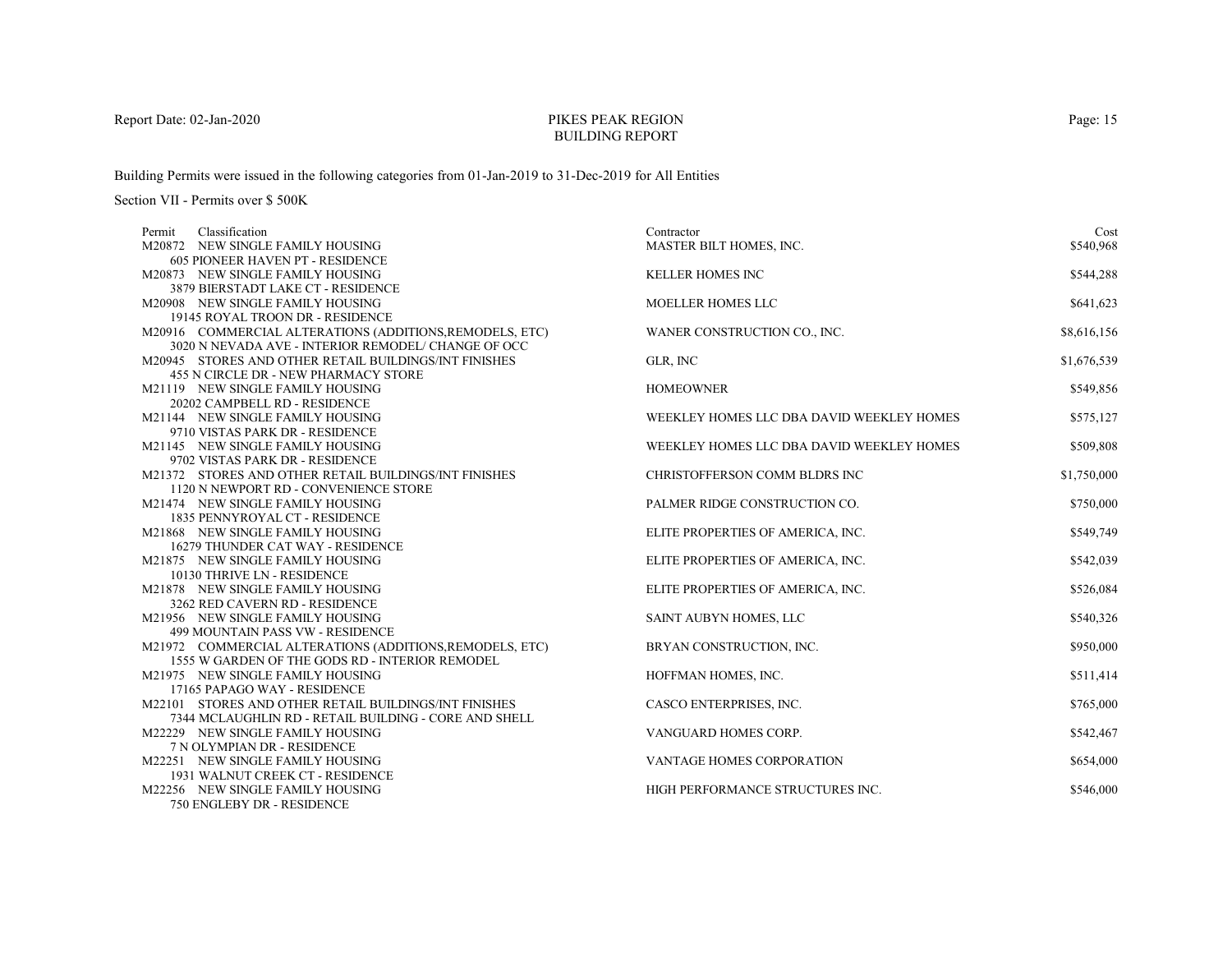Report Date: 02-Jan-2020

# PIKES PEAK REGION
## BUILDING REPORT

Building Permits were issued in the following categories from 01-Jan-2019 to 31-Dec-2019 for All Entities

Section VII - Permits over $ 500K

| Permit | Classification | Contractor | Cost |
|---|---|---|---|
| M20872 | NEW SINGLE FAMILY HOUSING<br>605 PIONEER HAVEN PT - RESIDENCE | MASTER BILT HOMES, INC. | $540,968 |
| M20873 | NEW SINGLE FAMILY HOUSING<br>3879 BIERSTADT LAKE CT - RESIDENCE | KELLER HOMES INC | $544,288 |
| M20908 | NEW SINGLE FAMILY HOUSING<br>19145 ROYAL TROON DR - RESIDENCE | MOELLER HOMES LLC | $641,623 |
| M20916 | COMMERCIAL ALTERATIONS (ADDITIONS,REMODELS, ETC)<br>3020 N NEVADA AVE - INTERIOR REMODEL/ CHANGE OF OCC | WANER CONSTRUCTION CO., INC. | $8,616,156 |
| M20945 | STORES AND OTHER RETAIL BUILDINGS/INT FINISHES<br>455 N CIRCLE DR - NEW PHARMACY STORE | GLR, INC | $1,676,539 |
| M21119 | NEW SINGLE FAMILY HOUSING<br>20202 CAMPBELL RD - RESIDENCE | HOMEOWNER | $549,856 |
| M21144 | NEW SINGLE FAMILY HOUSING<br>9710 VISTAS PARK DR - RESIDENCE | WEEKLEY HOMES LLC DBA DAVID WEEKLEY HOMES | $575,127 |
| M21145 | NEW SINGLE FAMILY HOUSING<br>9702 VISTAS PARK DR - RESIDENCE | WEEKLEY HOMES LLC DBA DAVID WEEKLEY HOMES | $509,808 |
| M21372 | STORES AND OTHER RETAIL BUILDINGS/INT FINISHES<br>1120 N NEWPORT RD - CONVENIENCE STORE | CHRISTOFFERSON COMM BLDRS INC | $1,750,000 |
| M21474 | NEW SINGLE FAMILY HOUSING<br>1835 PENNYROYAL CT - RESIDENCE | PALMER RIDGE CONSTRUCTION CO. | $750,000 |
| M21868 | NEW SINGLE FAMILY HOUSING<br>16279 THUNDER CAT WAY - RESIDENCE | ELITE PROPERTIES OF AMERICA, INC. | $549,749 |
| M21875 | NEW SINGLE FAMILY HOUSING<br>10130 THRIVE LN - RESIDENCE | ELITE PROPERTIES OF AMERICA, INC. | $542,039 |
| M21878 | NEW SINGLE FAMILY HOUSING<br>3262 RED CAVERN RD - RESIDENCE | ELITE PROPERTIES OF AMERICA, INC. | $526,084 |
| M21956 | NEW SINGLE FAMILY HOUSING<br>499 MOUNTAIN PASS VW - RESIDENCE | SAINT AUBYN HOMES, LLC | $540,326 |
| M21972 | COMMERCIAL ALTERATIONS (ADDITIONS,REMODELS, ETC)<br>1555 W GARDEN OF THE GODS RD - INTERIOR REMODEL | BRYAN CONSTRUCTION, INC. | $950,000 |
| M21975 | NEW SINGLE FAMILY HOUSING<br>17165 PAPAGO WAY - RESIDENCE | HOFFMAN HOMES, INC. | $511,414 |
| M22101 | STORES AND OTHER RETAIL BUILDINGS/INT FINISHES<br>7344 MCLAUGHLIN RD - RETAIL BUILDING - CORE AND SHELL | CASCO ENTERPRISES, INC. | $765,000 |
| M22229 | NEW SINGLE FAMILY HOUSING<br>7 N OLYMPIAN DR - RESIDENCE | VANGUARD HOMES CORP. | $542,467 |
| M22251 | NEW SINGLE FAMILY HOUSING<br>1931 WALNUT CREEK CT - RESIDENCE | VANTAGE HOMES CORPORATION | $654,000 |
| M22256 | NEW SINGLE FAMILY HOUSING<br>750 ENGLEBY DR - RESIDENCE | HIGH PERFORMANCE STRUCTURES INC. | $546,000 |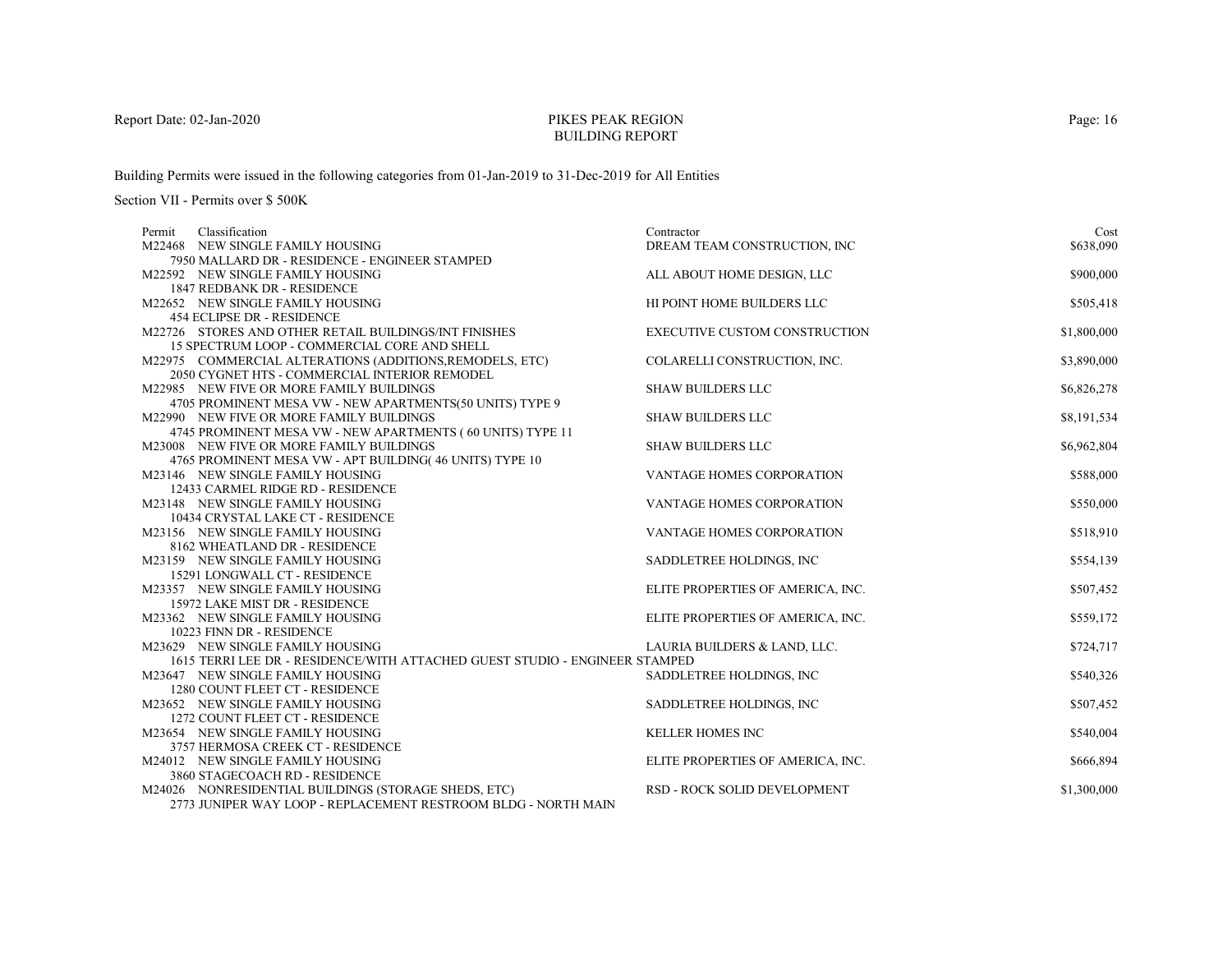# PIKES PEAK REGION
## BUILDING REPORT

Report Date: 02-Jan-2020

Building Permits were issued in the following categories from 01-Jan-2019 to 31-Dec-2019 for All Entities

Section VII - Permits over $ 500K

| Permit | Classification | Contractor | Cost |
|---|---|---|---|
| M22468 | NEW SINGLE FAMILY HOUSING<br>7950 MALLARD DR - RESIDENCE - ENGINEER STAMPED | DREAM TEAM CONSTRUCTION, INC | $638,090 |
| M22592 | NEW SINGLE FAMILY HOUSING<br>1847 REDBANK DR - RESIDENCE | ALL ABOUT HOME DESIGN, LLC | $900,000 |
| M22652 | NEW SINGLE FAMILY HOUSING<br>454 ECLIPSE DR - RESIDENCE | HI POINT HOME BUILDERS LLC | $505,418 |
| M22726 | STORES AND OTHER RETAIL BUILDINGS/INT FINISHES<br>15 SPECTRUM LOOP - COMMERCIAL CORE AND SHELL | EXECUTIVE CUSTOM CONSTRUCTION | $1,800,000 |
| M22975 | COMMERCIAL ALTERATIONS (ADDITIONS,REMODELS, ETC)<br>2050 CYGNET HTS - COMMERCIAL INTERIOR REMODEL | COLARELLI CONSTRUCTION, INC. | $3,890,000 |
| M22985 | NEW FIVE OR MORE FAMILY BUILDINGS<br>4705 PROMINENT MESA VW - NEW APARTMENTS(50 UNITS) TYPE 9 | SHAW BUILDERS LLC | $6,826,278 |
| M22990 | NEW FIVE OR MORE FAMILY BUILDINGS<br>4745 PROMINENT MESA VW - NEW APARTMENTS ( 60 UNITS) TYPE 11 | SHAW BUILDERS LLC | $8,191,534 |
| M23008 | NEW FIVE OR MORE FAMILY BUILDINGS<br>4765 PROMINENT MESA VW - APT BUILDING( 46 UNITS) TYPE 10 | SHAW BUILDERS LLC | $6,962,804 |
| M23146 | NEW SINGLE FAMILY HOUSING<br>12433 CARMEL RIDGE RD - RESIDENCE | VANTAGE HOMES CORPORATION | $588,000 |
| M23148 | NEW SINGLE FAMILY HOUSING<br>10434 CRYSTAL LAKE CT - RESIDENCE | VANTAGE HOMES CORPORATION | $550,000 |
| M23156 | NEW SINGLE FAMILY HOUSING<br>8162 WHEATLAND DR - RESIDENCE | VANTAGE HOMES CORPORATION | $518,910 |
| M23159 | NEW SINGLE FAMILY HOUSING<br>15291 LONGWALL CT - RESIDENCE | SADDLETREE HOLDINGS, INC | $554,139 |
| M23357 | NEW SINGLE FAMILY HOUSING<br>15972 LAKE MIST DR - RESIDENCE | ELITE PROPERTIES OF AMERICA, INC. | $507,452 |
| M23362 | NEW SINGLE FAMILY HOUSING<br>10223 FINN DR - RESIDENCE | ELITE PROPERTIES OF AMERICA, INC. | $559,172 |
| M23629 | NEW SINGLE FAMILY HOUSING<br>1615 TERRI LEE DR - RESIDENCE/WITH ATTACHED GUEST STUDIO - ENGINEER STAMPED | LAURIA BUILDERS & LAND, LLC. | $724,717 |
| M23647 | NEW SINGLE FAMILY HOUSING<br>1280 COUNT FLEET CT - RESIDENCE | SADDLETREE HOLDINGS, INC | $540,326 |
| M23652 | NEW SINGLE FAMILY HOUSING<br>1272 COUNT FLEET CT - RESIDENCE | SADDLETREE HOLDINGS, INC | $507,452 |
| M23654 | NEW SINGLE FAMILY HOUSING<br>3757 HERMOSA CREEK CT - RESIDENCE | KELLER HOMES INC | $540,004 |
| M24012 | NEW SINGLE FAMILY HOUSING<br>3860 STAGECOACH RD - RESIDENCE | ELITE PROPERTIES OF AMERICA, INC. | $666,894 |
| M24026 | NONRESIDENTIAL BUILDINGS (STORAGE SHEDS, ETC)<br>2773 JUNIPER WAY LOOP - REPLACEMENT RESTROOM BLDG - NORTH MAIN | RSD - ROCK SOLID DEVELOPMENT | $1,300,000 |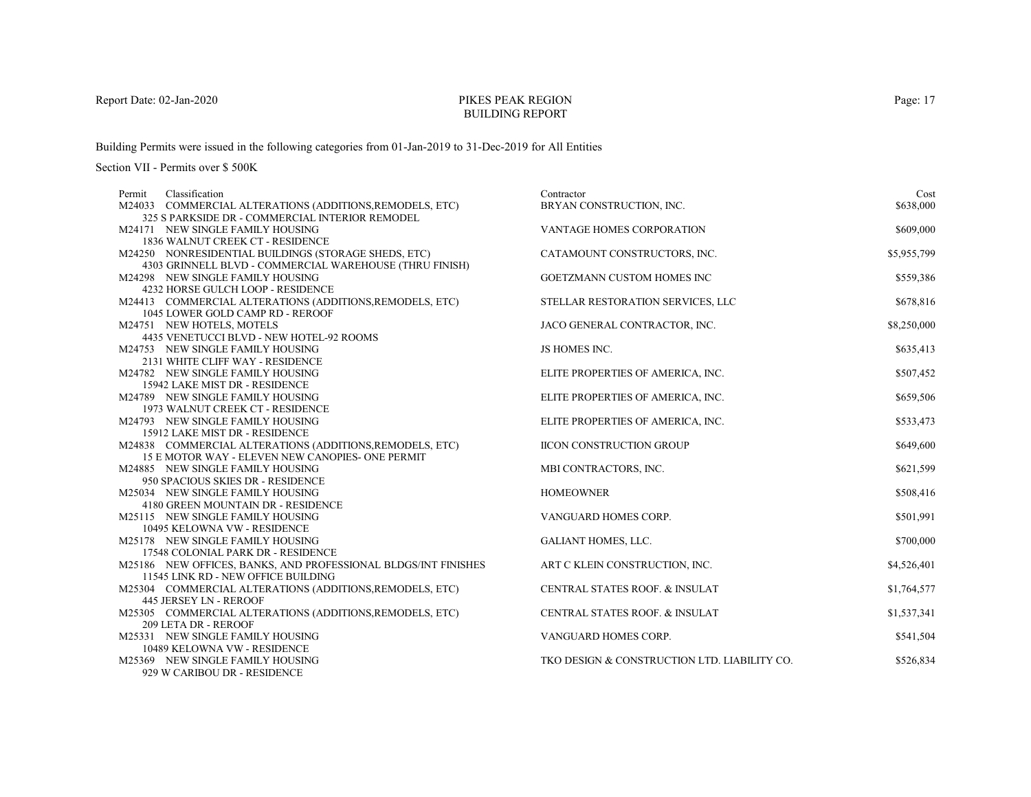# PIKES PEAK REGION
## BUILDING REPORT

Report Date: 02-Jan-2020

Building Permits were issued in the following categories from 01-Jan-2019 to 31-Dec-2019 for All Entities

Section VII - Permits over $ 500K

| Permit | Classification | Contractor | Cost |
|---|---|---|---|
| M24033 | COMMERCIAL ALTERATIONS (ADDITIONS,REMODELS, ETC)<br>325 S PARKSIDE DR - COMMERCIAL INTERIOR REMODEL | BRYAN CONSTRUCTION, INC. | $638,000 |
| M24171 | NEW SINGLE FAMILY HOUSING<br>1836 WALNUT CREEK CT - RESIDENCE | VANTAGE HOMES CORPORATION | $609,000 |
| M24250 | NONRESIDENTIAL BUILDINGS (STORAGE SHEDS, ETC)<br>4303 GRINNELL BLVD - COMMERCIAL WAREHOUSE (THRU FINISH) | CATAMOUNT CONSTRUCTORS, INC. | $5,955,799 |
| M24298 | NEW SINGLE FAMILY HOUSING<br>4232 HORSE GULCH LOOP - RESIDENCE | GOETZMANN CUSTOM HOMES INC | $559,386 |
| M24413 | COMMERCIAL ALTERATIONS (ADDITIONS,REMODELS, ETC)<br>1045 LOWER GOLD CAMP RD - REROOF | STELLAR RESTORATION SERVICES, LLC | $678,816 |
| M24751 | NEW HOTELS, MOTELS<br>4435 VENETUCCI BLVD - NEW HOTEL-92 ROOMS | JACO GENERAL CONTRACTOR, INC. | $8,250,000 |
| M24753 | NEW SINGLE FAMILY HOUSING<br>2131 WHITE CLIFF WAY - RESIDENCE | JS HOMES INC. | $635,413 |
| M24782 | NEW SINGLE FAMILY HOUSING<br>15942 LAKE MIST DR - RESIDENCE | ELITE PROPERTIES OF AMERICA, INC. | $507,452 |
| M24789 | NEW SINGLE FAMILY HOUSING<br>1973 WALNUT CREEK CT - RESIDENCE | ELITE PROPERTIES OF AMERICA, INC. | $659,506 |
| M24793 | NEW SINGLE FAMILY HOUSING<br>15912 LAKE MIST DR - RESIDENCE | ELITE PROPERTIES OF AMERICA, INC. | $533,473 |
| M24838 | COMMERCIAL ALTERATIONS (ADDITIONS,REMODELS, ETC)<br>15 E MOTOR WAY - ELEVEN NEW CANOPIES- ONE PERMIT | IICON CONSTRUCTION GROUP | $649,600 |
| M24885 | NEW SINGLE FAMILY HOUSING<br>950 SPACIOUS SKIES DR - RESIDENCE | MBI CONTRACTORS, INC. | $621,599 |
| M25034 | NEW SINGLE FAMILY HOUSING<br>4180 GREEN MOUNTAIN DR - RESIDENCE | HOMEOWNER | $508,416 |
| M25115 | NEW SINGLE FAMILY HOUSING<br>10495 KELOWNA VW - RESIDENCE | VANGUARD HOMES CORP. | $501,991 |
| M25178 | NEW SINGLE FAMILY HOUSING<br>17548 COLONIAL PARK DR - RESIDENCE | GALIANT HOMES, LLC. | $700,000 |
| M25186 | NEW OFFICES, BANKS, AND PROFESSIONAL BLDGS/INT FINISHES<br>11545 LINK RD - NEW OFFICE BUILDING | ART C KLEIN CONSTRUCTION, INC. | $4,526,401 |
| M25304 | COMMERCIAL ALTERATIONS (ADDITIONS,REMODELS, ETC)<br>445 JERSEY LN - REROOF | CENTRAL STATES ROOF. & INSULAT | $1,764,577 |
| M25305 | COMMERCIAL ALTERATIONS (ADDITIONS,REMODELS, ETC)<br>209 LETA DR - REROOF | CENTRAL STATES ROOF. & INSULAT | $1,537,341 |
| M25331 | NEW SINGLE FAMILY HOUSING<br>10489 KELOWNA VW - RESIDENCE | VANGUARD HOMES CORP. | $541,504 |
| M25369 | NEW SINGLE FAMILY HOUSING<br>929 W CARIBOU DR - RESIDENCE | TKO DESIGN & CONSTRUCTION LTD. LIABILITY CO. | $526,834 |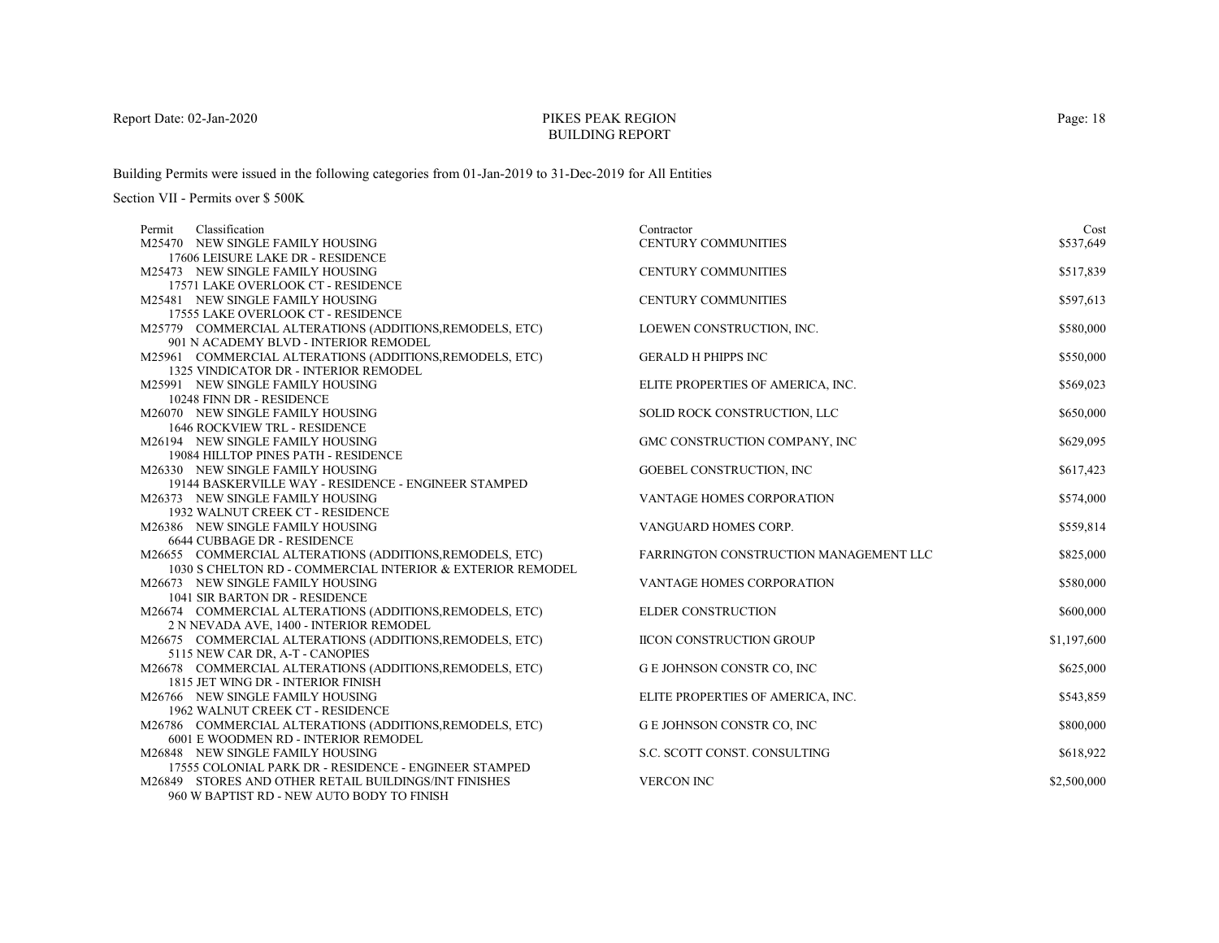# PIKES PEAK REGION
## BUILDING REPORT

Report Date: 02-Jan-2020

Building Permits were issued in the following categories from 01-Jan-2019 to 31-Dec-2019 for All Entities

Section VII - Permits over $ 500K

| Permit | Classification | Contractor | Cost |
|---|---|---|---|
| M25470 | NEW SINGLE FAMILY HOUSING<br>17606 LEISURE LAKE DR - RESIDENCE | CENTURY COMMUNITIES | $537,649 |
| M25473 | NEW SINGLE FAMILY HOUSING<br>17571 LAKE OVERLOOK CT - RESIDENCE | CENTURY COMMUNITIES | $517,839 |
| M25481 | NEW SINGLE FAMILY HOUSING<br>17555 LAKE OVERLOOK CT - RESIDENCE | CENTURY COMMUNITIES | $597,613 |
| M25779 | COMMERCIAL ALTERATIONS (ADDITIONS,REMODELS, ETC)<br>901 N ACADEMY BLVD - INTERIOR REMODEL | LOEWEN CONSTRUCTION, INC. | $580,000 |
| M25961 | COMMERCIAL ALTERATIONS (ADDITIONS,REMODELS, ETC)<br>1325 VINDICATOR DR - INTERIOR REMODEL | GERALD H PHIPPS INC | $550,000 |
| M25991 | NEW SINGLE FAMILY HOUSING<br>10248 FINN DR - RESIDENCE | ELITE PROPERTIES OF AMERICA, INC. | $569,023 |
| M26070 | NEW SINGLE FAMILY HOUSING<br>1646 ROCKVIEW TRL - RESIDENCE | SOLID ROCK CONSTRUCTION, LLC | $650,000 |
| M26194 | NEW SINGLE FAMILY HOUSING<br>19084 HILLTOP PINES PATH - RESIDENCE | GMC CONSTRUCTION COMPANY, INC | $629,095 |
| M26330 | NEW SINGLE FAMILY HOUSING<br>19144 BASKERVILLE WAY - RESIDENCE - ENGINEER STAMPED | GOEBEL CONSTRUCTION, INC | $617,423 |
| M26373 | NEW SINGLE FAMILY HOUSING<br>1932 WALNUT CREEK CT - RESIDENCE | VANTAGE HOMES CORPORATION | $574,000 |
| M26386 | NEW SINGLE FAMILY HOUSING<br>6644 CUBBAGE DR - RESIDENCE | VANGUARD HOMES CORP. | $559,814 |
| M26655 | COMMERCIAL ALTERATIONS (ADDITIONS,REMODELS, ETC)<br>1030 S CHELTON RD - COMMERCIAL INTERIOR & EXTERIOR REMODEL | FARRINGTON CONSTRUCTION MANAGEMENT LLC | $825,000 |
| M26673 | NEW SINGLE FAMILY HOUSING<br>1041 SIR BARTON DR - RESIDENCE | VANTAGE HOMES CORPORATION | $580,000 |
| M26674 | COMMERCIAL ALTERATIONS (ADDITIONS,REMODELS, ETC)<br>2 N NEVADA AVE, 1400 - INTERIOR REMODEL | ELDER CONSTRUCTION | $600,000 |
| M26675 | COMMERCIAL ALTERATIONS (ADDITIONS,REMODELS, ETC)<br>5115 NEW CAR DR, A-T - CANOPIES | IICON CONSTRUCTION GROUP | $1,197,600 |
| M26678 | COMMERCIAL ALTERATIONS (ADDITIONS,REMODELS, ETC)<br>1815 JET WING DR - INTERIOR FINISH | G E JOHNSON CONSTR CO, INC | $625,000 |
| M26766 | NEW SINGLE FAMILY HOUSING<br>1962 WALNUT CREEK CT - RESIDENCE | ELITE PROPERTIES OF AMERICA, INC. | $543,859 |
| M26786 | COMMERCIAL ALTERATIONS (ADDITIONS,REMODELS, ETC)<br>6001 E WOODMEN RD - INTERIOR REMODEL | G E JOHNSON CONSTR CO, INC | $800,000 |
| M26848 | NEW SINGLE FAMILY HOUSING<br>17555 COLONIAL PARK DR - RESIDENCE - ENGINEER STAMPED | S.C. SCOTT CONST. CONSULTING | $618,922 |
| M26849 | STORES AND OTHER RETAIL BUILDINGS/INT FINISHES<br>960 W BAPTIST RD - NEW AUTO BODY TO FINISH | VERCON INC | $2,500,000 |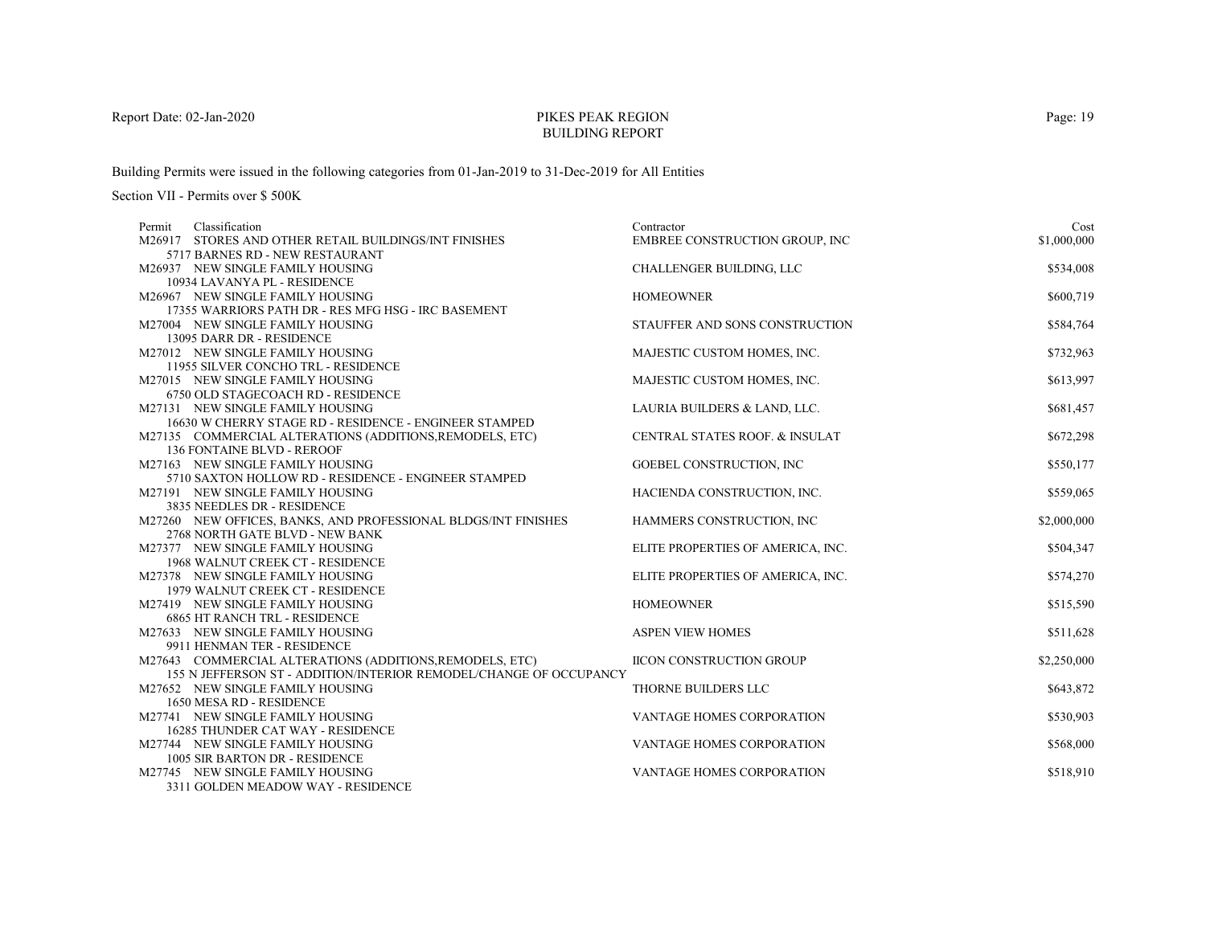# PIKES PEAK REGION
## BUILDING REPORT

Report Date: 02-Jan-2020

Building Permits were issued in the following categories from 01-Jan-2019 to 31-Dec-2019 for All Entities

Section VII - Permits over $ 500K

| Permit | Classification | Contractor | Cost |
|---|---|---|---|
| M26917 | STORES AND OTHER RETAIL BUILDINGS/INT FINISHES<br>5717 BARNES RD - NEW RESTAURANT | EMBREE CONSTRUCTION GROUP, INC | $1,000,000 |
| M26937 | NEW SINGLE FAMILY HOUSING<br>10934 LAVANYA PL - RESIDENCE | CHALLENGER BUILDING, LLC | $534,008 |
| M26967 | NEW SINGLE FAMILY HOUSING<br>17355 WARRIORS PATH DR - RES MFG HSG - IRC BASEMENT | HOMEOWNER | $600,719 |
| M27004 | NEW SINGLE FAMILY HOUSING<br>13095 DARR DR - RESIDENCE | STAUFFER AND SONS CONSTRUCTION | $584,764 |
| M27012 | NEW SINGLE FAMILY HOUSING<br>11955 SILVER CONCHO TRL - RESIDENCE | MAJESTIC CUSTOM HOMES, INC. | $732,963 |
| M27015 | NEW SINGLE FAMILY HOUSING<br>6750 OLD STAGECOACH RD - RESIDENCE | MAJESTIC CUSTOM HOMES, INC. | $613,997 |
| M27131 | NEW SINGLE FAMILY HOUSING<br>16630 W CHERRY STAGE RD - RESIDENCE - ENGINEER STAMPED | LAURIA BUILDERS & LAND, LLC. | $681,457 |
| M27135 | COMMERCIAL ALTERATIONS (ADDITIONS,REMODELS, ETC)<br>136 FONTAINE BLVD - REROOF | CENTRAL STATES ROOF. & INSULAT | $672,298 |
| M27163 | NEW SINGLE FAMILY HOUSING<br>5710 SAXTON HOLLOW RD - RESIDENCE - ENGINEER STAMPED | GOEBEL CONSTRUCTION, INC | $550,177 |
| M27191 | NEW SINGLE FAMILY HOUSING<br>3835 NEEDLES DR - RESIDENCE | HACIENDA CONSTRUCTION, INC. | $559,065 |
| M27260 | NEW OFFICES, BANKS, AND PROFESSIONAL BLDGS/INT FINISHES<br>2768 NORTH GATE BLVD - NEW BANK | HAMMERS CONSTRUCTION, INC | $2,000,000 |
| M27377 | NEW SINGLE FAMILY HOUSING<br>1968 WALNUT CREEK CT - RESIDENCE | ELITE PROPERTIES OF AMERICA, INC. | $504,347 |
| M27378 | NEW SINGLE FAMILY HOUSING<br>1979 WALNUT CREEK CT - RESIDENCE | ELITE PROPERTIES OF AMERICA, INC. | $574,270 |
| M27419 | NEW SINGLE FAMILY HOUSING<br>6865 HT RANCH TRL - RESIDENCE | HOMEOWNER | $515,590 |
| M27633 | NEW SINGLE FAMILY HOUSING<br>9911 HENMAN TER - RESIDENCE | ASPEN VIEW HOMES | $511,628 |
| M27643 | COMMERCIAL ALTERATIONS (ADDITIONS,REMODELS, ETC)<br>155 N JEFFERSON ST - ADDITION/INTERIOR REMODEL/CHANGE OF OCCUPANCY | IICON CONSTRUCTION GROUP | $2,250,000 |
| M27652 | NEW SINGLE FAMILY HOUSING<br>1650 MESA RD - RESIDENCE | THORNE BUILDERS LLC | $643,872 |
| M27741 | NEW SINGLE FAMILY HOUSING<br>16285 THUNDER CAT WAY - RESIDENCE | VANTAGE HOMES CORPORATION | $530,903 |
| M27744 | NEW SINGLE FAMILY HOUSING<br>1005 SIR BARTON DR - RESIDENCE | VANTAGE HOMES CORPORATION | $568,000 |
| M27745 | NEW SINGLE FAMILY HOUSING<br>3311 GOLDEN MEADOW WAY - RESIDENCE | VANTAGE HOMES CORPORATION | $518,910 |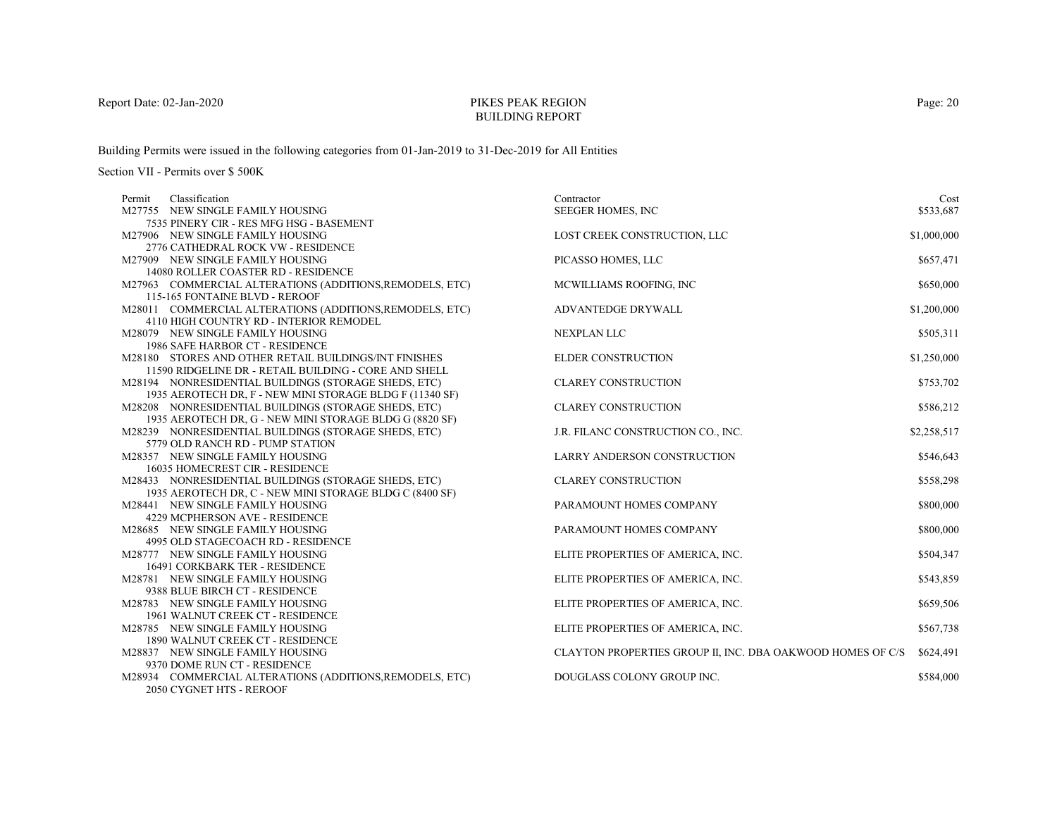# PIKES PEAK REGION BUILDING REPORT

Report Date: 02-Jan-2020

Building Permits were issued in the following categories from 01-Jan-2019 to 31-Dec-2019 for All Entities

Section VII - Permits over $ 500K

| Permit | Classification | Contractor | Cost |
|---|---|---|---|
| M27755 | NEW SINGLE FAMILY HOUSING<br>7535 PINERY CIR - RES MFG HSG - BASEMENT | SEEGER HOMES, INC | $533,687 |
| M27906 | NEW SINGLE FAMILY HOUSING<br>2776 CATHEDRAL ROCK VW - RESIDENCE | LOST CREEK CONSTRUCTION, LLC | $1,000,000 |
| M27909 | NEW SINGLE FAMILY HOUSING<br>14080 ROLLER COASTER RD - RESIDENCE | PICASSO HOMES, LLC | $657,471 |
| M27963 | COMMERCIAL ALTERATIONS (ADDITIONS,REMODELS, ETC)<br>115-165 FONTAINE BLVD - REROOF | MCWILLIAMS ROOFING, INC | $650,000 |
| M28011 | COMMERCIAL ALTERATIONS (ADDITIONS,REMODELS, ETC)<br>4110 HIGH COUNTRY RD - INTERIOR REMODEL | ADVANTEDGE DRYWALL | $1,200,000 |
| M28079 | NEW SINGLE FAMILY HOUSING<br>1986 SAFE HARBOR CT - RESIDENCE | NEXPLAN LLC | $505,311 |
| M28180 | STORES AND OTHER RETAIL BUILDINGS/INT FINISHES<br>11590 RIDGELINE DR - RETAIL BUILDING - CORE AND SHELL | ELDER CONSTRUCTION | $1,250,000 |
| M28194 | NONRESIDENTIAL BUILDINGS (STORAGE SHEDS, ETC)<br>1935 AEROTECH DR, F - NEW MINI STORAGE BLDG F (11340 SF) | CLAREY CONSTRUCTION | $753,702 |
| M28208 | NONRESIDENTIAL BUILDINGS (STORAGE SHEDS, ETC)<br>1935 AEROTECH DR, G - NEW MINI STORAGE BLDG G (8820 SF) | CLAREY CONSTRUCTION | $586,212 |
| M28239 | NONRESIDENTIAL BUILDINGS (STORAGE SHEDS, ETC)<br>5779 OLD RANCH RD - PUMP STATION | J.R. FILANC CONSTRUCTION CO., INC. | $2,258,517 |
| M28357 | NEW SINGLE FAMILY HOUSING<br>16035 HOMECREST CIR - RESIDENCE | LARRY ANDERSON CONSTRUCTION | $546,643 |
| M28433 | NONRESIDENTIAL BUILDINGS (STORAGE SHEDS, ETC)<br>1935 AEROTECH DR, C - NEW MINI STORAGE BLDG C (8400 SF) | CLAREY CONSTRUCTION | $558,298 |
| M28441 | NEW SINGLE FAMILY HOUSING<br>4229 MCPHERSON AVE - RESIDENCE | PARAMOUNT HOMES COMPANY | $800,000 |
| M28685 | NEW SINGLE FAMILY HOUSING<br>4995 OLD STAGECOACH RD - RESIDENCE | PARAMOUNT HOMES COMPANY | $800,000 |
| M28777 | NEW SINGLE FAMILY HOUSING<br>16491 CORKBARK TER - RESIDENCE | ELITE PROPERTIES OF AMERICA, INC. | $504,347 |
| M28781 | NEW SINGLE FAMILY HOUSING<br>9388 BLUE BIRCH CT - RESIDENCE | ELITE PROPERTIES OF AMERICA, INC. | $543,859 |
| M28783 | NEW SINGLE FAMILY HOUSING<br>1961 WALNUT CREEK CT - RESIDENCE | ELITE PROPERTIES OF AMERICA, INC. | $659,506 |
| M28785 | NEW SINGLE FAMILY HOUSING<br>1890 WALNUT CREEK CT - RESIDENCE | ELITE PROPERTIES OF AMERICA, INC. | $567,738 |
| M28837 | NEW SINGLE FAMILY HOUSING<br>9370 DOME RUN CT - RESIDENCE | CLAYTON PROPERTIES GROUP II, INC. DBA OAKWOOD HOMES OF C/S | $624,491 |
| M28934 | COMMERCIAL ALTERATIONS (ADDITIONS,REMODELS, ETC)<br>2050 CYGNET HTS - REROOF | DOUGLASS COLONY GROUP INC. | $584,000 |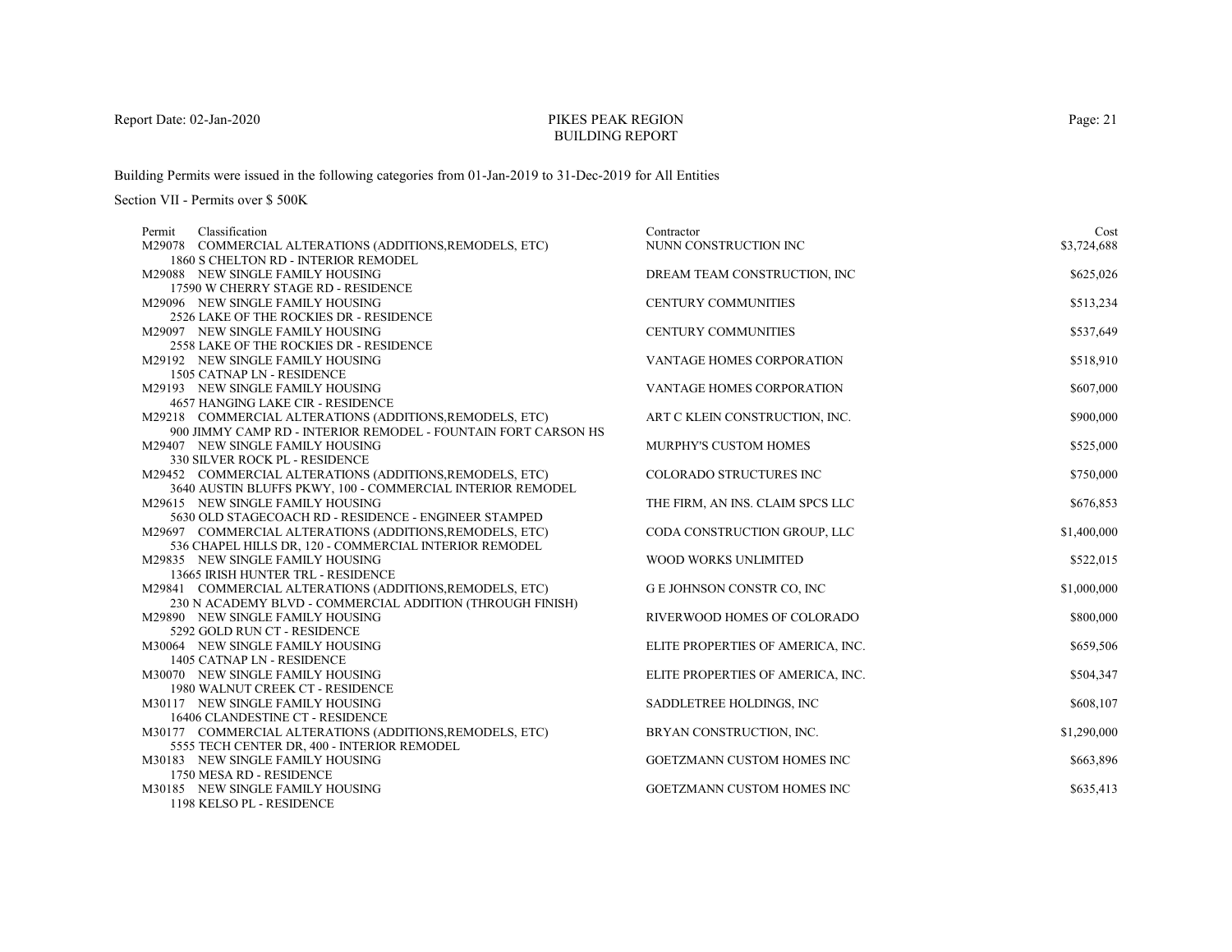Report Date: 02-Jan-2020

# PIKES PEAK REGION
## BUILDING REPORT

Building Permits were issued in the following categories from 01-Jan-2019 to 31-Dec-2019 for All Entities

Section VII - Permits over $ 500K

| Permit | Classification | Contractor | Cost |
|---|---|---|---|
| M29078 | COMMERCIAL ALTERATIONS (ADDITIONS,REMODELS, ETC)<br>1860 S CHELTON RD - INTERIOR REMODEL | NUNN CONSTRUCTION INC | $3,724,688 |
| M29088 | NEW SINGLE FAMILY HOUSING<br>17590 W CHERRY STAGE RD - RESIDENCE | DREAM TEAM CONSTRUCTION, INC | $625,026 |
| M29096 | NEW SINGLE FAMILY HOUSING<br>2526 LAKE OF THE ROCKIES DR - RESIDENCE | CENTURY COMMUNITIES | $513,234 |
| M29097 | NEW SINGLE FAMILY HOUSING<br>2558 LAKE OF THE ROCKIES DR - RESIDENCE | CENTURY COMMUNITIES | $537,649 |
| M29192 | NEW SINGLE FAMILY HOUSING<br>1505 CATNAP LN - RESIDENCE | VANTAGE HOMES CORPORATION | $518,910 |
| M29193 | NEW SINGLE FAMILY HOUSING<br>4657 HANGING LAKE CIR - RESIDENCE | VANTAGE HOMES CORPORATION | $607,000 |
| M29218 | COMMERCIAL ALTERATIONS (ADDITIONS,REMODELS, ETC)<br>900 JIMMY CAMP RD - INTERIOR REMODEL - FOUNTAIN FORT CARSON HS | ART C KLEIN CONSTRUCTION, INC. | $900,000 |
| M29407 | NEW SINGLE FAMILY HOUSING<br>330 SILVER ROCK PL - RESIDENCE | MURPHY'S CUSTOM HOMES | $525,000 |
| M29452 | COMMERCIAL ALTERATIONS (ADDITIONS,REMODELS, ETC)<br>3640 AUSTIN BLUFFS PKWY, 100 - COMMERCIAL INTERIOR REMODEL | COLORADO STRUCTURES INC | $750,000 |
| M29615 | NEW SINGLE FAMILY HOUSING<br>5630 OLD STAGECOACH RD - RESIDENCE - ENGINEER STAMPED | THE FIRM, AN INS. CLAIM SPCS LLC | $676,853 |
| M29697 | COMMERCIAL ALTERATIONS (ADDITIONS,REMODELS, ETC)<br>536 CHAPEL HILLS DR, 120 - COMMERCIAL INTERIOR REMODEL | CODA CONSTRUCTION GROUP, LLC | $1,400,000 |
| M29835 | NEW SINGLE FAMILY HOUSING<br>13665 IRISH HUNTER TRL - RESIDENCE | WOOD WORKS UNLIMITED | $522,015 |
| M29841 | COMMERCIAL ALTERATIONS (ADDITIONS,REMODELS, ETC)<br>230 N ACADEMY BLVD - COMMERCIAL ADDITION (THROUGH FINISH) | G E JOHNSON CONSTR CO, INC | $1,000,000 |
| M29890 | NEW SINGLE FAMILY HOUSING<br>5292 GOLD RUN CT - RESIDENCE | RIVERWOOD HOMES OF COLORADO | $800,000 |
| M30064 | NEW SINGLE FAMILY HOUSING<br>1405 CATNAP LN - RESIDENCE | ELITE PROPERTIES OF AMERICA, INC. | $659,506 |
| M30070 | NEW SINGLE FAMILY HOUSING<br>1980 WALNUT CREEK CT - RESIDENCE | ELITE PROPERTIES OF AMERICA, INC. | $504,347 |
| M30117 | NEW SINGLE FAMILY HOUSING<br>16406 CLANDESTINE CT - RESIDENCE | SADDLETREE HOLDINGS, INC | $608,107 |
| M30177 | COMMERCIAL ALTERATIONS (ADDITIONS,REMODELS, ETC)<br>5555 TECH CENTER DR, 400 - INTERIOR REMODEL | BRYAN CONSTRUCTION, INC. | $1,290,000 |
| M30183 | NEW SINGLE FAMILY HOUSING<br>1750 MESA RD - RESIDENCE | GOETZMANN CUSTOM HOMES INC | $663,896 |
| M30185 | NEW SINGLE FAMILY HOUSING<br>1198 KELSO PL - RESIDENCE | GOETZMANN CUSTOM HOMES INC | $635,413 |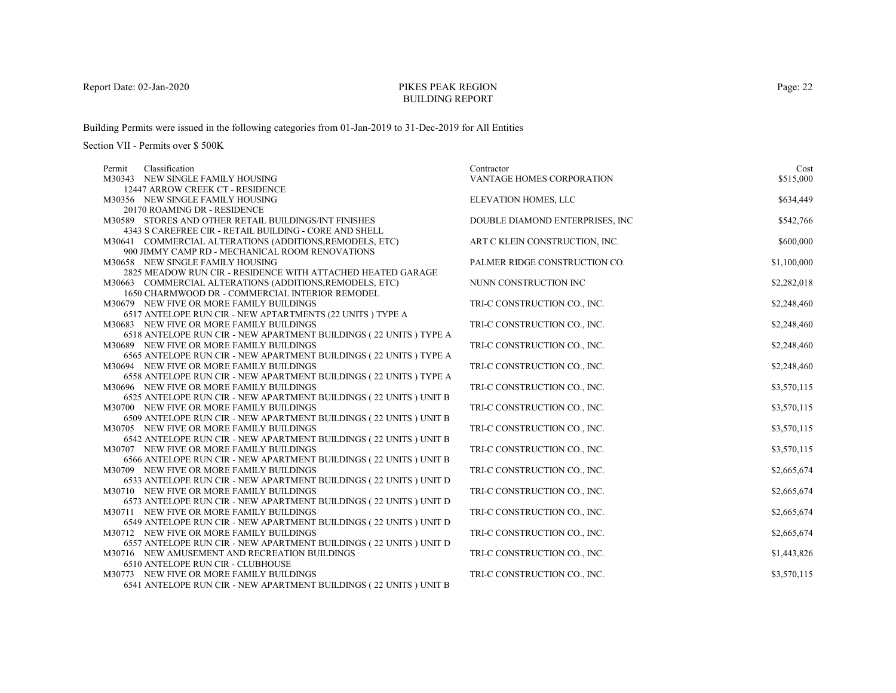Building Permits were issued in the following categories from 01-Jan-2019 to 31-Dec-2019 for All Entities

Section VII - Permits over $ 500K

| Permit | Classification | Contractor | Cost |
|---|---|---|---|
| M30343 | NEW SINGLE FAMILY HOUSING<br>12447 ARROW CREEK CT - RESIDENCE | VANTAGE HOMES CORPORATION | $515,000 |
| M30356 | NEW SINGLE FAMILY HOUSING<br>20170 ROAMING DR - RESIDENCE | ELEVATION HOMES, LLC | $634,449 |
| M30589 | STORES AND OTHER RETAIL BUILDINGS/INT FINISHES<br>4343 S CAREFREE CIR - RETAIL BUILDING - CORE AND SHELL | DOUBLE DIAMOND ENTERPRISES, INC | $542,766 |
| M30641 | COMMERCIAL ALTERATIONS (ADDITIONS,REMODELS, ETC)<br>900 JIMMY CAMP RD - MECHANICAL ROOM RENOVATIONS | ART C KLEIN CONSTRUCTION, INC. | $600,000 |
| M30658 | NEW SINGLE FAMILY HOUSING<br>2825 MEADOW RUN CIR - RESIDENCE WITH ATTACHED HEATED GARAGE | PALMER RIDGE CONSTRUCTION CO. | $1,100,000 |
| M30663 | COMMERCIAL ALTERATIONS (ADDITIONS,REMODELS, ETC)<br>1650 CHARMWOOD DR - COMMERCIAL INTERIOR REMODEL | NUNN CONSTRUCTION INC | $2,282,018 |
| M30679 | NEW FIVE OR MORE FAMILY BUILDINGS<br>6517 ANTELOPE RUN CIR - NEW APTARTMENTS (22 UNITS ) TYPE A | TRI-C CONSTRUCTION CO., INC. | $2,248,460 |
| M30683 | NEW FIVE OR MORE FAMILY BUILDINGS<br>6518 ANTELOPE RUN CIR - NEW APARTMENT BUILDINGS ( 22 UNITS ) TYPE A | TRI-C CONSTRUCTION CO., INC. | $2,248,460 |
| M30689 | NEW FIVE OR MORE FAMILY BUILDINGS<br>6565 ANTELOPE RUN CIR - NEW APARTMENT BUILDINGS ( 22 UNITS ) TYPE A | TRI-C CONSTRUCTION CO., INC. | $2,248,460 |
| M30694 | NEW FIVE OR MORE FAMILY BUILDINGS<br>6558 ANTELOPE RUN CIR - NEW APARTMENT BUILDINGS ( 22 UNITS ) TYPE A | TRI-C CONSTRUCTION CO., INC. | $2,248,460 |
| M30696 | NEW FIVE OR MORE FAMILY BUILDINGS<br>6525 ANTELOPE RUN CIR - NEW APARTMENT BUILDINGS ( 22 UNITS ) UNIT B | TRI-C CONSTRUCTION CO., INC. | $3,570,115 |
| M30700 | NEW FIVE OR MORE FAMILY BUILDINGS<br>6509 ANTELOPE RUN CIR - NEW APARTMENT BUILDINGS ( 22 UNITS ) UNIT B | TRI-C CONSTRUCTION CO., INC. | $3,570,115 |
| M30705 | NEW FIVE OR MORE FAMILY BUILDINGS<br>6542 ANTELOPE RUN CIR - NEW APARTMENT BUILDINGS ( 22 UNITS ) UNIT B | TRI-C CONSTRUCTION CO., INC. | $3,570,115 |
| M30707 | NEW FIVE OR MORE FAMILY BUILDINGS<br>6566 ANTELOPE RUN CIR - NEW APARTMENT BUILDINGS ( 22 UNITS ) UNIT B | TRI-C CONSTRUCTION CO., INC. | $3,570,115 |
| M30709 | NEW FIVE OR MORE FAMILY BUILDINGS<br>6533 ANTELOPE RUN CIR - NEW APARTMENT BUILDINGS ( 22 UNITS ) UNIT D | TRI-C CONSTRUCTION CO., INC. | $2,665,674 |
| M30710 | NEW FIVE OR MORE FAMILY BUILDINGS<br>6573 ANTELOPE RUN CIR - NEW APARTMENT BUILDINGS ( 22 UNITS ) UNIT D | TRI-C CONSTRUCTION CO., INC. | $2,665,674 |
| M30711 | NEW FIVE OR MORE FAMILY BUILDINGS<br>6549 ANTELOPE RUN CIR - NEW APARTMENT BUILDINGS ( 22 UNITS ) UNIT D | TRI-C CONSTRUCTION CO., INC. | $2,665,674 |
| M30712 | NEW FIVE OR MORE FAMILY BUILDINGS<br>6557 ANTELOPE RUN CIR - NEW APARTMENT BUILDINGS ( 22 UNITS ) UNIT D | TRI-C CONSTRUCTION CO., INC. | $2,665,674 |
| M30716 | NEW AMUSEMENT AND RECREATION BUILDINGS<br>6510 ANTELOPE RUN CIR - CLUBHOUSE | TRI-C CONSTRUCTION CO., INC. | $1,443,826 |
| M30773 | NEW FIVE OR MORE FAMILY BUILDINGS<br>6541 ANTELOPE RUN CIR - NEW APARTMENT BUILDINGS ( 22 UNITS ) UNIT B | TRI-C CONSTRUCTION CO., INC. | $3,570,115 |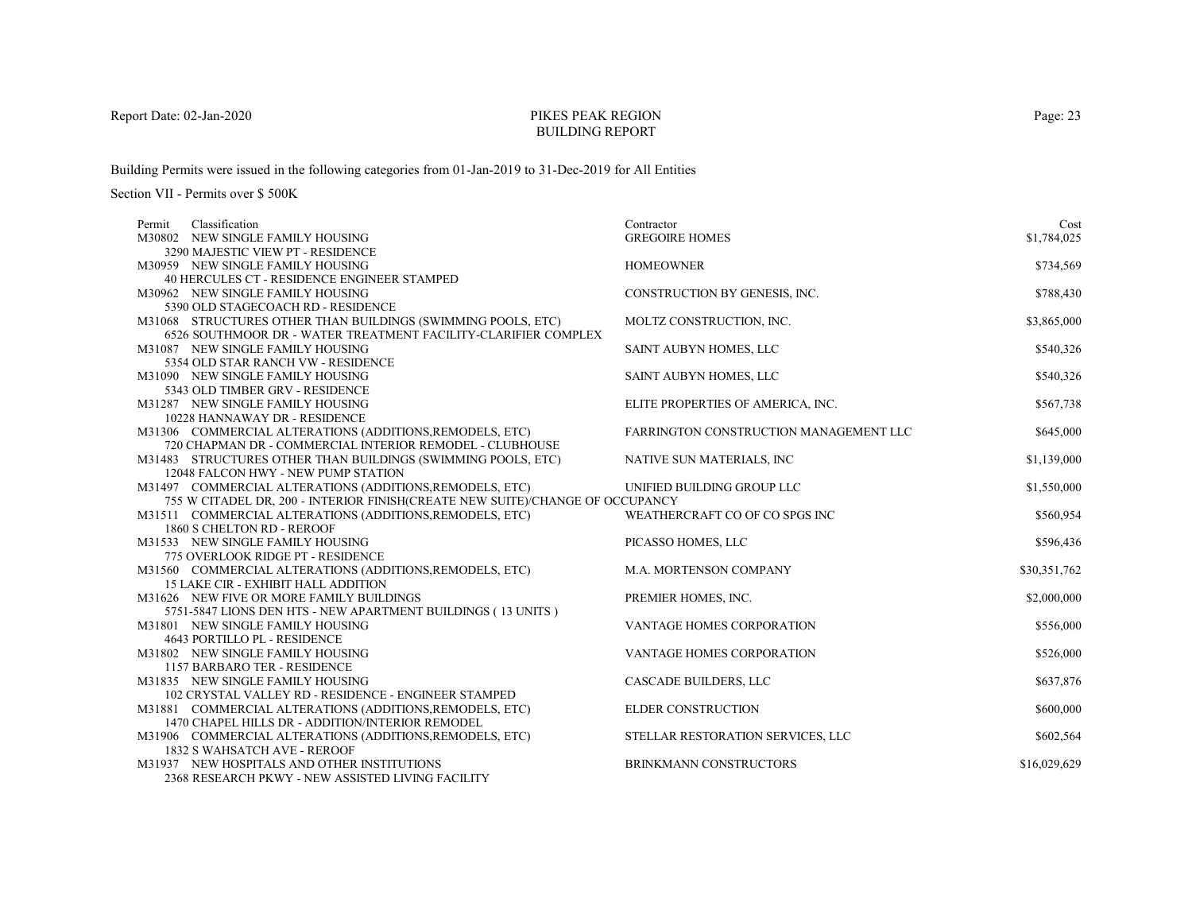PIKES PEAK REGION
BUILDING REPORT

Building Permits were issued in the following categories from 01-Jan-2019 to 31-Dec-2019 for All Entities

Section VII - Permits over $ 500K

| Permit | Classification | Contractor | Cost |
|---|---|---|---|
| M30802 | NEW SINGLE FAMILY HOUSING<br>3290 MAJESTIC VIEW PT - RESIDENCE | GREGOIRE HOMES | $1,784,025 |
| M30959 | NEW SINGLE FAMILY HOUSING<br>40 HERCULES CT - RESIDENCE ENGINEER STAMPED | HOMEOWNER | $734,569 |
| M30962 | NEW SINGLE FAMILY HOUSING<br>5390 OLD STAGECOACH RD - RESIDENCE | CONSTRUCTION BY GENESIS, INC. | $788,430 |
| M31068 | STRUCTURES OTHER THAN BUILDINGS (SWIMMING POOLS, ETC)<br>6526 SOUTHMOOR DR - WATER TREATMENT FACILITY-CLARIFIER COMPLEX | MOLTZ CONSTRUCTION, INC. | $3,865,000 |
| M31087 | NEW SINGLE FAMILY HOUSING<br>5354 OLD STAR RANCH VW - RESIDENCE | SAINT AUBYN HOMES, LLC | $540,326 |
| M31090 | NEW SINGLE FAMILY HOUSING<br>5343 OLD TIMBER GRV - RESIDENCE | SAINT AUBYN HOMES, LLC | $540,326 |
| M31287 | NEW SINGLE FAMILY HOUSING<br>10228 HANNAWAY DR - RESIDENCE | ELITE PROPERTIES OF AMERICA, INC. | $567,738 |
| M31306 | COMMERCIAL ALTERATIONS (ADDITIONS,REMODELS, ETC)<br>720 CHAPMAN DR - COMMERCIAL INTERIOR REMODEL - CLUBHOUSE | FARRINGTON CONSTRUCTION MANAGEMENT LLC | $645,000 |
| M31483 | STRUCTURES OTHER THAN BUILDINGS (SWIMMING POOLS, ETC)<br>12048 FALCON HWY - NEW PUMP STATION | NATIVE SUN MATERIALS, INC | $1,139,000 |
| M31497 | COMMERCIAL ALTERATIONS (ADDITIONS,REMODELS, ETC)<br>755 W CITADEL DR, 200 - INTERIOR FINISH(CREATE NEW SUITE)/CHANGE OF OCCUPANCY | UNIFIED BUILDING GROUP LLC | $1,550,000 |
| M31511 | COMMERCIAL ALTERATIONS (ADDITIONS,REMODELS, ETC)<br>1860 S CHELTON RD - REROOF | WEATHERCRAFT CO OF CO SPGS INC | $560,954 |
| M31533 | NEW SINGLE FAMILY HOUSING<br>775 OVERLOOK RIDGE PT - RESIDENCE | PICASSO HOMES, LLC | $596,436 |
| M31560 | COMMERCIAL ALTERATIONS (ADDITIONS,REMODELS, ETC)<br>15 LAKE CIR - EXHIBIT HALL ADDITION | M.A. MORTENSON COMPANY | $30,351,762 |
| M31626 | NEW FIVE OR MORE FAMILY BUILDINGS<br>5751-5847 LIONS DEN HTS - NEW APARTMENT BUILDINGS ( 13 UNITS ) | PREMIER HOMES, INC. | $2,000,000 |
| M31801 | NEW SINGLE FAMILY HOUSING<br>4643 PORTILLO PL - RESIDENCE | VANTAGE HOMES CORPORATION | $556,000 |
| M31802 | NEW SINGLE FAMILY HOUSING<br>1157 BARBARO TER - RESIDENCE | VANTAGE HOMES CORPORATION | $526,000 |
| M31835 | NEW SINGLE FAMILY HOUSING<br>102 CRYSTAL VALLEY RD - RESIDENCE - ENGINEER STAMPED | CASCADE BUILDERS, LLC | $637,876 |
| M31881 | COMMERCIAL ALTERATIONS (ADDITIONS,REMODELS, ETC)<br>1470 CHAPEL HILLS DR - ADDITION/INTERIOR REMODEL | ELDER CONSTRUCTION | $600,000 |
| M31906 | COMMERCIAL ALTERATIONS (ADDITIONS,REMODELS, ETC)<br>1832 S WAHSATCH AVE - REROOF | STELLAR RESTORATION SERVICES, LLC | $602,564 |
| M31937 | NEW HOSPITALS AND OTHER INSTITUTIONS<br>2368 RESEARCH PKWY - NEW ASSISTED LIVING FACILITY | BRINKMANN CONSTRUCTORS | $16,029,629 |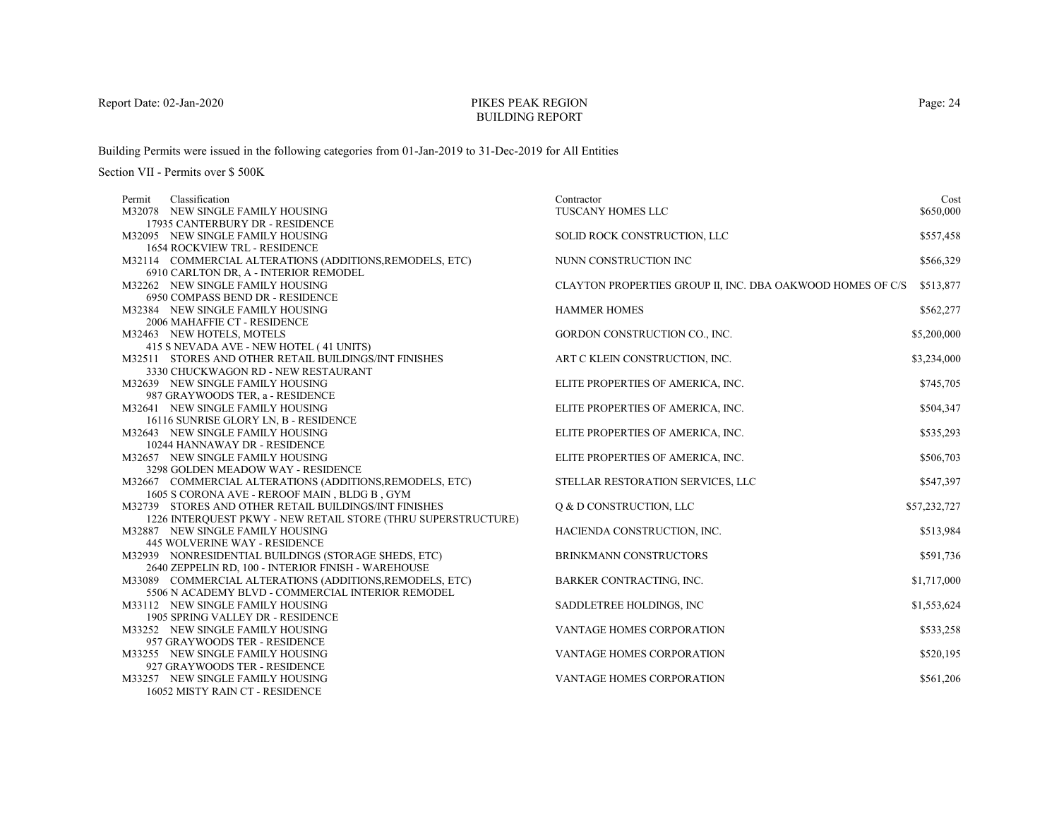Report Date: 02-Jan-2020

# PIKES PEAK REGION
## BUILDING REPORT

Building Permits were issued in the following categories from 01-Jan-2019 to 31-Dec-2019 for All Entities

Section VII - Permits over $ 500K

| Permit | Classification | Contractor | Cost |
|---|---|---|---|
| M32078 | NEW SINGLE FAMILY HOUSING<br>17935 CANTERBURY DR - RESIDENCE | TUSCANY HOMES LLC | $650,000 |
| M32095 | NEW SINGLE FAMILY HOUSING<br>1654 ROCKVIEW TRL - RESIDENCE | SOLID ROCK CONSTRUCTION, LLC | $557,458 |
| M32114 | COMMERCIAL ALTERATIONS (ADDITIONS,REMODELS, ETC)<br>6910 CARLTON DR, A - INTERIOR REMODEL | NUNN CONSTRUCTION INC | $566,329 |
| M32262 | NEW SINGLE FAMILY HOUSING<br>6950 COMPASS BEND DR - RESIDENCE | CLAYTON PROPERTIES GROUP II, INC. DBA OAKWOOD HOMES OF C/S | $513,877 |
| M32384 | NEW SINGLE FAMILY HOUSING<br>2006 MAHAFFIE CT - RESIDENCE | HAMMER HOMES | $562,277 |
| M32463 | NEW HOTELS, MOTELS<br>415 S NEVADA AVE - NEW HOTEL ( 41 UNITS) | GORDON CONSTRUCTION CO., INC. | $5,200,000 |
| M32511 | STORES AND OTHER RETAIL BUILDINGS/INT FINISHES<br>3330 CHUCKWAGON RD - NEW RESTAURANT | ART C KLEIN CONSTRUCTION, INC. | $3,234,000 |
| M32639 | NEW SINGLE FAMILY HOUSING<br>987 GRAYWOODS TER, a - RESIDENCE | ELITE PROPERTIES OF AMERICA, INC. | $745,705 |
| M32641 | NEW SINGLE FAMILY HOUSING<br>16116 SUNRISE GLORY LN, B - RESIDENCE | ELITE PROPERTIES OF AMERICA, INC. | $504,347 |
| M32643 | NEW SINGLE FAMILY HOUSING<br>10244 HANNAWAY DR - RESIDENCE | ELITE PROPERTIES OF AMERICA, INC. | $535,293 |
| M32657 | NEW SINGLE FAMILY HOUSING<br>3298 GOLDEN MEADOW WAY - RESIDENCE | ELITE PROPERTIES OF AMERICA, INC. | $506,703 |
| M32667 | COMMERCIAL ALTERATIONS (ADDITIONS,REMODELS, ETC)<br>1605 S CORONA AVE - REROOF MAIN , BLDG B , GYM | STELLAR RESTORATION SERVICES, LLC | $547,397 |
| M32739 | STORES AND OTHER RETAIL BUILDINGS/INT FINISHES<br>1226 INTERQUEST PKWY - NEW RETAIL STORE (THRU SUPERSTRUCTURE) | Q & D CONSTRUCTION, LLC | $57,232,727 |
| M32887 | NEW SINGLE FAMILY HOUSING<br>445 WOLVERINE WAY - RESIDENCE | HACIENDA CONSTRUCTION, INC. | $513,984 |
| M32939 | NONRESIDENTIAL BUILDINGS (STORAGE SHEDS, ETC)<br>2640 ZEPPELIN RD, 100 - INTERIOR FINISH - WAREHOUSE | BRINKMANN CONSTRUCTORS | $591,736 |
| M33089 | COMMERCIAL ALTERATIONS (ADDITIONS,REMODELS, ETC)<br>5506 N ACADEMY BLVD - COMMERCIAL INTERIOR REMODEL | BARKER CONTRACTING, INC. | $1,717,000 |
| M33112 | NEW SINGLE FAMILY HOUSING<br>1905 SPRING VALLEY DR - RESIDENCE | SADDLETREE HOLDINGS, INC | $1,553,624 |
| M33252 | NEW SINGLE FAMILY HOUSING<br>957 GRAYWOODS TER - RESIDENCE | VANTAGE HOMES CORPORATION | $533,258 |
| M33255 | NEW SINGLE FAMILY HOUSING<br>927 GRAYWOODS TER - RESIDENCE | VANTAGE HOMES CORPORATION | $520,195 |
| M33257 | NEW SINGLE FAMILY HOUSING<br>16052 MISTY RAIN CT - RESIDENCE | VANTAGE HOMES CORPORATION | $561,206 |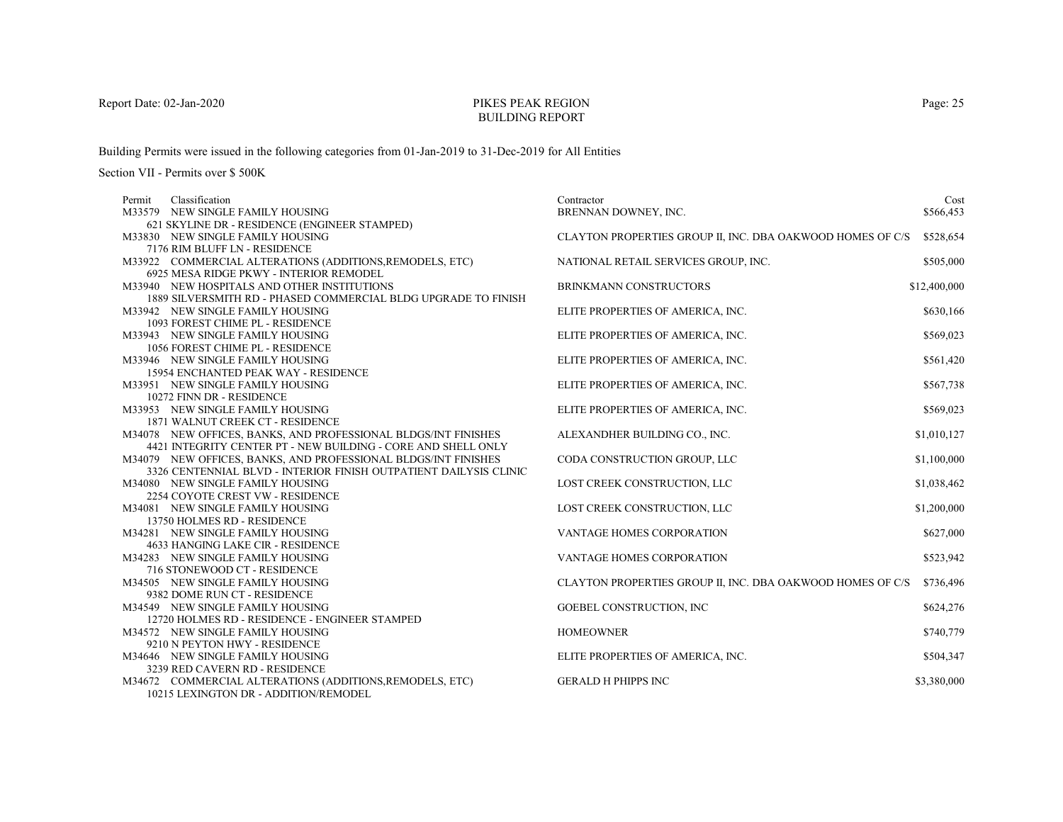PIKES PEAK REGION
BUILDING REPORT

Report Date: 02-Jan-2020

Building Permits were issued in the following categories from 01-Jan-2019 to 31-Dec-2019 for All Entities

Section VII - Permits over $ 500K

| Permit | Classification | Contractor | Cost |
|---|---|---|---|
| M33579 | NEW SINGLE FAMILY HOUSING<br>621 SKYLINE DR - RESIDENCE (ENGINEER STAMPED) | BRENNAN DOWNEY, INC. | $566,453 |
| M33830 | NEW SINGLE FAMILY HOUSING<br>7176 RIM BLUFF LN - RESIDENCE | CLAYTON PROPERTIES GROUP II, INC. DBA OAKWOOD HOMES OF C/S | $528,654 |
| M33922 | COMMERCIAL ALTERATIONS (ADDITIONS,REMODELS, ETC)<br>6925 MESA RIDGE PKWY - INTERIOR REMODEL | NATIONAL RETAIL SERVICES GROUP, INC. | $505,000 |
| M33940 | NEW HOSPITALS AND OTHER INSTITUTIONS<br>1889 SILVERSMITH RD - PHASED COMMERCIAL BLDG UPGRADE TO FINISH | BRINKMANN CONSTRUCTORS | $12,400,000 |
| M33942 | NEW SINGLE FAMILY HOUSING<br>1093 FOREST CHIME PL - RESIDENCE | ELITE PROPERTIES OF AMERICA, INC. | $630,166 |
| M33943 | NEW SINGLE FAMILY HOUSING<br>1056 FOREST CHIME PL - RESIDENCE | ELITE PROPERTIES OF AMERICA, INC. | $569,023 |
| M33946 | NEW SINGLE FAMILY HOUSING<br>15954 ENCHANTED PEAK WAY - RESIDENCE | ELITE PROPERTIES OF AMERICA, INC. | $561,420 |
| M33951 | NEW SINGLE FAMILY HOUSING<br>10272 FINN DR - RESIDENCE | ELITE PROPERTIES OF AMERICA, INC. | $567,738 |
| M33953 | NEW SINGLE FAMILY HOUSING<br>1871 WALNUT CREEK CT - RESIDENCE | ELITE PROPERTIES OF AMERICA, INC. | $569,023 |
| M34078 | NEW OFFICES, BANKS, AND PROFESSIONAL BLDGS/INT FINISHES<br>4421 INTEGRITY CENTER PT - NEW BUILDING - CORE AND SHELL ONLY | ALEXANDHER BUILDING CO., INC. | $1,010,127 |
| M34079 | NEW OFFICES, BANKS, AND PROFESSIONAL BLDGS/INT FINISHES<br>3326 CENTENNIAL BLVD - INTERIOR FINISH OUTPATIENT DAILYSIS CLINIC | CODA CONSTRUCTION GROUP, LLC | $1,100,000 |
| M34080 | NEW SINGLE FAMILY HOUSING<br>2254 COYOTE CREST VW - RESIDENCE | LOST CREEK CONSTRUCTION, LLC | $1,038,462 |
| M34081 | NEW SINGLE FAMILY HOUSING<br>13750 HOLMES RD - RESIDENCE | LOST CREEK CONSTRUCTION, LLC | $1,200,000 |
| M34281 | NEW SINGLE FAMILY HOUSING<br>4633 HANGING LAKE CIR - RESIDENCE | VANTAGE HOMES CORPORATION | $627,000 |
| M34283 | NEW SINGLE FAMILY HOUSING<br>716 STONEWOOD CT - RESIDENCE | VANTAGE HOMES CORPORATION | $523,942 |
| M34505 | NEW SINGLE FAMILY HOUSING<br>9382 DOME RUN CT - RESIDENCE | CLAYTON PROPERTIES GROUP II, INC. DBA OAKWOOD HOMES OF C/S | $736,496 |
| M34549 | NEW SINGLE FAMILY HOUSING<br>12720 HOLMES RD - RESIDENCE - ENGINEER STAMPED | GOEBEL CONSTRUCTION, INC | $624,276 |
| M34572 | NEW SINGLE FAMILY HOUSING<br>9210 N PEYTON HWY - RESIDENCE | HOMEOWNER | $740,779 |
| M34646 | NEW SINGLE FAMILY HOUSING<br>3239 RED CAVERN RD - RESIDENCE | ELITE PROPERTIES OF AMERICA, INC. | $504,347 |
| M34672 | COMMERCIAL ALTERATIONS (ADDITIONS,REMODELS, ETC)<br>10215 LEXINGTON DR - ADDITION/REMODEL | GERALD H PHIPPS INC | $3,380,000 |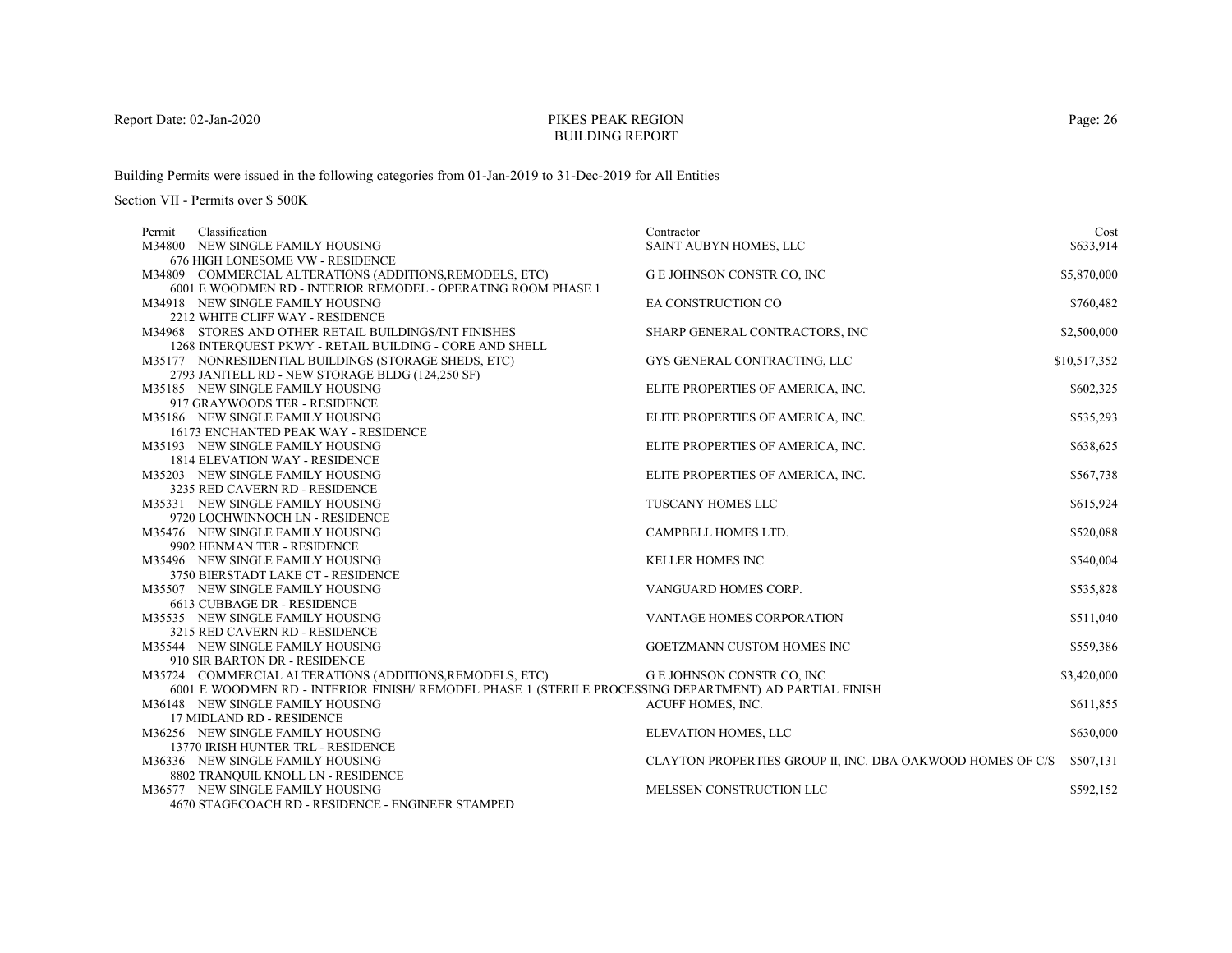Report Date: 02-Jan-2020

# PIKES PEAK REGION
## BUILDING REPORT

Building Permits were issued in the following categories from 01-Jan-2019 to 31-Dec-2019 for All Entities

Section VII - Permits over $ 500K

| Permit | Classification | Contractor | Cost |
|---|---|---|---|
| M34800 | NEW SINGLE FAMILY HOUSING<br>676 HIGH LONESOME VW - RESIDENCE | SAINT AUBYN HOMES, LLC | $633,914 |
| M34809 | COMMERCIAL ALTERATIONS (ADDITIONS,REMODELS, ETC)<br>6001 E WOODMEN RD - INTERIOR REMODEL - OPERATING ROOM PHASE 1 | G E JOHNSON CONSTR CO, INC | $5,870,000 |
| M34918 | NEW SINGLE FAMILY HOUSING<br>2212 WHITE CLIFF WAY - RESIDENCE | EA CONSTRUCTION CO | $760,482 |
| M34968 | STORES AND OTHER RETAIL BUILDINGS/INT FINISHES<br>1268 INTERQUEST PKWY - RETAIL BUILDING - CORE AND SHELL | SHARP GENERAL CONTRACTORS, INC | $2,500,000 |
| M35177 | NONRESIDENTIAL BUILDINGS (STORAGE SHEDS, ETC)<br>2793 JANITELL RD - NEW STORAGE BLDG (124,250 SF) | GYS GENERAL CONTRACTING, LLC | $10,517,352 |
| M35185 | NEW SINGLE FAMILY HOUSING<br>917 GRAYWOODS TER - RESIDENCE | ELITE PROPERTIES OF AMERICA, INC. | $602,325 |
| M35186 | NEW SINGLE FAMILY HOUSING<br>16173 ENCHANTED PEAK WAY - RESIDENCE | ELITE PROPERTIES OF AMERICA, INC. | $535,293 |
| M35193 | NEW SINGLE FAMILY HOUSING<br>1814 ELEVATION WAY - RESIDENCE | ELITE PROPERTIES OF AMERICA, INC. | $638,625 |
| M35203 | NEW SINGLE FAMILY HOUSING<br>3235 RED CAVERN RD - RESIDENCE | ELITE PROPERTIES OF AMERICA, INC. | $567,738 |
| M35331 | NEW SINGLE FAMILY HOUSING<br>9720 LOCHWINNOCH LN - RESIDENCE | TUSCANY HOMES LLC | $615,924 |
| M35476 | NEW SINGLE FAMILY HOUSING<br>9902 HENMAN TER - RESIDENCE | CAMPBELL HOMES LTD. | $520,088 |
| M35496 | NEW SINGLE FAMILY HOUSING<br>3750 BIERSTADT LAKE CT - RESIDENCE | KELLER HOMES INC | $540,004 |
| M35507 | NEW SINGLE FAMILY HOUSING<br>6613 CUBBAGE DR - RESIDENCE | VANGUARD HOMES CORP. | $535,828 |
| M35535 | NEW SINGLE FAMILY HOUSING<br>3215 RED CAVERN RD - RESIDENCE | VANTAGE HOMES CORPORATION | $511,040 |
| M35544 | NEW SINGLE FAMILY HOUSING<br>910 SIR BARTON DR - RESIDENCE | GOETZMANN CUSTOM HOMES INC | $559,386 |
| M35724 | COMMERCIAL ALTERATIONS (ADDITIONS,REMODELS, ETC)<br>6001 E WOODMEN RD - INTERIOR FINISH/ REMODEL PHASE 1 (STERILE PROCESSING DEPARTMENT) AD PARTIAL FINISH | G E JOHNSON CONSTR CO, INC | $3,420,000 |
| M36148 | NEW SINGLE FAMILY HOUSING<br>17 MIDLAND RD - RESIDENCE | ACUFF HOMES, INC. | $611,855 |
| M36256 | NEW SINGLE FAMILY HOUSING<br>13770 IRISH HUNTER TRL - RESIDENCE | ELEVATION HOMES, LLC | $630,000 |
| M36336 | NEW SINGLE FAMILY HOUSING<br>8802 TRANQUIL KNOLL LN - RESIDENCE | CLAYTON PROPERTIES GROUP II, INC. DBA OAKWOOD HOMES OF C/S | $507,131 |
| M36577 | NEW SINGLE FAMILY HOUSING<br>4670 STAGECOACH RD - RESIDENCE - ENGINEER STAMPED | MELSSEN CONSTRUCTION LLC | $592,152 |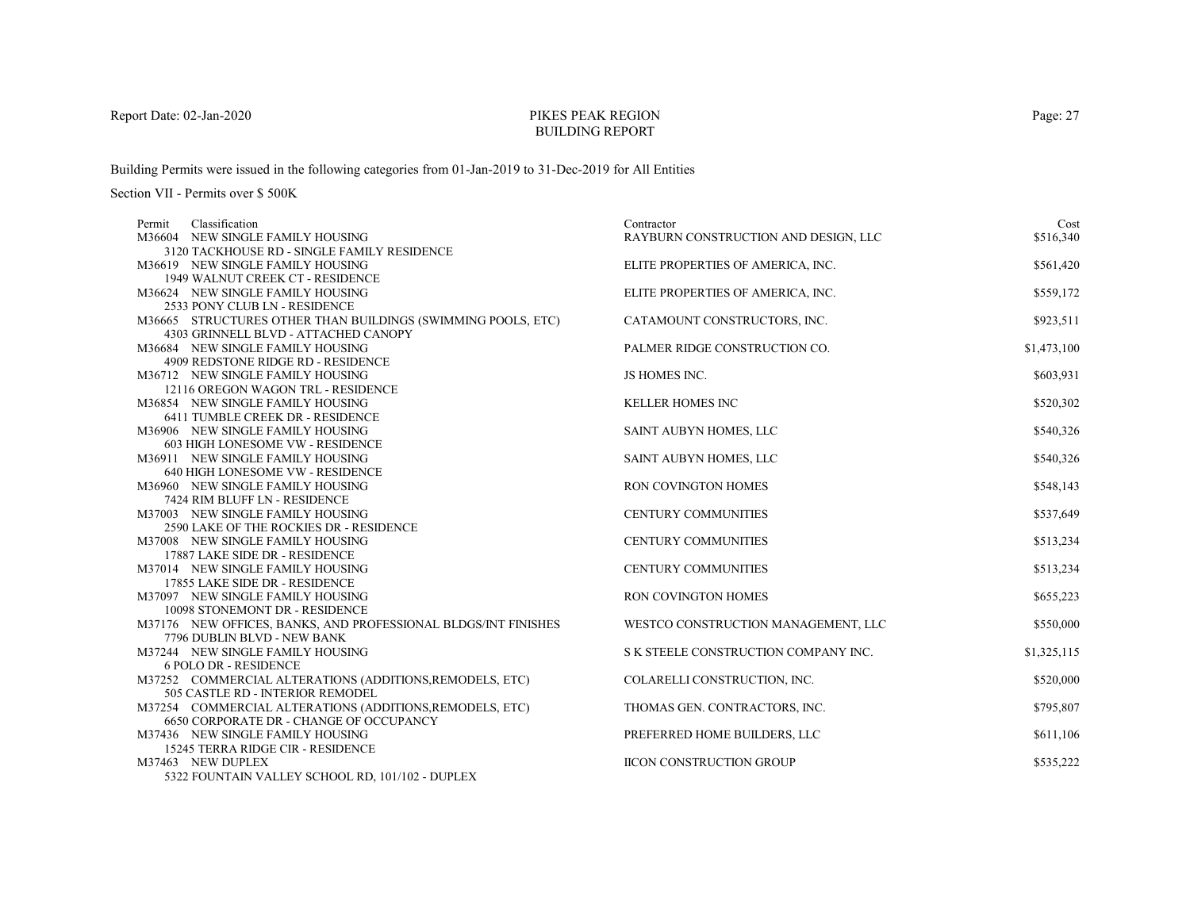# PIKES PEAK REGION
## BUILDING REPORT

Report Date: 02-Jan-2020

Building Permits were issued in the following categories from 01-Jan-2019 to 31-Dec-2019 for All Entities

Section VII - Permits over $ 500K

| Permit | Classification | Contractor | Cost |
|---|---|---|---|
| M36604 | NEW SINGLE FAMILY HOUSING<br>3120 TACKHOUSE RD - SINGLE FAMILY RESIDENCE | RAYBURN CONSTRUCTION AND DESIGN, LLC | $516,340 |
| M36619 | NEW SINGLE FAMILY HOUSING<br>1949 WALNUT CREEK CT - RESIDENCE | ELITE PROPERTIES OF AMERICA, INC. | $561,420 |
| M36624 | NEW SINGLE FAMILY HOUSING<br>2533 PONY CLUB LN - RESIDENCE | ELITE PROPERTIES OF AMERICA, INC. | $559,172 |
| M36665 | STRUCTURES OTHER THAN BUILDINGS (SWIMMING POOLS, ETC)<br>4303 GRINNELL BLVD - ATTACHED CANOPY | CATAMOUNT CONSTRUCTORS, INC. | $923,511 |
| M36684 | NEW SINGLE FAMILY HOUSING<br>4909 REDSTONE RIDGE RD - RESIDENCE | PALMER RIDGE CONSTRUCTION CO. | $1,473,100 |
| M36712 | NEW SINGLE FAMILY HOUSING<br>12116 OREGON WAGON TRL - RESIDENCE | JS HOMES INC. | $603,931 |
| M36854 | NEW SINGLE FAMILY HOUSING<br>6411 TUMBLE CREEK DR - RESIDENCE | KELLER HOMES INC | $520,302 |
| M36906 | NEW SINGLE FAMILY HOUSING<br>603 HIGH LONESOME VW - RESIDENCE | SAINT AUBYN HOMES, LLC | $540,326 |
| M36911 | NEW SINGLE FAMILY HOUSING<br>640 HIGH LONESOME VW - RESIDENCE | SAINT AUBYN HOMES, LLC | $540,326 |
| M36960 | NEW SINGLE FAMILY HOUSING<br>7424 RIM BLUFF LN - RESIDENCE | RON COVINGTON HOMES | $548,143 |
| M37003 | NEW SINGLE FAMILY HOUSING<br>2590 LAKE OF THE ROCKIES DR - RESIDENCE | CENTURY COMMUNITIES | $537,649 |
| M37008 | NEW SINGLE FAMILY HOUSING<br>17887 LAKE SIDE DR - RESIDENCE | CENTURY COMMUNITIES | $513,234 |
| M37014 | NEW SINGLE FAMILY HOUSING<br>17855 LAKE SIDE DR - RESIDENCE | CENTURY COMMUNITIES | $513,234 |
| M37097 | NEW SINGLE FAMILY HOUSING<br>10098 STONEMONT DR - RESIDENCE | RON COVINGTON HOMES | $655,223 |
| M37176 | NEW OFFICES, BANKS, AND PROFESSIONAL BLDGS/INT FINISHES<br>7796 DUBLIN BLVD - NEW BANK | WESTCO CONSTRUCTION MANAGEMENT, LLC | $550,000 |
| M37244 | NEW SINGLE FAMILY HOUSING<br>6 POLO DR - RESIDENCE | S K STEELE CONSTRUCTION COMPANY INC. | $1,325,115 |
| M37252 | COMMERCIAL ALTERATIONS (ADDITIONS,REMODELS, ETC)<br>505 CASTLE RD - INTERIOR REMODEL | COLARELLI CONSTRUCTION, INC. | $520,000 |
| M37254 | COMMERCIAL ALTERATIONS (ADDITIONS,REMODELS, ETC)<br>6650 CORPORATE DR - CHANGE OF OCCUPANCY | THOMAS GEN. CONTRACTORS, INC. | $795,807 |
| M37436 | NEW SINGLE FAMILY HOUSING<br>15245 TERRA RIDGE CIR - RESIDENCE | PREFERRED HOME BUILDERS, LLC | $611,106 |
| M37463 | NEW DUPLEX<br>5322 FOUNTAIN VALLEY SCHOOL RD, 101/102 - DUPLEX | IICON CONSTRUCTION GROUP | $535,222 |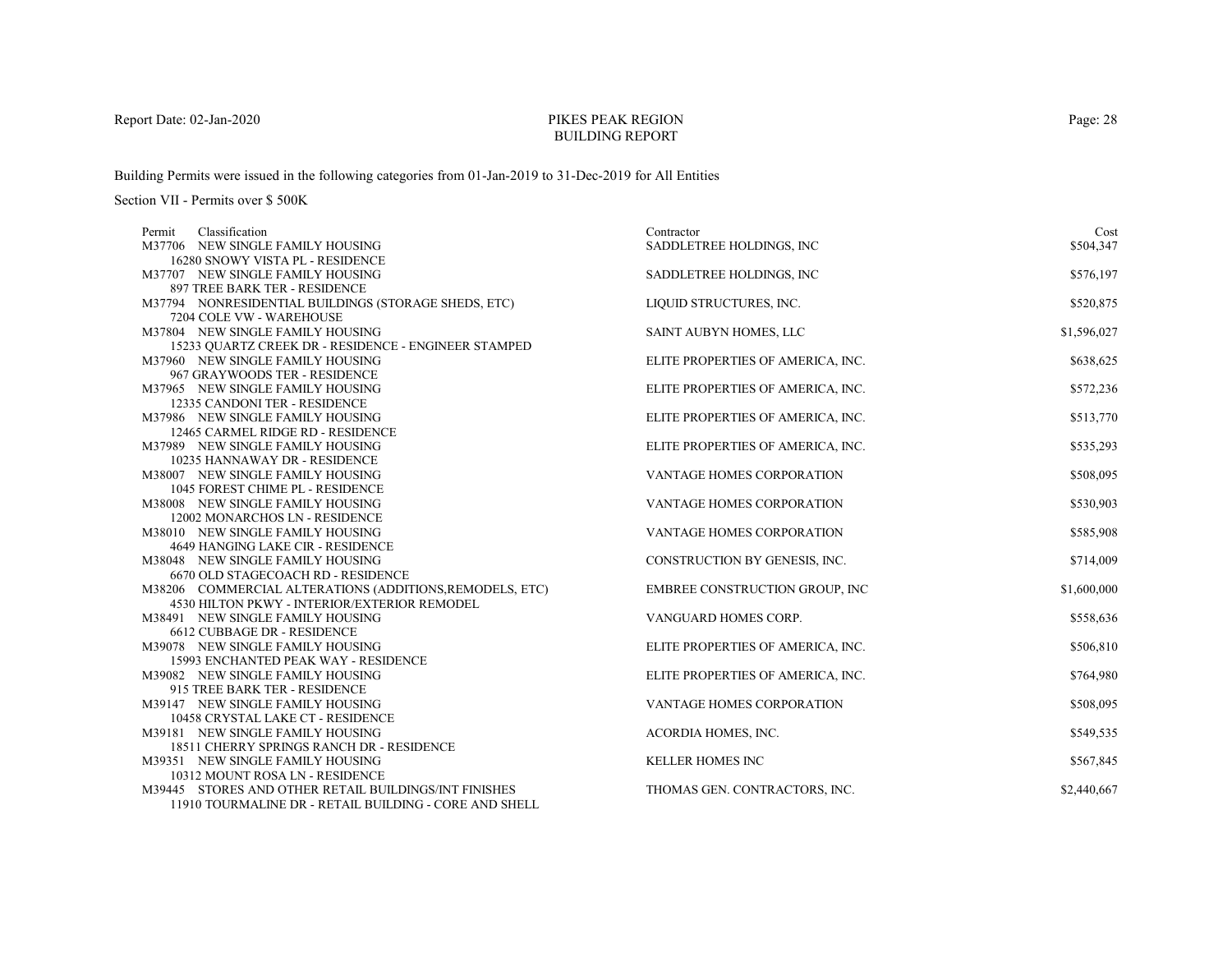Report Date: 02-Jan-2020

# PIKES PEAK REGION
## BUILDING REPORT

Building Permits were issued in the following categories from 01-Jan-2019 to 31-Dec-2019 for All Entities

Section VII - Permits over $ 500K

| Permit | Classification | Contractor | Cost |
|---|---|---|---|
| M37706 | NEW SINGLE FAMILY HOUSING<br>16280 SNOWY VISTA PL - RESIDENCE | SADDLETREE HOLDINGS, INC | $504,347 |
| M37707 | NEW SINGLE FAMILY HOUSING<br>897 TREE BARK TER - RESIDENCE | SADDLETREE HOLDINGS, INC | $576,197 |
| M37794 | NONRESIDENTIAL BUILDINGS (STORAGE SHEDS, ETC)<br>7204 COLE VW - WAREHOUSE | LIQUID STRUCTURES, INC. | $520,875 |
| M37804 | NEW SINGLE FAMILY HOUSING<br>15233 QUARTZ CREEK DR - RESIDENCE - ENGINEER STAMPED | SAINT AUBYN HOMES, LLC | $1,596,027 |
| M37960 | NEW SINGLE FAMILY HOUSING<br>967 GRAYWOODS TER - RESIDENCE | ELITE PROPERTIES OF AMERICA, INC. | $638,625 |
| M37965 | NEW SINGLE FAMILY HOUSING<br>12335 CANDONI TER - RESIDENCE | ELITE PROPERTIES OF AMERICA, INC. | $572,236 |
| M37986 | NEW SINGLE FAMILY HOUSING<br>12465 CARMEL RIDGE RD - RESIDENCE | ELITE PROPERTIES OF AMERICA, INC. | $513,770 |
| M37989 | NEW SINGLE FAMILY HOUSING<br>10235 HANNAWAY DR - RESIDENCE | ELITE PROPERTIES OF AMERICA, INC. | $535,293 |
| M38007 | NEW SINGLE FAMILY HOUSING<br>1045 FOREST CHIME PL - RESIDENCE | VANTAGE HOMES CORPORATION | $508,095 |
| M38008 | NEW SINGLE FAMILY HOUSING<br>12002 MONARCHOS LN - RESIDENCE | VANTAGE HOMES CORPORATION | $530,903 |
| M38010 | NEW SINGLE FAMILY HOUSING<br>4649 HANGING LAKE CIR - RESIDENCE | VANTAGE HOMES CORPORATION | $585,908 |
| M38048 | NEW SINGLE FAMILY HOUSING<br>6670 OLD STAGECOACH RD - RESIDENCE | CONSTRUCTION BY GENESIS, INC. | $714,009 |
| M38206 | COMMERCIAL ALTERATIONS (ADDITIONS,REMODELS, ETC)<br>4530 HILTON PKWY - INTERIOR/EXTERIOR REMODEL | EMBREE CONSTRUCTION GROUP, INC | $1,600,000 |
| M38491 | NEW SINGLE FAMILY HOUSING<br>6612 CUBBAGE DR - RESIDENCE | VANGUARD HOMES CORP. | $558,636 |
| M39078 | NEW SINGLE FAMILY HOUSING<br>15993 ENCHANTED PEAK WAY - RESIDENCE | ELITE PROPERTIES OF AMERICA, INC. | $506,810 |
| M39082 | NEW SINGLE FAMILY HOUSING<br>915 TREE BARK TER - RESIDENCE | ELITE PROPERTIES OF AMERICA, INC. | $764,980 |
| M39147 | NEW SINGLE FAMILY HOUSING<br>10458 CRYSTAL LAKE CT - RESIDENCE | VANTAGE HOMES CORPORATION | $508,095 |
| M39181 | NEW SINGLE FAMILY HOUSING<br>18511 CHERRY SPRINGS RANCH DR - RESIDENCE | ACORDIA HOMES, INC. | $549,535 |
| M39351 | NEW SINGLE FAMILY HOUSING<br>10312 MOUNT ROSA LN - RESIDENCE | KELLER HOMES INC | $567,845 |
| M39445 | STORES AND OTHER RETAIL BUILDINGS/INT FINISHES<br>11910 TOURMALINE DR - RETAIL BUILDING - CORE AND SHELL | THOMAS GEN. CONTRACTORS, INC. | $2,440,667 |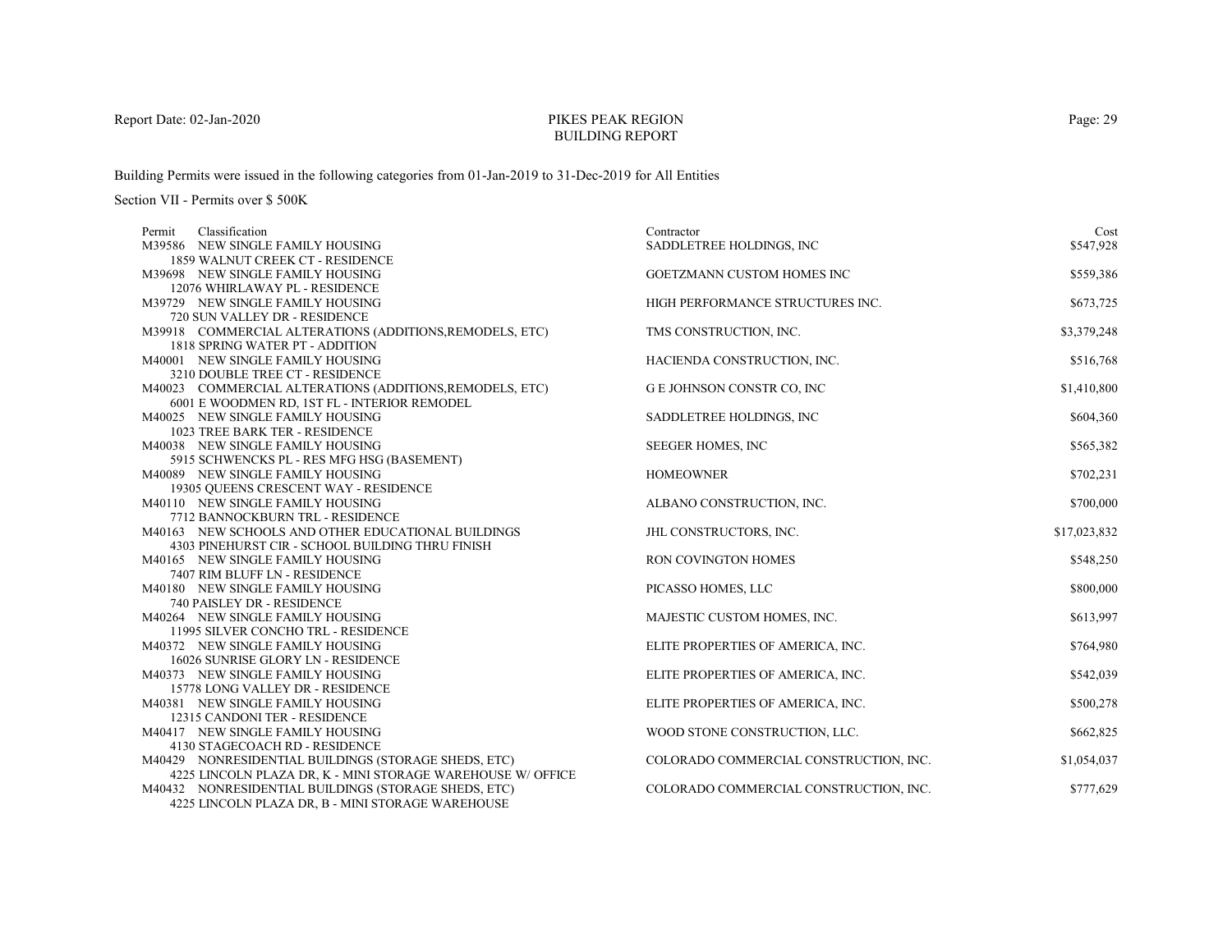Report Date: 02-Jan-2020

# PIKES PEAK REGION
## BUILDING REPORT

Building Permits were issued in the following categories from 01-Jan-2019 to 31-Dec-2019 for All Entities

Section VII - Permits over $ 500K

| Permit | Classification | Contractor | Cost |
|---|---|---|---|
| M39586 | NEW SINGLE FAMILY HOUSING<br>1859 WALNUT CREEK CT - RESIDENCE | SADDLETREE HOLDINGS, INC | $547,928 |
| M39698 | NEW SINGLE FAMILY HOUSING<br>12076 WHIRLAWAY PL - RESIDENCE | GOETZMANN CUSTOM HOMES INC | $559,386 |
| M39729 | NEW SINGLE FAMILY HOUSING<br>720 SUN VALLEY DR - RESIDENCE | HIGH PERFORMANCE STRUCTURES INC. | $673,725 |
| M39918 | COMMERCIAL ALTERATIONS (ADDITIONS,REMODELS, ETC)<br>1818 SPRING WATER PT - ADDITION | TMS CONSTRUCTION, INC. | $3,379,248 |
| M40001 | NEW SINGLE FAMILY HOUSING<br>3210 DOUBLE TREE CT - RESIDENCE | HACIENDA CONSTRUCTION, INC. | $516,768 |
| M40023 | COMMERCIAL ALTERATIONS (ADDITIONS,REMODELS, ETC)<br>6001 E WOODMEN RD, 1ST FL - INTERIOR REMODEL | G E JOHNSON CONSTR CO, INC | $1,410,800 |
| M40025 | NEW SINGLE FAMILY HOUSING<br>1023 TREE BARK TER - RESIDENCE | SADDLETREE HOLDINGS, INC | $604,360 |
| M40038 | NEW SINGLE FAMILY HOUSING<br>5915 SCHWENCKS PL - RES MFG HSG (BASEMENT) | SEEGER HOMES, INC | $565,382 |
| M40089 | NEW SINGLE FAMILY HOUSING<br>19305 QUEENS CRESCENT WAY - RESIDENCE | HOMEOWNER | $702,231 |
| M40110 | NEW SINGLE FAMILY HOUSING<br>7712 BANNOCKBURN TRL - RESIDENCE | ALBANO CONSTRUCTION, INC. | $700,000 |
| M40163 | NEW SCHOOLS AND OTHER EDUCATIONAL BUILDINGS<br>4303 PINEHURST CIR - SCHOOL BUILDING THRU FINISH | JHL CONSTRUCTORS, INC. | $17,023,832 |
| M40165 | NEW SINGLE FAMILY HOUSING<br>7407 RIM BLUFF LN - RESIDENCE | RON COVINGTON HOMES | $548,250 |
| M40180 | NEW SINGLE FAMILY HOUSING<br>740 PAISLEY DR - RESIDENCE | PICASSO HOMES, LLC | $800,000 |
| M40264 | NEW SINGLE FAMILY HOUSING<br>11995 SILVER CONCHO TRL - RESIDENCE | MAJESTIC CUSTOM HOMES, INC. | $613,997 |
| M40372 | NEW SINGLE FAMILY HOUSING<br>16026 SUNRISE GLORY LN - RESIDENCE | ELITE PROPERTIES OF AMERICA, INC. | $764,980 |
| M40373 | NEW SINGLE FAMILY HOUSING<br>15778 LONG VALLEY DR - RESIDENCE | ELITE PROPERTIES OF AMERICA, INC. | $542,039 |
| M40381 | NEW SINGLE FAMILY HOUSING<br>12315 CANDONI TER - RESIDENCE | ELITE PROPERTIES OF AMERICA, INC. | $500,278 |
| M40417 | NEW SINGLE FAMILY HOUSING<br>4130 STAGECOACH RD - RESIDENCE | WOOD STONE CONSTRUCTION, LLC. | $662,825 |
| M40429 | NONRESIDENTIAL BUILDINGS (STORAGE SHEDS, ETC)<br>4225 LINCOLN PLAZA DR, K - MINI STORAGE WAREHOUSE W/ OFFICE | COLORADO COMMERCIAL CONSTRUCTION, INC. | $1,054,037 |
| M40432 | NONRESIDENTIAL BUILDINGS (STORAGE SHEDS, ETC)<br>4225 LINCOLN PLAZA DR, B - MINI STORAGE WAREHOUSE | COLORADO COMMERCIAL CONSTRUCTION, INC. | $777,629 |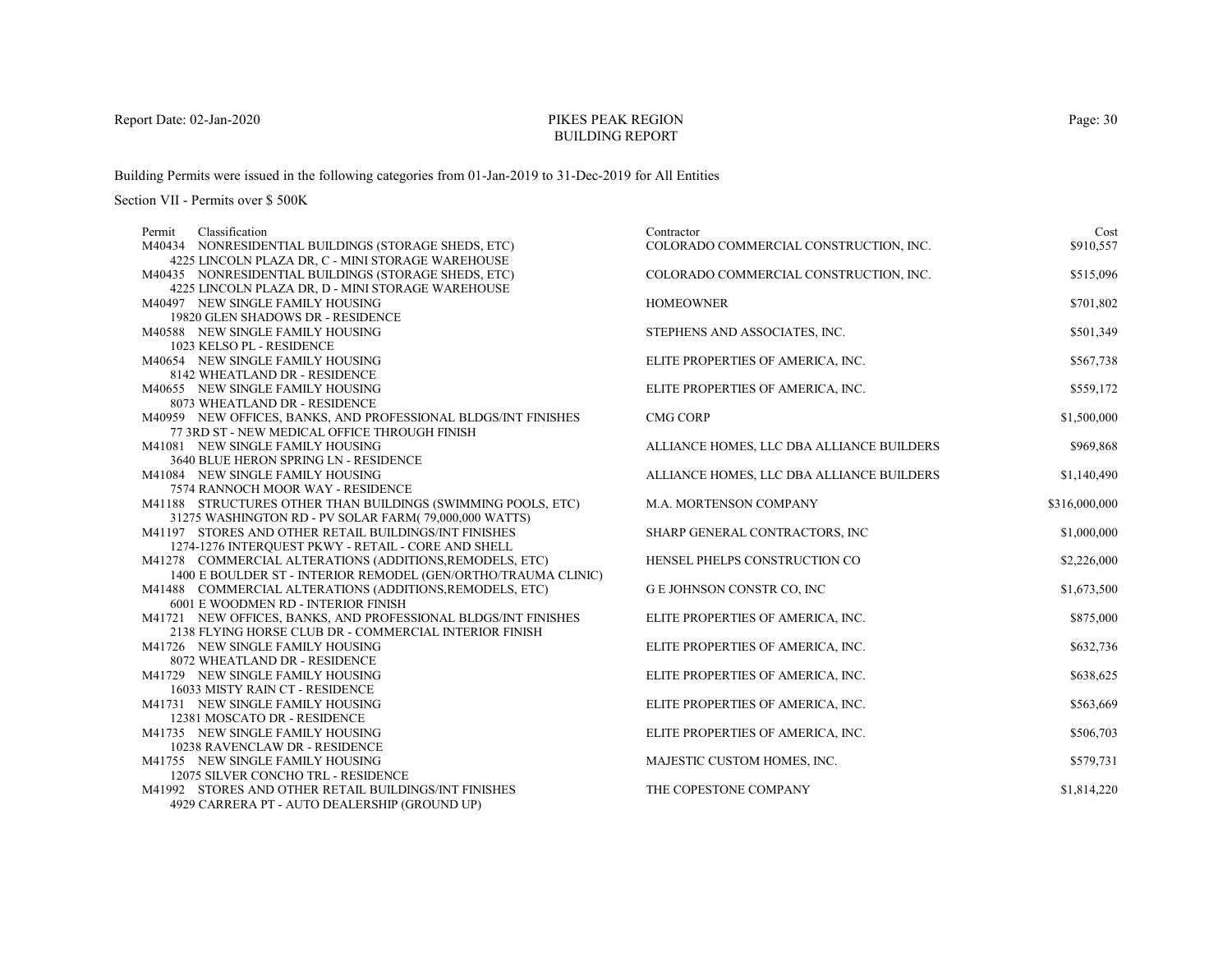Building Permits were issued in the following categories from 01-Jan-2019 to 31-Dec-2019 for All Entities

Section VII - Permits over $ 500K

| Permit | Classification | Contractor | Cost |
|---|---|---|---|
| M40434 | NONRESIDENTIAL BUILDINGS (STORAGE SHEDS, ETC)<br>4225 LINCOLN PLAZA DR, C - MINI STORAGE WAREHOUSE | COLORADO COMMERCIAL CONSTRUCTION, INC. | $910,557 |
| M40435 | NONRESIDENTIAL BUILDINGS (STORAGE SHEDS, ETC)<br>4225 LINCOLN PLAZA DR, D - MINI STORAGE WAREHOUSE | COLORADO COMMERCIAL CONSTRUCTION, INC. | $515,096 |
| M40497 | NEW SINGLE FAMILY HOUSING<br>19820 GLEN SHADOWS DR - RESIDENCE | HOMEOWNER | $701,802 |
| M40588 | NEW SINGLE FAMILY HOUSING<br>1023 KELSO PL - RESIDENCE | STEPHENS AND ASSOCIATES, INC. | $501,349 |
| M40654 | NEW SINGLE FAMILY HOUSING<br>8142 WHEATLAND DR - RESIDENCE | ELITE PROPERTIES OF AMERICA, INC. | $567,738 |
| M40655 | NEW SINGLE FAMILY HOUSING<br>8073 WHEATLAND DR - RESIDENCE | ELITE PROPERTIES OF AMERICA, INC. | $559,172 |
| M40959 | NEW OFFICES, BANKS, AND PROFESSIONAL BLDGS/INT FINISHES<br>77 3RD ST - NEW MEDICAL OFFICE THROUGH FINISH | CMG CORP | $1,500,000 |
| M41081 | NEW SINGLE FAMILY HOUSING<br>3640 BLUE HERON SPRING LN - RESIDENCE | ALLIANCE HOMES, LLC DBA ALLIANCE BUILDERS | $969,868 |
| M41084 | NEW SINGLE FAMILY HOUSING<br>7574 RANNOCH MOOR WAY - RESIDENCE | ALLIANCE HOMES, LLC DBA ALLIANCE BUILDERS | $1,140,490 |
| M41188 | STRUCTURES OTHER THAN BUILDINGS (SWIMMING POOLS, ETC)<br>31275 WASHINGTON RD - PV SOLAR FARM( 79,000,000 WATTS) | M.A. MORTENSON COMPANY | $316,000,000 |
| M41197 | STORES AND OTHER RETAIL BUILDINGS/INT FINISHES<br>1274-1276 INTERQUEST PKWY - RETAIL - CORE AND SHELL | SHARP GENERAL CONTRACTORS, INC | $1,000,000 |
| M41278 | COMMERCIAL ALTERATIONS (ADDITIONS,REMODELS, ETC)<br>1400 E BOULDER ST - INTERIOR REMODEL (GEN/ORTHO/TRAUMA CLINIC) | HENSEL PHELPS CONSTRUCTION CO | $2,226,000 |
| M41488 | COMMERCIAL ALTERATIONS (ADDITIONS,REMODELS, ETC)<br>6001 E WOODMEN RD - INTERIOR FINISH | G E JOHNSON CONSTR CO, INC | $1,673,500 |
| M41721 | NEW OFFICES, BANKS, AND PROFESSIONAL BLDGS/INT FINISHES<br>2138 FLYING HORSE CLUB DR - COMMERCIAL INTERIOR FINISH | ELITE PROPERTIES OF AMERICA, INC. | $875,000 |
| M41726 | NEW SINGLE FAMILY HOUSING<br>8072 WHEATLAND DR - RESIDENCE | ELITE PROPERTIES OF AMERICA, INC. | $632,736 |
| M41729 | NEW SINGLE FAMILY HOUSING<br>16033 MISTY RAIN CT - RESIDENCE | ELITE PROPERTIES OF AMERICA, INC. | $638,625 |
| M41731 | NEW SINGLE FAMILY HOUSING<br>12381 MOSCATO DR - RESIDENCE | ELITE PROPERTIES OF AMERICA, INC. | $563,669 |
| M41735 | NEW SINGLE FAMILY HOUSING<br>10238 RAVENCLAW DR - RESIDENCE | ELITE PROPERTIES OF AMERICA, INC. | $506,703 |
| M41755 | NEW SINGLE FAMILY HOUSING<br>12075 SILVER CONCHO TRL - RESIDENCE | MAJESTIC CUSTOM HOMES, INC. | $579,731 |
| M41992 | STORES AND OTHER RETAIL BUILDINGS/INT FINISHES<br>4929 CARRERA PT - AUTO DEALERSHIP (GROUND UP) | THE COPESTONE COMPANY | $1,814,220 |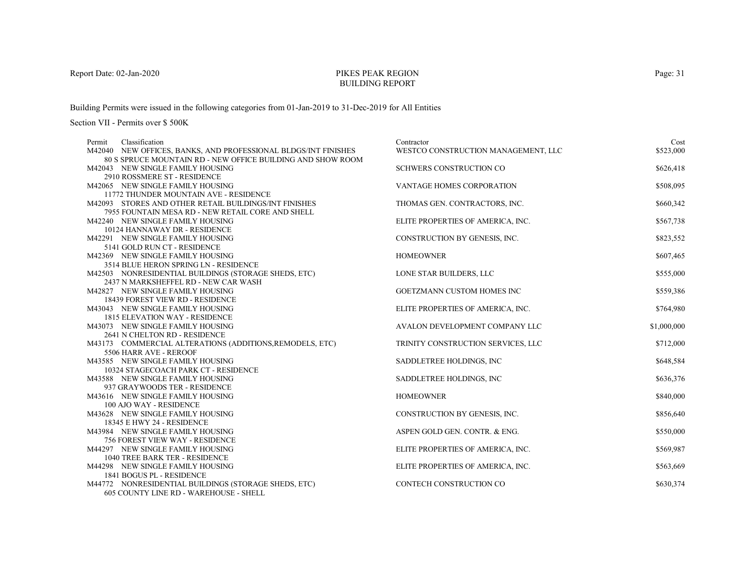# PIKES PEAK REGION
## BUILDING REPORT

Report Date: 02-Jan-2020

Building Permits were issued in the following categories from 01-Jan-2019 to 31-Dec-2019 for All Entities

Section VII - Permits over $ 500K

| Permit | Classification | Contractor | Cost |
|---|---|---|---|
| M42040 | NEW OFFICES, BANKS, AND PROFESSIONAL BLDGS/INT FINISHES<br>80 S SPRUCE MOUNTAIN RD - NEW OFFICE BUILDING AND SHOW ROOM | WESTCO CONSTRUCTION MANAGEMENT, LLC | $523,000 |
| M42043 | NEW SINGLE FAMILY HOUSING<br>2910 ROSSMERE ST - RESIDENCE | SCHWERS CONSTRUCTION CO | $626,418 |
| M42065 | NEW SINGLE FAMILY HOUSING<br>11772 THUNDER MOUNTAIN AVE - RESIDENCE | VANTAGE HOMES CORPORATION | $508,095 |
| M42093 | STORES AND OTHER RETAIL BUILDINGS/INT FINISHES<br>7955 FOUNTAIN MESA RD - NEW RETAIL CORE AND SHELL | THOMAS GEN. CONTRACTORS, INC. | $660,342 |
| M42240 | NEW SINGLE FAMILY HOUSING<br>10124 HANNAWAY DR - RESIDENCE | ELITE PROPERTIES OF AMERICA, INC. | $567,738 |
| M42291 | NEW SINGLE FAMILY HOUSING<br>5141 GOLD RUN CT - RESIDENCE | CONSTRUCTION BY GENESIS, INC. | $823,552 |
| M42369 | NEW SINGLE FAMILY HOUSING<br>3514 BLUE HERON SPRING LN - RESIDENCE | HOMEOWNER | $607,465 |
| M42503 | NONRESIDENTIAL BUILDINGS (STORAGE SHEDS, ETC)<br>2437 N MARKSHEFFEL RD - NEW CAR WASH | LONE STAR BUILDERS, LLC | $555,000 |
| M42827 | NEW SINGLE FAMILY HOUSING<br>18439 FOREST VIEW RD - RESIDENCE | GOETZMANN CUSTOM HOMES INC | $559,386 |
| M43043 | NEW SINGLE FAMILY HOUSING<br>1815 ELEVATION WAY - RESIDENCE | ELITE PROPERTIES OF AMERICA, INC. | $764,980 |
| M43073 | NEW SINGLE FAMILY HOUSING<br>2641 N CHELTON RD - RESIDENCE | AVALON DEVELOPMENT COMPANY LLC | $1,000,000 |
| M43173 | COMMERCIAL ALTERATIONS (ADDITIONS,REMODELS, ETC)<br>5506 HARR AVE - REROOF | TRINITY CONSTRUCTION SERVICES, LLC | $712,000 |
| M43585 | NEW SINGLE FAMILY HOUSING<br>10324 STAGECOACH PARK CT - RESIDENCE | SADDLETREE HOLDINGS, INC | $648,584 |
| M43588 | NEW SINGLE FAMILY HOUSING<br>937 GRAYWOODS TER - RESIDENCE | SADDLETREE HOLDINGS, INC | $636,376 |
| M43616 | NEW SINGLE FAMILY HOUSING<br>100 AJO WAY - RESIDENCE | HOMEOWNER | $840,000 |
| M43628 | NEW SINGLE FAMILY HOUSING<br>18345 E HWY 24 - RESIDENCE | CONSTRUCTION BY GENESIS, INC. | $856,640 |
| M43984 | NEW SINGLE FAMILY HOUSING<br>756 FOREST VIEW WAY - RESIDENCE | ASPEN GOLD GEN. CONTR. & ENG. | $550,000 |
| M44297 | NEW SINGLE FAMILY HOUSING<br>1040 TREE BARK TER - RESIDENCE | ELITE PROPERTIES OF AMERICA, INC. | $569,987 |
| M44298 | NEW SINGLE FAMILY HOUSING<br>1841 BOGUS PL - RESIDENCE | ELITE PROPERTIES OF AMERICA, INC. | $563,669 |
| M44772 | NONRESIDENTIAL BUILDINGS (STORAGE SHEDS, ETC)<br>605 COUNTY LINE RD - WAREHOUSE - SHELL | CONTECH CONSTRUCTION CO | $630,374 |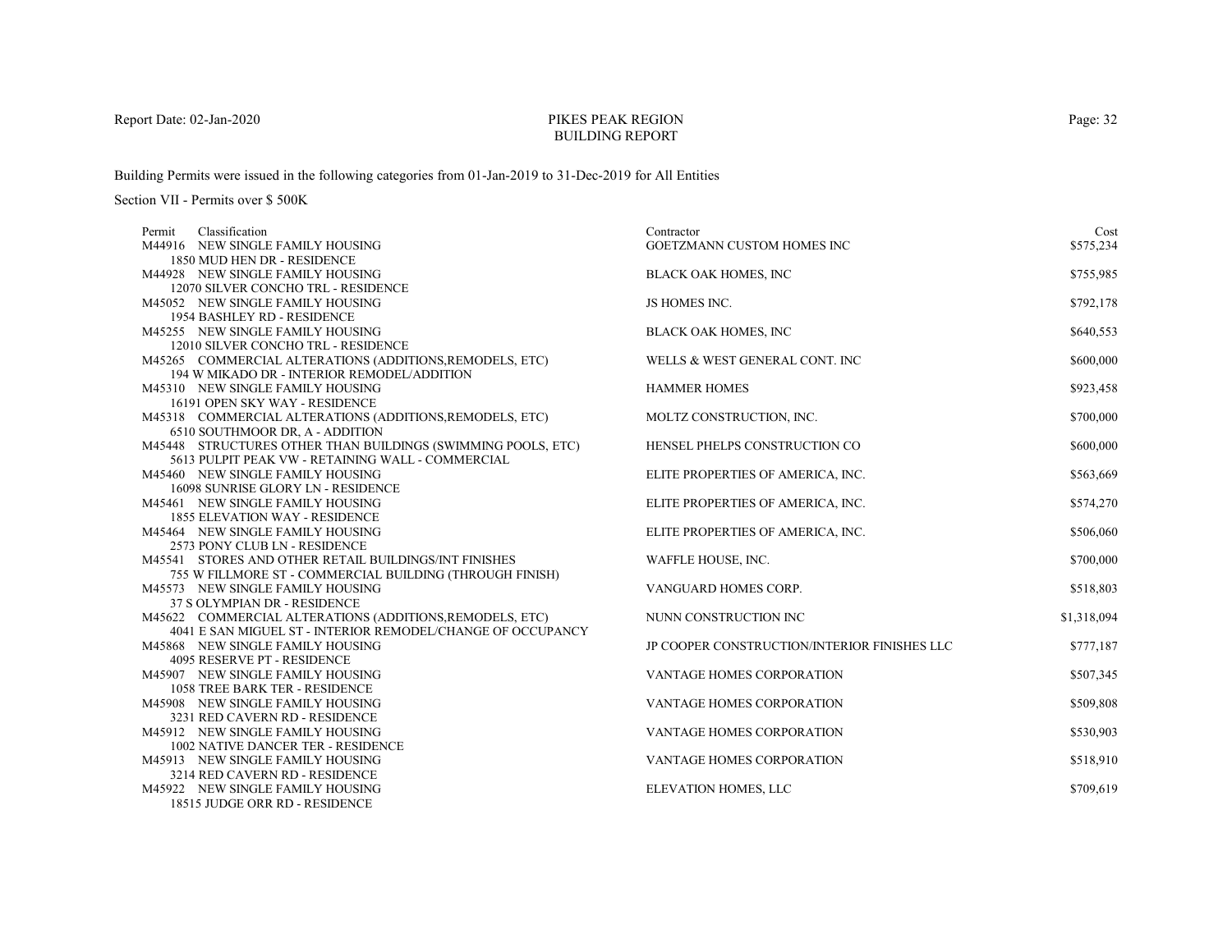# PIKES PEAK REGION
## BUILDING REPORT

Report Date: 02-Jan-2020

Building Permits were issued in the following categories from 01-Jan-2019 to 31-Dec-2019 for All Entities

Section VII - Permits over $ 500K

| Permit | Classification | Contractor | Cost |
|---|---|---|---|
| M44916 | NEW SINGLE FAMILY HOUSING<br>1850 MUD HEN DR - RESIDENCE | GOETZMANN CUSTOM HOMES INC | $575,234 |
| M44928 | NEW SINGLE FAMILY HOUSING<br>12070 SILVER CONCHO TRL - RESIDENCE | BLACK OAK HOMES, INC | $755,985 |
| M45052 | NEW SINGLE FAMILY HOUSING<br>1954 BASHLEY RD - RESIDENCE | JS HOMES INC. | $792,178 |
| M45255 | NEW SINGLE FAMILY HOUSING<br>12010 SILVER CONCHO TRL - RESIDENCE | BLACK OAK HOMES, INC | $640,553 |
| M45265 | COMMERCIAL ALTERATIONS (ADDITIONS,REMODELS, ETC)<br>194 W MIKADO DR - INTERIOR REMODEL/ADDITION | WELLS & WEST GENERAL CONT. INC | $600,000 |
| M45310 | NEW SINGLE FAMILY HOUSING<br>16191 OPEN SKY WAY - RESIDENCE | HAMMER HOMES | $923,458 |
| M45318 | COMMERCIAL ALTERATIONS (ADDITIONS,REMODELS, ETC)<br>6510 SOUTHMOOR DR, A - ADDITION | MOLTZ CONSTRUCTION, INC. | $700,000 |
| M45448 | STRUCTURES OTHER THAN BUILDINGS (SWIMMING POOLS, ETC)<br>5613 PULPIT PEAK VW - RETAINING WALL - COMMERCIAL | HENSEL PHELPS CONSTRUCTION CO | $600,000 |
| M45460 | NEW SINGLE FAMILY HOUSING<br>16098 SUNRISE GLORY LN - RESIDENCE | ELITE PROPERTIES OF AMERICA, INC. | $563,669 |
| M45461 | NEW SINGLE FAMILY HOUSING<br>1855 ELEVATION WAY - RESIDENCE | ELITE PROPERTIES OF AMERICA, INC. | $574,270 |
| M45464 | NEW SINGLE FAMILY HOUSING<br>2573 PONY CLUB LN - RESIDENCE | ELITE PROPERTIES OF AMERICA, INC. | $506,060 |
| M45541 | STORES AND OTHER RETAIL BUILDINGS/INT FINISHES<br>755 W FILLMORE ST - COMMERCIAL BUILDING (THROUGH FINISH) | WAFFLE HOUSE, INC. | $700,000 |
| M45573 | NEW SINGLE FAMILY HOUSING<br>37 S OLYMPIAN DR - RESIDENCE | VANGUARD HOMES CORP. | $518,803 |
| M45622 | COMMERCIAL ALTERATIONS (ADDITIONS,REMODELS, ETC)<br>4041 E SAN MIGUEL ST - INTERIOR REMODEL/CHANGE OF OCCUPANCY | NUNN CONSTRUCTION INC | $1,318,094 |
| M45868 | NEW SINGLE FAMILY HOUSING<br>4095 RESERVE PT - RESIDENCE | JP COOPER CONSTRUCTION/INTERIOR FINISHES LLC | $777,187 |
| M45907 | NEW SINGLE FAMILY HOUSING<br>1058 TREE BARK TER - RESIDENCE | VANTAGE HOMES CORPORATION | $507,345 |
| M45908 | NEW SINGLE FAMILY HOUSING<br>3231 RED CAVERN RD - RESIDENCE | VANTAGE HOMES CORPORATION | $509,808 |
| M45912 | NEW SINGLE FAMILY HOUSING<br>1002 NATIVE DANCER TER - RESIDENCE | VANTAGE HOMES CORPORATION | $530,903 |
| M45913 | NEW SINGLE FAMILY HOUSING<br>3214 RED CAVERN RD - RESIDENCE | VANTAGE HOMES CORPORATION | $518,910 |
| M45922 | NEW SINGLE FAMILY HOUSING<br>18515 JUDGE ORR RD - RESIDENCE | ELEVATION HOMES, LLC | $709,619 |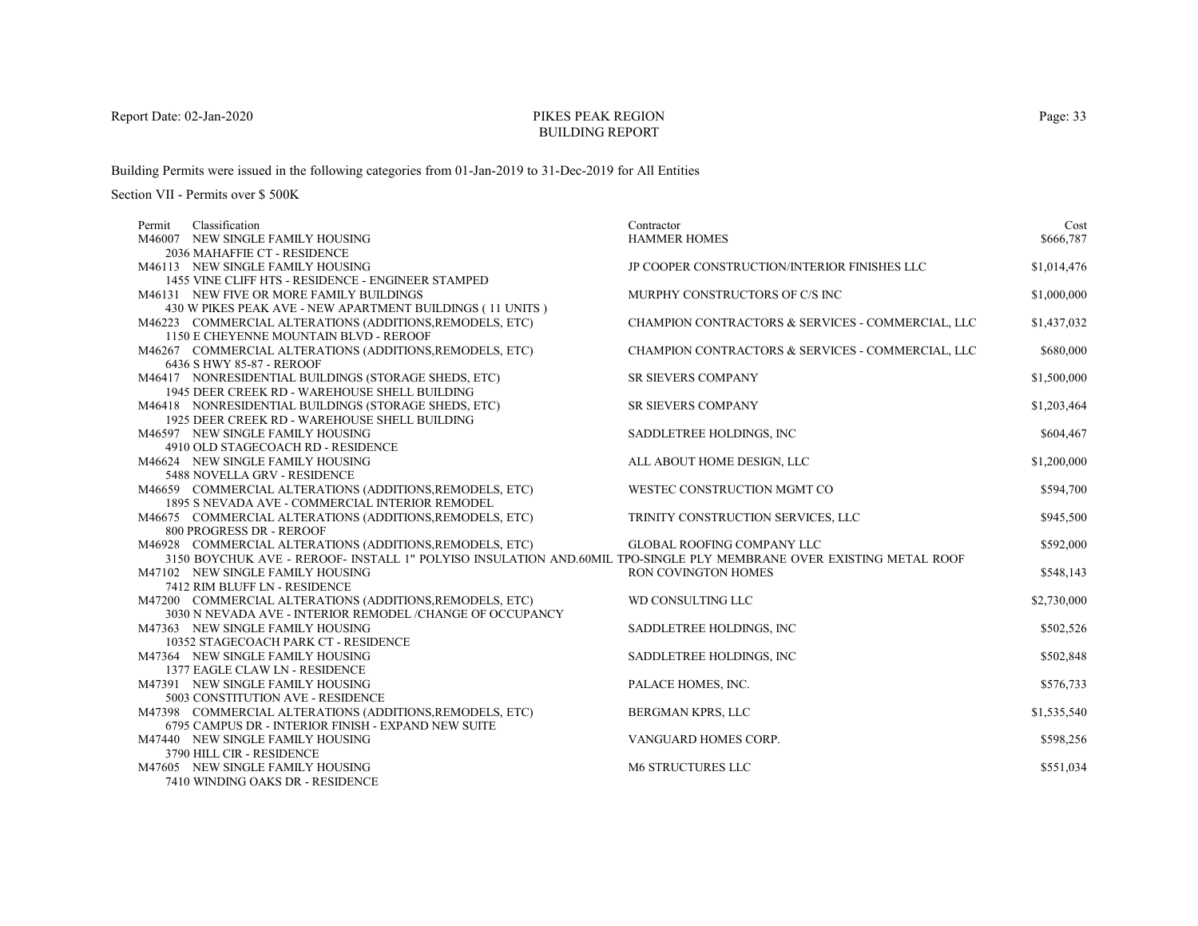Report Date: 02-Jan-2020

# PIKES PEAK REGION
## BUILDING REPORT

Building Permits were issued in the following categories from 01-Jan-2019 to 31-Dec-2019 for All Entities

Section VII - Permits over $ 500K

| Permit | Classification | Contractor | Cost |
|---|---|---|---|
| M46007 | NEW SINGLE FAMILY HOUSING<br>2036 MAHAFFIE CT - RESIDENCE | HAMMER HOMES | $666,787 |
| M46113 | NEW SINGLE FAMILY HOUSING<br>1455 VINE CLIFF HTS - RESIDENCE - ENGINEER STAMPED | JP COOPER CONSTRUCTION/INTERIOR FINISHES LLC | $1,014,476 |
| M46131 | NEW FIVE OR MORE FAMILY BUILDINGS<br>430 W PIKES PEAK AVE - NEW APARTMENT BUILDINGS ( 11 UNITS ) | MURPHY CONSTRUCTORS OF C/S INC | $1,000,000 |
| M46223 | COMMERCIAL ALTERATIONS (ADDITIONS,REMODELS, ETC)<br>1150 E CHEYENNE MOUNTAIN BLVD - REROOF | CHAMPION CONTRACTORS & SERVICES - COMMERCIAL, LLC | $1,437,032 |
| M46267 | COMMERCIAL ALTERATIONS (ADDITIONS,REMODELS, ETC)<br>6436 S HWY 85-87 - REROOF | CHAMPION CONTRACTORS & SERVICES - COMMERCIAL, LLC | $680,000 |
| M46417 | NONRESIDENTIAL BUILDINGS (STORAGE SHEDS, ETC)<br>1945 DEER CREEK RD - WAREHOUSE SHELL BUILDING | SR SIEVERS COMPANY | $1,500,000 |
| M46418 | NONRESIDENTIAL BUILDINGS (STORAGE SHEDS, ETC)<br>1925 DEER CREEK RD - WAREHOUSE SHELL BUILDING | SR SIEVERS COMPANY | $1,203,464 |
| M46597 | NEW SINGLE FAMILY HOUSING<br>4910 OLD STAGECOACH RD - RESIDENCE | SADDLETREE HOLDINGS, INC | $604,467 |
| M46624 | NEW SINGLE FAMILY HOUSING<br>5488 NOVELLA GRV - RESIDENCE | ALL ABOUT HOME DESIGN, LLC | $1,200,000 |
| M46659 | COMMERCIAL ALTERATIONS (ADDITIONS,REMODELS, ETC)<br>1895 S NEVADA AVE - COMMERCIAL INTERIOR REMODEL | WESTEC CONSTRUCTION MGMT CO | $594,700 |
| M46675 | COMMERCIAL ALTERATIONS (ADDITIONS,REMODELS, ETC)<br>800 PROGRESS DR - REROOF | TRINITY CONSTRUCTION SERVICES, LLC | $945,500 |
| M46928 | COMMERCIAL ALTERATIONS (ADDITIONS,REMODELS, ETC)<br>3150 BOYCHUK AVE - REROOF- INSTALL 1" POLYISO INSULATION AND.60MIL TPO-SINGLE PLY MEMBRANE OVER EXISTING METAL ROOF | GLOBAL ROOFING COMPANY LLC | $592,000 |
| M47102 | NEW SINGLE FAMILY HOUSING<br>7412 RIM BLUFF LN - RESIDENCE | RON COVINGTON HOMES | $548,143 |
| M47200 | COMMERCIAL ALTERATIONS (ADDITIONS,REMODELS, ETC)<br>3030 N NEVADA AVE - INTERIOR REMODEL /CHANGE OF OCCUPANCY | WD CONSULTING LLC | $2,730,000 |
| M47363 | NEW SINGLE FAMILY HOUSING<br>10352 STAGECOACH PARK CT - RESIDENCE | SADDLETREE HOLDINGS, INC | $502,526 |
| M47364 | NEW SINGLE FAMILY HOUSING<br>1377 EAGLE CLAW LN - RESIDENCE | SADDLETREE HOLDINGS, INC | $502,848 |
| M47391 | NEW SINGLE FAMILY HOUSING<br>5003 CONSTITUTION AVE - RESIDENCE | PALACE HOMES, INC. | $576,733 |
| M47398 | COMMERCIAL ALTERATIONS (ADDITIONS,REMODELS, ETC)<br>6795 CAMPUS DR - INTERIOR FINISH - EXPAND NEW SUITE | BERGMAN KPRS, LLC | $1,535,540 |
| M47440 | NEW SINGLE FAMILY HOUSING<br>3790 HILL CIR - RESIDENCE | VANGUARD HOMES CORP. | $598,256 |
| M47605 | NEW SINGLE FAMILY HOUSING<br>7410 WINDING OAKS DR - RESIDENCE | M6 STRUCTURES LLC | $551,034 |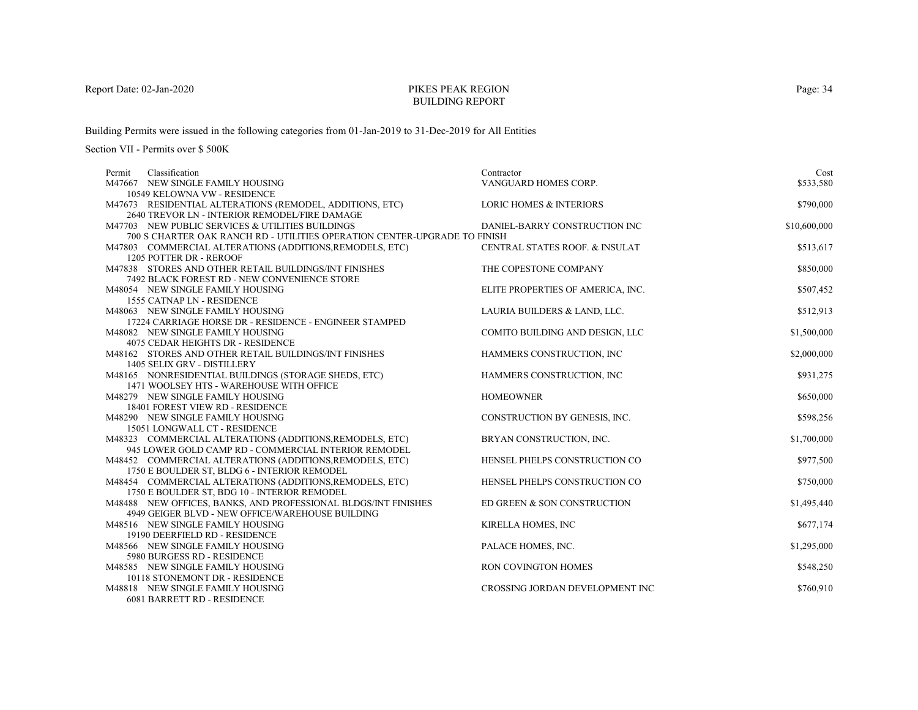# PIKES PEAK REGION
## BUILDING REPORT

Building Permits were issued in the following categories from 01-Jan-2019 to 31-Dec-2019 for All Entities

Section VII - Permits over $ 500K

| Permit | Classification | Contractor | Cost |
|---|---|---|---|
| M47667 | NEW SINGLE FAMILY HOUSING<br>10549 KELOWNA VW - RESIDENCE | VANGUARD HOMES CORP. | $533,580 |
| M47673 | RESIDENTIAL ALTERATIONS (REMODEL, ADDITIONS, ETC)<br>2640 TREVOR LN - INTERIOR REMODEL/FIRE DAMAGE | LORIC HOMES & INTERIORS | $790,000 |
| M47703 | NEW PUBLIC SERVICES & UTILITIES BUILDINGS<br>700 S CHARTER OAK RANCH RD - UTILITIES OPERATION CENTER-UPGRADE TO FINISH | DANIEL-BARRY CONSTRUCTION INC | $10,600,000 |
| M47803 | COMMERCIAL ALTERATIONS (ADDITIONS,REMODELS, ETC)<br>1205 POTTER DR - REROOF | CENTRAL STATES ROOF. & INSULAT | $513,617 |
| M47838 | STORES AND OTHER RETAIL BUILDINGS/INT FINISHES<br>7492 BLACK FOREST RD - NEW CONVENIENCE STORE | THE COPESTONE COMPANY | $850,000 |
| M48054 | NEW SINGLE FAMILY HOUSING<br>1555 CATNAP LN - RESIDENCE | ELITE PROPERTIES OF AMERICA, INC. | $507,452 |
| M48063 | NEW SINGLE FAMILY HOUSING<br>17224 CARRIAGE HORSE DR - RESIDENCE - ENGINEER STAMPED | LAURIA BUILDERS & LAND, LLC. | $512,913 |
| M48082 | NEW SINGLE FAMILY HOUSING<br>4075 CEDAR HEIGHTS DR - RESIDENCE | COMITO BUILDING AND DESIGN, LLC | $1,500,000 |
| M48162 | STORES AND OTHER RETAIL BUILDINGS/INT FINISHES<br>1405 SELIX GRV - DISTILLERY | HAMMERS CONSTRUCTION, INC | $2,000,000 |
| M48165 | NONRESIDENTIAL BUILDINGS (STORAGE SHEDS, ETC)<br>1471 WOOLSEY HTS - WAREHOUSE WITH OFFICE | HAMMERS CONSTRUCTION, INC | $931,275 |
| M48279 | NEW SINGLE FAMILY HOUSING<br>18401 FOREST VIEW RD - RESIDENCE | HOMEOWNER | $650,000 |
| M48290 | NEW SINGLE FAMILY HOUSING<br>15051 LONGWALL CT - RESIDENCE | CONSTRUCTION BY GENESIS, INC. | $598,256 |
| M48323 | COMMERCIAL ALTERATIONS (ADDITIONS,REMODELS, ETC)<br>945 LOWER GOLD CAMP RD - COMMERCIAL INTERIOR REMODEL | BRYAN CONSTRUCTION, INC. | $1,700,000 |
| M48452 | COMMERCIAL ALTERATIONS (ADDITIONS,REMODELS, ETC)<br>1750 E BOULDER ST, BLDG 6 - INTERIOR REMODEL | HENSEL PHELPS CONSTRUCTION CO | $977,500 |
| M48454 | COMMERCIAL ALTERATIONS (ADDITIONS,REMODELS, ETC)<br>1750 E BOULDER ST, BDG 10 - INTERIOR REMODEL | HENSEL PHELPS CONSTRUCTION CO | $750,000 |
| M48488 | NEW OFFICES, BANKS, AND PROFESSIONAL BLDGS/INT FINISHES<br>4949 GEIGER BLVD - NEW OFFICE/WAREHOUSE BUILDING | ED GREEN & SON CONSTRUCTION | $1,495,440 |
| M48516 | NEW SINGLE FAMILY HOUSING<br>19190 DEERFIELD RD - RESIDENCE | KIRELLA HOMES, INC | $677,174 |
| M48566 | NEW SINGLE FAMILY HOUSING<br>5980 BURGESS RD - RESIDENCE | PALACE HOMES, INC. | $1,295,000 |
| M48585 | NEW SINGLE FAMILY HOUSING<br>10118 STONEMONT DR - RESIDENCE | RON COVINGTON HOMES | $548,250 |
| M48818 | NEW SINGLE FAMILY HOUSING<br>6081 BARRETT RD - RESIDENCE | CROSSING JORDAN DEVELOPMENT INC | $760,910 |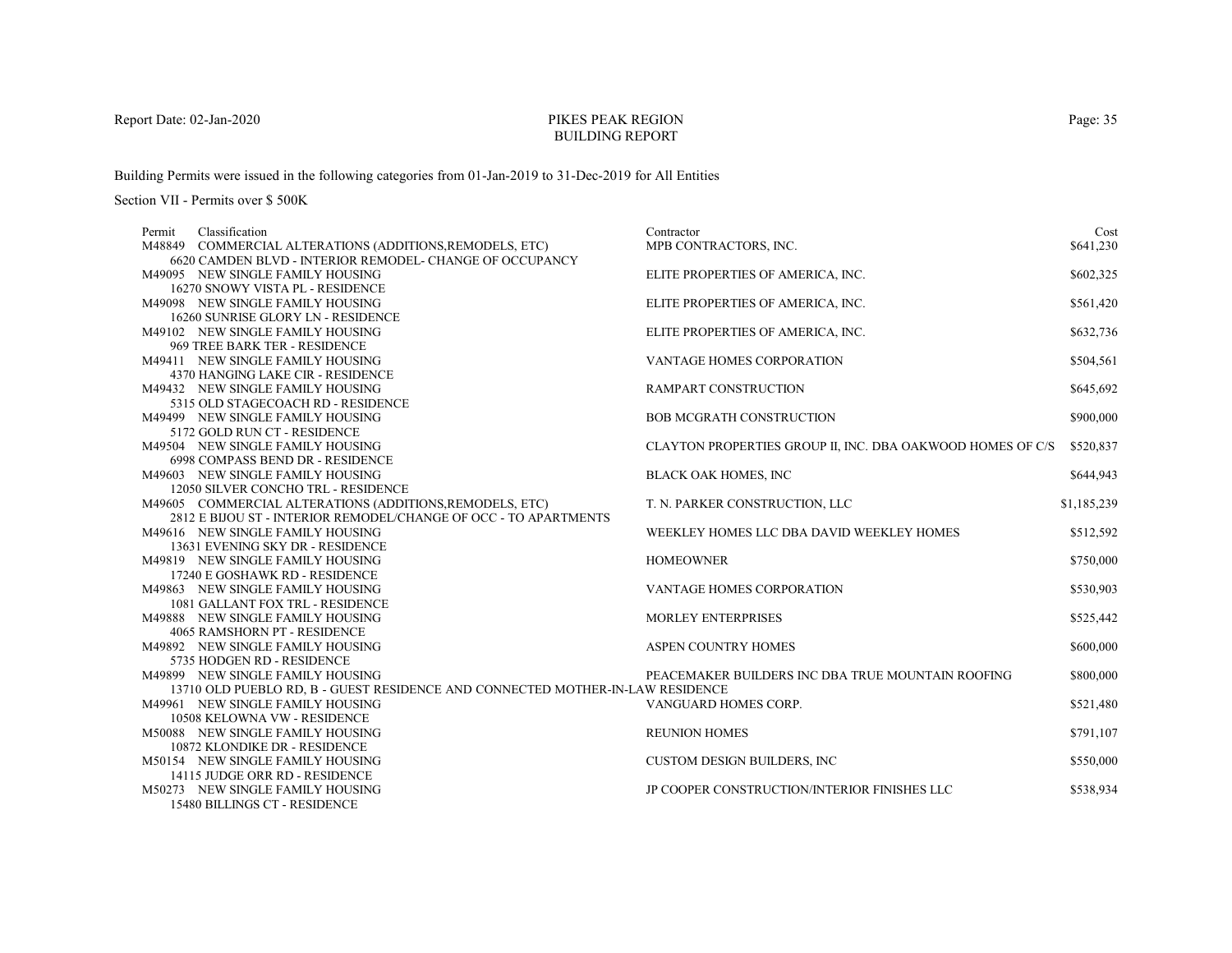# PIKES PEAK REGION
## BUILDING REPORT

Report Date: 02-Jan-2020

Building Permits were issued in the following categories from 01-Jan-2019 to 31-Dec-2019 for All Entities

Section VII - Permits over $ 500K

| Permit | Classification | Contractor | Cost |
|---|---|---|---|
| M48849 | COMMERCIAL ALTERATIONS (ADDITIONS,REMODELS, ETC)<br>6620 CAMDEN BLVD - INTERIOR REMODEL- CHANGE OF OCCUPANCY | MPB CONTRACTORS, INC. | $641,230 |
| M49095 | NEW SINGLE FAMILY HOUSING<br>16270 SNOWY VISTA PL - RESIDENCE | ELITE PROPERTIES OF AMERICA, INC. | $602,325 |
| M49098 | NEW SINGLE FAMILY HOUSING<br>16260 SUNRISE GLORY LN - RESIDENCE | ELITE PROPERTIES OF AMERICA, INC. | $561,420 |
| M49102 | NEW SINGLE FAMILY HOUSING<br>969 TREE BARK TER - RESIDENCE | ELITE PROPERTIES OF AMERICA, INC. | $632,736 |
| M49411 | NEW SINGLE FAMILY HOUSING<br>4370 HANGING LAKE CIR - RESIDENCE | VANTAGE HOMES CORPORATION | $504,561 |
| M49432 | NEW SINGLE FAMILY HOUSING<br>5315 OLD STAGECOACH RD - RESIDENCE | RAMPART CONSTRUCTION | $645,692 |
| M49499 | NEW SINGLE FAMILY HOUSING<br>5172 GOLD RUN CT - RESIDENCE | BOB MCGRATH CONSTRUCTION | $900,000 |
| M49504 | NEW SINGLE FAMILY HOUSING<br>6998 COMPASS BEND DR - RESIDENCE | CLAYTON PROPERTIES GROUP II, INC. DBA OAKWOOD HOMES OF C/S | $520,837 |
| M49603 | NEW SINGLE FAMILY HOUSING<br>12050 SILVER CONCHO TRL - RESIDENCE | BLACK OAK HOMES, INC | $644,943 |
| M49605 | COMMERCIAL ALTERATIONS (ADDITIONS,REMODELS, ETC)<br>2812 E BIJOU ST - INTERIOR REMODEL/CHANGE OF OCC - TO APARTMENTS | T. N. PARKER CONSTRUCTION, LLC | $1,185,239 |
| M49616 | NEW SINGLE FAMILY HOUSING<br>13631 EVENING SKY DR - RESIDENCE | WEEKLEY HOMES LLC DBA DAVID WEEKLEY HOMES | $512,592 |
| M49819 | NEW SINGLE FAMILY HOUSING<br>17240 E GOSHAWK RD - RESIDENCE | HOMEOWNER | $750,000 |
| M49863 | NEW SINGLE FAMILY HOUSING<br>1081 GALLANT FOX TRL - RESIDENCE | VANTAGE HOMES CORPORATION | $530,903 |
| M49888 | NEW SINGLE FAMILY HOUSING<br>4065 RAMSHORN PT - RESIDENCE | MORLEY ENTERPRISES | $525,442 |
| M49892 | NEW SINGLE FAMILY HOUSING<br>5735 HODGEN RD - RESIDENCE | ASPEN COUNTRY HOMES | $600,000 |
| M49899 | NEW SINGLE FAMILY HOUSING<br>13710 OLD PUEBLO RD, B - GUEST RESIDENCE AND CONNECTED MOTHER-IN-LAW RESIDENCE | PEACEMAKER BUILDERS INC DBA TRUE MOUNTAIN ROOFING | $800,000 |
| M49961 | NEW SINGLE FAMILY HOUSING<br>10508 KELOWNA VW - RESIDENCE | VANGUARD HOMES CORP. | $521,480 |
| M50088 | NEW SINGLE FAMILY HOUSING<br>10872 KLONDIKE DR - RESIDENCE | REUNION HOMES | $791,107 |
| M50154 | NEW SINGLE FAMILY HOUSING<br>14115 JUDGE ORR RD - RESIDENCE | CUSTOM DESIGN BUILDERS, INC | $550,000 |
| M50273 | NEW SINGLE FAMILY HOUSING<br>15480 BILLINGS CT - RESIDENCE | JP COOPER CONSTRUCTION/INTERIOR FINISHES LLC | $538,934 |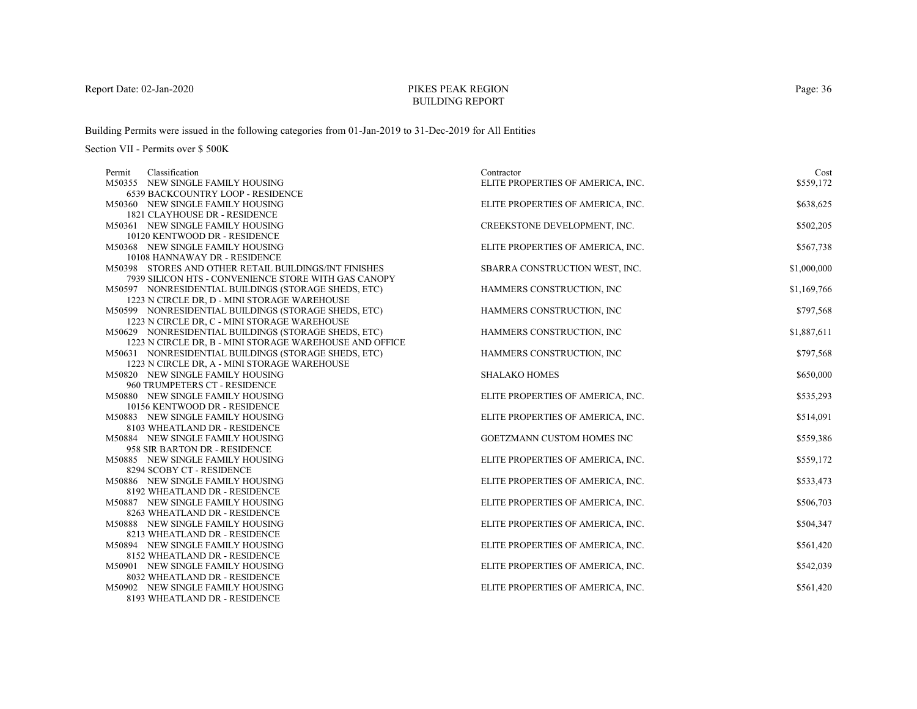# PIKES PEAK REGION
## BUILDING REPORT

Report Date: 02-Jan-2020

Building Permits were issued in the following categories from 01-Jan-2019 to 31-Dec-2019 for All Entities

Section VII - Permits over $ 500K

| Permit | Classification | Contractor | Cost |
|---|---|---|---|
| M50355 | NEW SINGLE FAMILY HOUSING<br>6539 BACKCOUNTRY LOOP - RESIDENCE | ELITE PROPERTIES OF AMERICA, INC. | $559,172 |
| M50360 | NEW SINGLE FAMILY HOUSING<br>1821 CLAYHOUSE DR - RESIDENCE | ELITE PROPERTIES OF AMERICA, INC. | $638,625 |
| M50361 | NEW SINGLE FAMILY HOUSING<br>10120 KENTWOOD DR - RESIDENCE | CREEKSTONE DEVELOPMENT, INC. | $502,205 |
| M50368 | NEW SINGLE FAMILY HOUSING<br>10108 HANNAWAY DR - RESIDENCE | ELITE PROPERTIES OF AMERICA, INC. | $567,738 |
| M50398 | STORES AND OTHER RETAIL BUILDINGS/INT FINISHES<br>7939 SILICON HTS - CONVENIENCE STORE WITH GAS CANOPY | SBARRA CONSTRUCTION WEST, INC. | $1,000,000 |
| M50597 | NONRESIDENTIAL BUILDINGS (STORAGE SHEDS, ETC)<br>1223 N CIRCLE DR, D - MINI STORAGE WAREHOUSE | HAMMERS CONSTRUCTION, INC | $1,169,766 |
| M50599 | NONRESIDENTIAL BUILDINGS (STORAGE SHEDS, ETC)<br>1223 N CIRCLE DR, C - MINI STORAGE WAREHOUSE | HAMMERS CONSTRUCTION, INC | $797,568 |
| M50629 | NONRESIDENTIAL BUILDINGS (STORAGE SHEDS, ETC)<br>1223 N CIRCLE DR, B - MINI STORAGE WAREHOUSE AND OFFICE | HAMMERS CONSTRUCTION, INC | $1,887,611 |
| M50631 | NONRESIDENTIAL BUILDINGS (STORAGE SHEDS, ETC)<br>1223 N CIRCLE DR, A - MINI STORAGE WAREHOUSE | HAMMERS CONSTRUCTION, INC | $797,568 |
| M50820 | NEW SINGLE FAMILY HOUSING<br>960 TRUMPETERS CT - RESIDENCE | SHALAKO HOMES | $650,000 |
| M50880 | NEW SINGLE FAMILY HOUSING<br>10156 KENTWOOD DR - RESIDENCE | ELITE PROPERTIES OF AMERICA, INC. | $535,293 |
| M50883 | NEW SINGLE FAMILY HOUSING<br>8103 WHEATLAND DR - RESIDENCE | ELITE PROPERTIES OF AMERICA, INC. | $514,091 |
| M50884 | NEW SINGLE FAMILY HOUSING<br>958 SIR BARTON DR - RESIDENCE | GOETZMANN CUSTOM HOMES INC | $559,386 |
| M50885 | NEW SINGLE FAMILY HOUSING<br>8294 SCOBY CT - RESIDENCE | ELITE PROPERTIES OF AMERICA, INC. | $559,172 |
| M50886 | NEW SINGLE FAMILY HOUSING<br>8192 WHEATLAND DR - RESIDENCE | ELITE PROPERTIES OF AMERICA, INC. | $533,473 |
| M50887 | NEW SINGLE FAMILY HOUSING<br>8263 WHEATLAND DR - RESIDENCE | ELITE PROPERTIES OF AMERICA, INC. | $506,703 |
| M50888 | NEW SINGLE FAMILY HOUSING<br>8213 WHEATLAND DR - RESIDENCE | ELITE PROPERTIES OF AMERICA, INC. | $504,347 |
| M50894 | NEW SINGLE FAMILY HOUSING<br>8152 WHEATLAND DR - RESIDENCE | ELITE PROPERTIES OF AMERICA, INC. | $561,420 |
| M50901 | NEW SINGLE FAMILY HOUSING<br>8032 WHEATLAND DR - RESIDENCE | ELITE PROPERTIES OF AMERICA, INC. | $542,039 |
| M50902 | NEW SINGLE FAMILY HOUSING<br>8193 WHEATLAND DR - RESIDENCE | ELITE PROPERTIES OF AMERICA, INC. | $561,420 |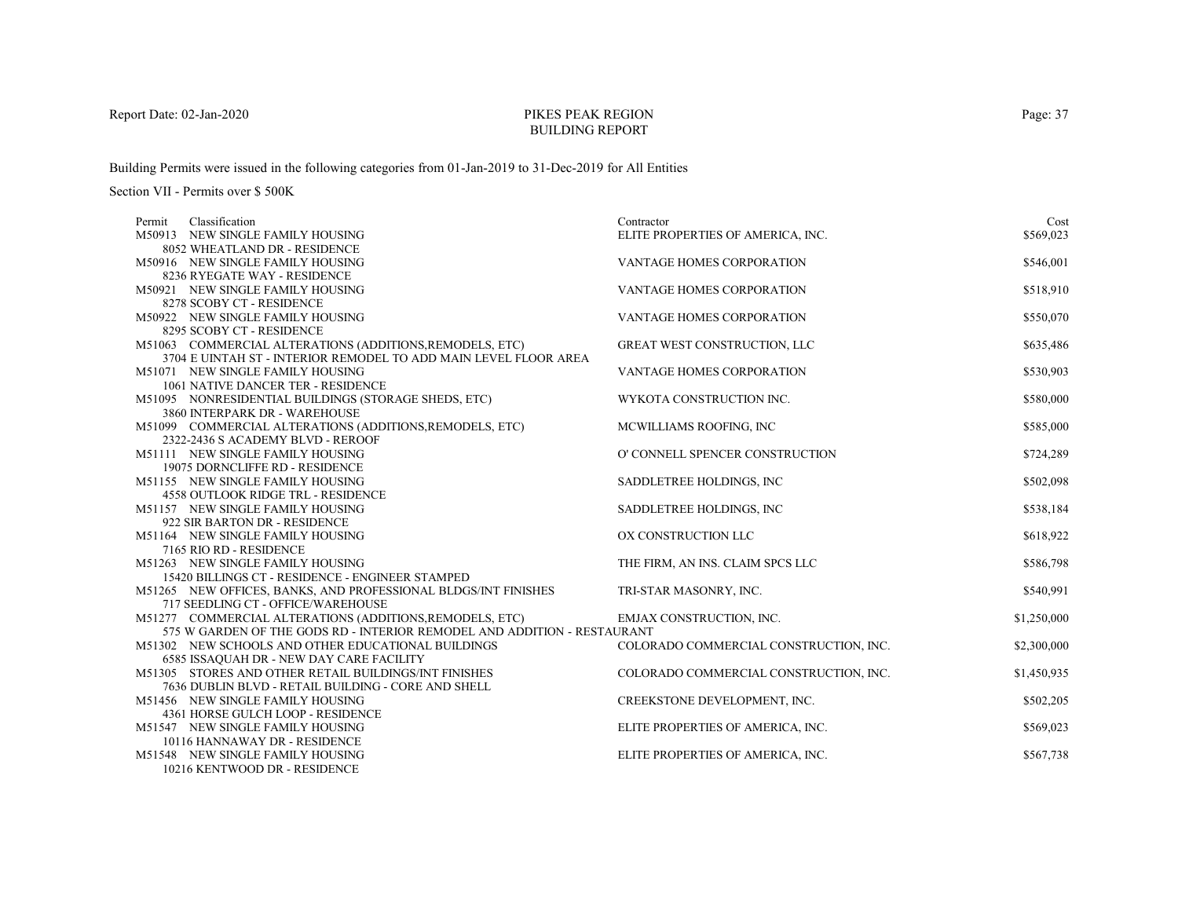Report Date: 02-Jan-2020

# PIKES PEAK REGION
## BUILDING REPORT

Building Permits were issued in the following categories from 01-Jan-2019 to 31-Dec-2019 for All Entities

Section VII - Permits over $ 500K

| Permit | Classification | Contractor | Cost |
|---|---|---|---|
| M50913 | NEW SINGLE FAMILY HOUSING<br>8052 WHEATLAND DR - RESIDENCE | ELITE PROPERTIES OF AMERICA, INC. | $569,023 |
| M50916 | NEW SINGLE FAMILY HOUSING<br>8236 RYEGATE WAY - RESIDENCE | VANTAGE HOMES CORPORATION | $546,001 |
| M50921 | NEW SINGLE FAMILY HOUSING<br>8278 SCOBY CT - RESIDENCE | VANTAGE HOMES CORPORATION | $518,910 |
| M50922 | NEW SINGLE FAMILY HOUSING<br>8295 SCOBY CT - RESIDENCE | VANTAGE HOMES CORPORATION | $550,070 |
| M51063 | COMMERCIAL ALTERATIONS (ADDITIONS,REMODELS, ETC)<br>3704 E UINTAH ST - INTERIOR REMODEL TO ADD MAIN LEVEL FLOOR AREA | GREAT WEST CONSTRUCTION, LLC | $635,486 |
| M51071 | NEW SINGLE FAMILY HOUSING<br>1061 NATIVE DANCER TER - RESIDENCE | VANTAGE HOMES CORPORATION | $530,903 |
| M51095 | NONRESIDENTIAL BUILDINGS (STORAGE SHEDS, ETC)<br>3860 INTERPARK DR - WAREHOUSE | WYKOTA CONSTRUCTION INC. | $580,000 |
| M51099 | COMMERCIAL ALTERATIONS (ADDITIONS,REMODELS, ETC)<br>2322-2436 S ACADEMY BLVD - REROOF | MCWILLIAMS ROOFING, INC | $585,000 |
| M51111 | NEW SINGLE FAMILY HOUSING<br>19075 DORNCLIFFE RD - RESIDENCE | O' CONNELL SPENCER CONSTRUCTION | $724,289 |
| M51155 | NEW SINGLE FAMILY HOUSING<br>4558 OUTLOOK RIDGE TRL - RESIDENCE | SADDLETREE HOLDINGS, INC | $502,098 |
| M51157 | NEW SINGLE FAMILY HOUSING<br>922 SIR BARTON DR - RESIDENCE | SADDLETREE HOLDINGS, INC | $538,184 |
| M51164 | NEW SINGLE FAMILY HOUSING<br>7165 RIO RD - RESIDENCE | OX CONSTRUCTION LLC | $618,922 |
| M51263 | NEW SINGLE FAMILY HOUSING<br>15420 BILLINGS CT - RESIDENCE - ENGINEER STAMPED | THE FIRM, AN INS. CLAIM SPCS LLC | $586,798 |
| M51265 | NEW OFFICES, BANKS, AND PROFESSIONAL BLDGS/INT FINISHES<br>717 SEEDLING CT - OFFICE/WAREHOUSE | TRI-STAR MASONRY, INC. | $540,991 |
| M51277 | COMMERCIAL ALTERATIONS (ADDITIONS,REMODELS, ETC)<br>575 W GARDEN OF THE GODS RD - INTERIOR REMODEL AND ADDITION - RESTAURANT | EMJAX CONSTRUCTION, INC. | $1,250,000 |
| M51302 | NEW SCHOOLS AND OTHER EDUCATIONAL BUILDINGS<br>6585 ISSAQUAH DR - NEW DAY CARE FACILITY | COLORADO COMMERCIAL CONSTRUCTION, INC. | $2,300,000 |
| M51305 | STORES AND OTHER RETAIL BUILDINGS/INT FINISHES<br>7636 DUBLIN BLVD - RETAIL BUILDING - CORE AND SHELL | COLORADO COMMERCIAL CONSTRUCTION, INC. | $1,450,935 |
| M51456 | NEW SINGLE FAMILY HOUSING<br>4361 HORSE GULCH LOOP - RESIDENCE | CREEKSTONE DEVELOPMENT, INC. | $502,205 |
| M51547 | NEW SINGLE FAMILY HOUSING<br>10116 HANNAWAY DR - RESIDENCE | ELITE PROPERTIES OF AMERICA, INC. | $569,023 |
| M51548 | NEW SINGLE FAMILY HOUSING<br>10216 KENTWOOD DR - RESIDENCE | ELITE PROPERTIES OF AMERICA, INC. | $567,738 |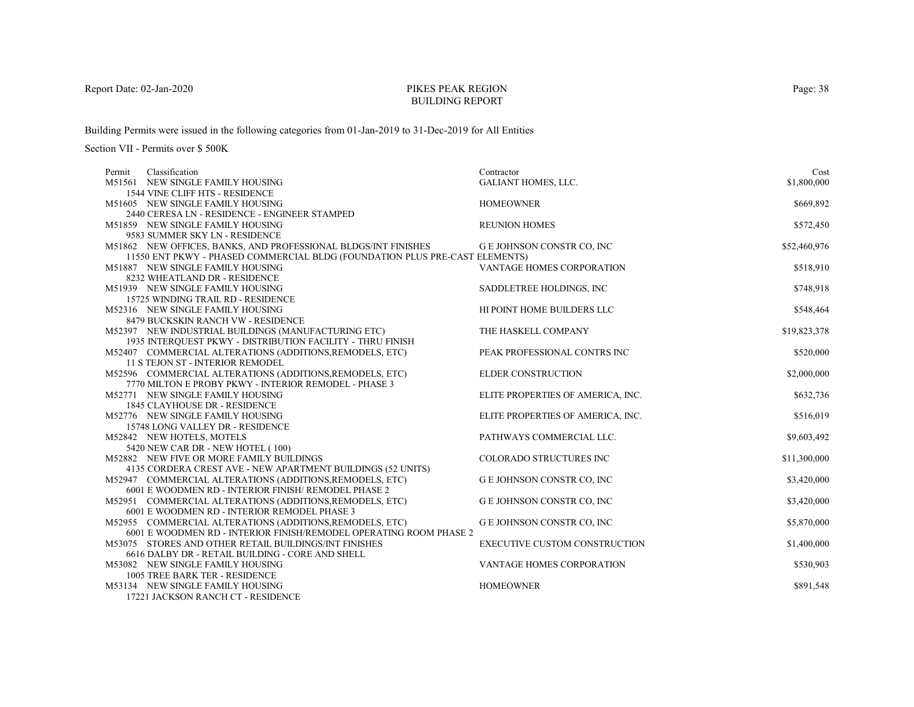# PIKES PEAK REGION
## BUILDING REPORT

Report Date: 02-Jan-2020

Building Permits were issued in the following categories from 01-Jan-2019 to 31-Dec-2019 for All Entities

Section VII - Permits over $ 500K

| Permit | Classification | Contractor | Cost |
|---|---|---|---|
| M51561 | NEW SINGLE FAMILY HOUSING<br>1544 VINE CLIFF HTS - RESIDENCE | GALIANT HOMES, LLC. | $1,800,000 |
| M51605 | NEW SINGLE FAMILY HOUSING<br>2440 CERESA LN - RESIDENCE - ENGINEER STAMPED | HOMEOWNER | $669,892 |
| M51859 | NEW SINGLE FAMILY HOUSING<br>9583 SUMMER SKY LN - RESIDENCE | REUNION HOMES | $572,450 |
| M51862 | NEW OFFICES, BANKS, AND PROFESSIONAL BLDGS/INT FINISHES<br>11550 ENT PKWY - PHASED COMMERCIAL BLDG (FOUNDATION PLUS PRE-CAST ELEMENTS) | G E JOHNSON CONSTR CO, INC | $52,460,976 |
| M51887 | NEW SINGLE FAMILY HOUSING<br>8232 WHEATLAND DR - RESIDENCE | VANTAGE HOMES CORPORATION | $518,910 |
| M51939 | NEW SINGLE FAMILY HOUSING<br>15725 WINDING TRAIL RD - RESIDENCE | SADDLETREE HOLDINGS, INC | $748,918 |
| M52316 | NEW SINGLE FAMILY HOUSING<br>8479 BUCKSKIN RANCH VW - RESIDENCE | HI POINT HOME BUILDERS LLC | $548,464 |
| M52397 | NEW INDUSTRIAL BUILDINGS (MANUFACTURING ETC)<br>1935 INTERQUEST PKWY - DISTRIBUTION FACILITY - THRU FINISH | THE HASKELL COMPANY | $19,823,378 |
| M52407 | COMMERCIAL ALTERATIONS (ADDITIONS,REMODELS, ETC)<br>11 S TEJON ST - INTERIOR REMODEL | PEAK PROFESSIONAL CONTRS INC | $520,000 |
| M52596 | COMMERCIAL ALTERATIONS (ADDITIONS,REMODELS, ETC)<br>7770 MILTON E PROBY PKWY - INTERIOR REMODEL - PHASE 3 | ELDER CONSTRUCTION | $2,000,000 |
| M52771 | NEW SINGLE FAMILY HOUSING<br>1845 CLAYHOUSE DR - RESIDENCE | ELITE PROPERTIES OF AMERICA, INC. | $632,736 |
| M52776 | NEW SINGLE FAMILY HOUSING<br>15748 LONG VALLEY DR - RESIDENCE | ELITE PROPERTIES OF AMERICA, INC. | $516,019 |
| M52842 | NEW HOTELS, MOTELS<br>5420 NEW CAR DR - NEW HOTEL ( 100) | PATHWAYS COMMERCIAL LLC. | $9,603,492 |
| M52882 | NEW FIVE OR MORE FAMILY BUILDINGS<br>4135 CORDERA CREST AVE - NEW APARTMENT BUILDINGS (52 UNITS) | COLORADO STRUCTURES INC | $11,300,000 |
| M52947 | COMMERCIAL ALTERATIONS (ADDITIONS,REMODELS, ETC)<br>6001 E WOODMEN RD - INTERIOR FINISH/ REMODEL PHASE 2 | G E JOHNSON CONSTR CO, INC | $3,420,000 |
| M52951 | COMMERCIAL ALTERATIONS (ADDITIONS,REMODELS, ETC)<br>6001 E WOODMEN RD - INTERIOR REMODEL PHASE 3 | G E JOHNSON CONSTR CO, INC | $3,420,000 |
| M52955 | COMMERCIAL ALTERATIONS (ADDITIONS,REMODELS, ETC)<br>6001 E WOODMEN RD - INTERIOR FINISH/REMODEL OPERATING ROOM PHASE 2 | G E JOHNSON CONSTR CO, INC | $5,870,000 |
| M53075 | STORES AND OTHER RETAIL BUILDINGS/INT FINISHES<br>6616 DALBY DR - RETAIL BUILDING - CORE AND SHELL | EXECUTIVE CUSTOM CONSTRUCTION | $1,400,000 |
| M53082 | NEW SINGLE FAMILY HOUSING<br>1005 TREE BARK TER - RESIDENCE | VANTAGE HOMES CORPORATION | $530,903 |
| M53134 | NEW SINGLE FAMILY HOUSING<br>17221 JACKSON RANCH CT - RESIDENCE | HOMEOWNER | $891,548 |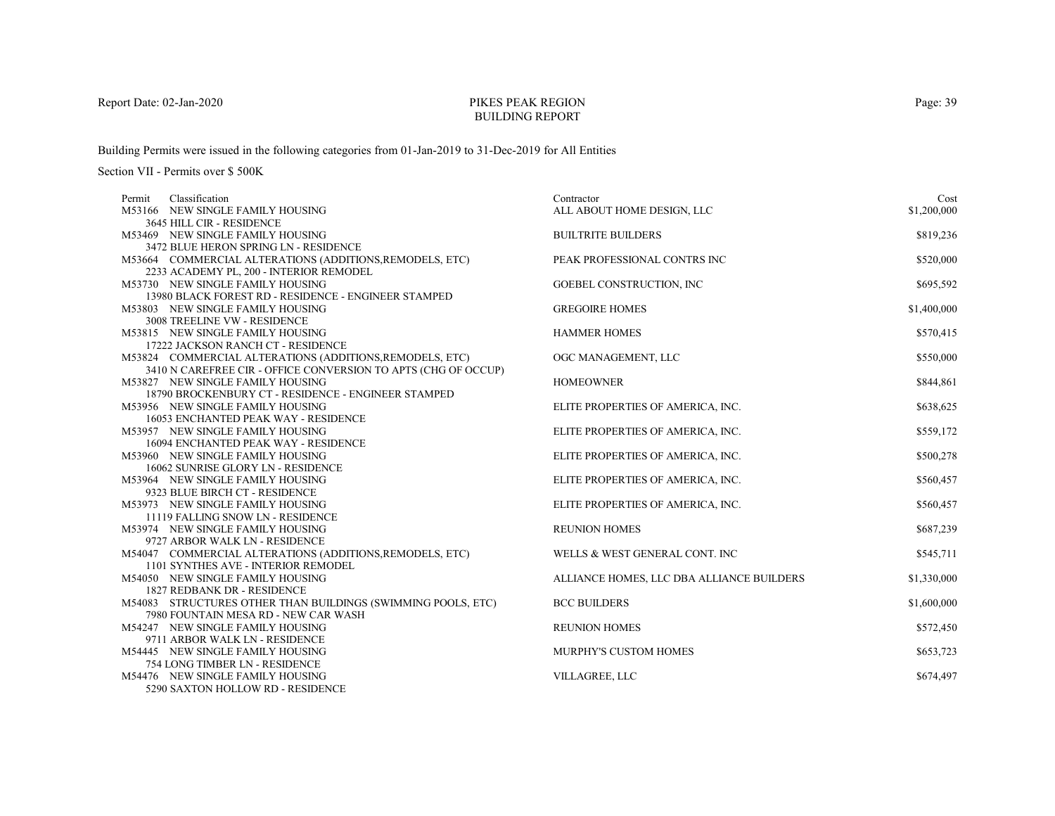Report Date: 02-Jan-2020

# PIKES PEAK REGION
## BUILDING REPORT

Building Permits were issued in the following categories from 01-Jan-2019 to 31-Dec-2019 for All Entities

Section VII - Permits over $ 500K

| Permit | Classification | Contractor | Cost |
|---|---|---|---|
| M53166 | NEW SINGLE FAMILY HOUSING<br>3645 HILL CIR - RESIDENCE | ALL ABOUT HOME DESIGN, LLC | $1,200,000 |
| M53469 | NEW SINGLE FAMILY HOUSING<br>3472 BLUE HERON SPRING LN - RESIDENCE | BUILTRITE BUILDERS | $819,236 |
| M53664 | COMMERCIAL ALTERATIONS (ADDITIONS,REMODELS, ETC)<br>2233 ACADEMY PL, 200 - INTERIOR REMODEL | PEAK PROFESSIONAL CONTRS INC | $520,000 |
| M53730 | NEW SINGLE FAMILY HOUSING<br>13980 BLACK FOREST RD - RESIDENCE - ENGINEER STAMPED | GOEBEL CONSTRUCTION, INC | $695,592 |
| M53803 | NEW SINGLE FAMILY HOUSING<br>3008 TREELINE VW - RESIDENCE | GREGOIRE HOMES | $1,400,000 |
| M53815 | NEW SINGLE FAMILY HOUSING<br>17222 JACKSON RANCH CT - RESIDENCE | HAMMER HOMES | $570,415 |
| M53824 | COMMERCIAL ALTERATIONS (ADDITIONS,REMODELS, ETC)<br>3410 N CAREFREE CIR - OFFICE CONVERSION TO APTS (CHG OF OCCUP) | OGC MANAGEMENT, LLC | $550,000 |
| M53827 | NEW SINGLE FAMILY HOUSING<br>18790 BROCKENBURY CT - RESIDENCE - ENGINEER STAMPED | HOMEOWNER | $844,861 |
| M53956 | NEW SINGLE FAMILY HOUSING<br>16053 ENCHANTED PEAK WAY - RESIDENCE | ELITE PROPERTIES OF AMERICA, INC. | $638,625 |
| M53957 | NEW SINGLE FAMILY HOUSING<br>16094 ENCHANTED PEAK WAY - RESIDENCE | ELITE PROPERTIES OF AMERICA, INC. | $559,172 |
| M53960 | NEW SINGLE FAMILY HOUSING<br>16062 SUNRISE GLORY LN - RESIDENCE | ELITE PROPERTIES OF AMERICA, INC. | $500,278 |
| M53964 | NEW SINGLE FAMILY HOUSING<br>9323 BLUE BIRCH CT - RESIDENCE | ELITE PROPERTIES OF AMERICA, INC. | $560,457 |
| M53973 | NEW SINGLE FAMILY HOUSING<br>11119 FALLING SNOW LN - RESIDENCE | ELITE PROPERTIES OF AMERICA, INC. | $560,457 |
| M53974 | NEW SINGLE FAMILY HOUSING<br>9727 ARBOR WALK LN - RESIDENCE | REUNION HOMES | $687,239 |
| M54047 | COMMERCIAL ALTERATIONS (ADDITIONS,REMODELS, ETC)<br>1101 SYNTHES AVE - INTERIOR REMODEL | WELLS & WEST GENERAL CONT. INC | $545,711 |
| M54050 | NEW SINGLE FAMILY HOUSING<br>1827 REDBANK DR - RESIDENCE | ALLIANCE HOMES, LLC DBA ALLIANCE BUILDERS | $1,330,000 |
| M54083 | STRUCTURES OTHER THAN BUILDINGS (SWIMMING POOLS, ETC)<br>7980 FOUNTAIN MESA RD - NEW CAR WASH | BCC BUILDERS | $1,600,000 |
| M54247 | NEW SINGLE FAMILY HOUSING<br>9711 ARBOR WALK LN - RESIDENCE | REUNION HOMES | $572,450 |
| M54445 | NEW SINGLE FAMILY HOUSING<br>754 LONG TIMBER LN - RESIDENCE | MURPHY'S CUSTOM HOMES | $653,723 |
| M54476 | NEW SINGLE FAMILY HOUSING<br>5290 SAXTON HOLLOW RD - RESIDENCE | VILLAGREE, LLC | $674,497 |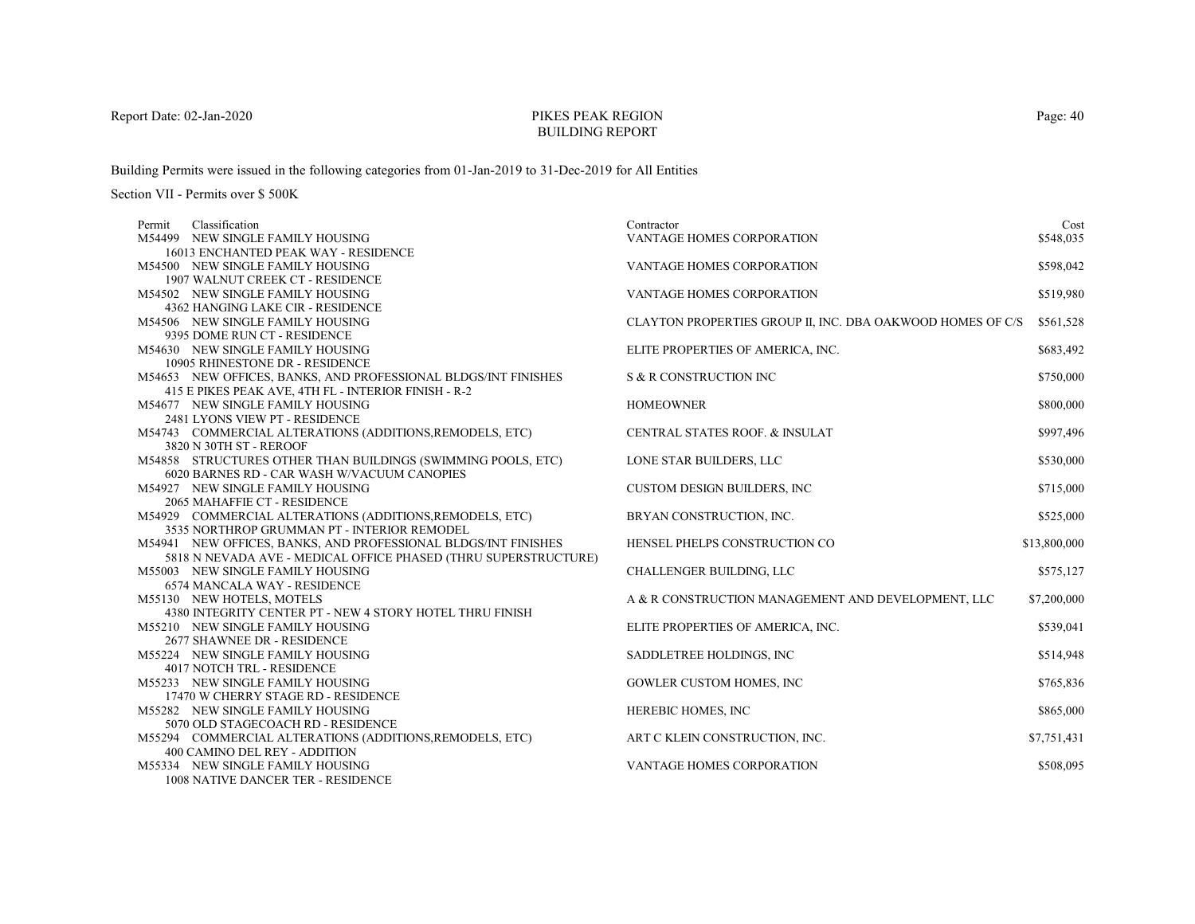Report Date: 02-Jan-2020

# PIKES PEAK REGION
## BUILDING REPORT

Building Permits were issued in the following categories from 01-Jan-2019 to 31-Dec-2019 for All Entities

Section VII - Permits over $ 500K

| Permit | Classification | Contractor | Cost |
|---|---|---|---|
| M54499 | NEW SINGLE FAMILY HOUSING<br>16013 ENCHANTED PEAK WAY - RESIDENCE | VANTAGE HOMES CORPORATION | $548,035 |
| M54500 | NEW SINGLE FAMILY HOUSING<br>1907 WALNUT CREEK CT - RESIDENCE | VANTAGE HOMES CORPORATION | $598,042 |
| M54502 | NEW SINGLE FAMILY HOUSING<br>4362 HANGING LAKE CIR - RESIDENCE | VANTAGE HOMES CORPORATION | $519,980 |
| M54506 | NEW SINGLE FAMILY HOUSING<br>9395 DOME RUN CT - RESIDENCE | CLAYTON PROPERTIES GROUP II, INC. DBA OAKWOOD HOMES OF C/S | $561,528 |
| M54630 | NEW SINGLE FAMILY HOUSING<br>10905 RHINESTONE DR - RESIDENCE | ELITE PROPERTIES OF AMERICA, INC. | $683,492 |
| M54653 | NEW OFFICES, BANKS, AND PROFESSIONAL BLDGS/INT FINISHES<br>415 E PIKES PEAK AVE, 4TH FL - INTERIOR FINISH - R-2 | S & R CONSTRUCTION INC | $750,000 |
| M54677 | NEW SINGLE FAMILY HOUSING<br>2481 LYONS VIEW PT - RESIDENCE | HOMEOWNER | $800,000 |
| M54743 | COMMERCIAL ALTERATIONS (ADDITIONS,REMODELS, ETC)<br>3820 N 30TH ST - REROOF | CENTRAL STATES ROOF. & INSULAT | $997,496 |
| M54858 | STRUCTURES OTHER THAN BUILDINGS (SWIMMING POOLS, ETC)<br>6020 BARNES RD - CAR WASH W/VACUUM CANOPIES | LONE STAR BUILDERS, LLC | $530,000 |
| M54927 | NEW SINGLE FAMILY HOUSING<br>2065 MAHAFFIE CT - RESIDENCE | CUSTOM DESIGN BUILDERS, INC | $715,000 |
| M54929 | COMMERCIAL ALTERATIONS (ADDITIONS,REMODELS, ETC)<br>3535 NORTHROP GRUMMAN PT - INTERIOR REMODEL | BRYAN CONSTRUCTION, INC. | $525,000 |
| M54941 | NEW OFFICES, BANKS, AND PROFESSIONAL BLDGS/INT FINISHES<br>5818 N NEVADA AVE - MEDICAL OFFICE PHASED (THRU SUPERSTRUCTURE) | HENSEL PHELPS CONSTRUCTION CO | $13,800,000 |
| M55003 | NEW SINGLE FAMILY HOUSING<br>6574 MANCALA WAY - RESIDENCE | CHALLENGER BUILDING, LLC | $575,127 |
| M55130 | NEW HOTELS, MOTELS<br>4380 INTEGRITY CENTER PT - NEW 4 STORY HOTEL THRU FINISH | A & R CONSTRUCTION MANAGEMENT AND DEVELOPMENT, LLC | $7,200,000 |
| M55210 | NEW SINGLE FAMILY HOUSING<br>2677 SHAWNEE DR - RESIDENCE | ELITE PROPERTIES OF AMERICA, INC. | $539,041 |
| M55224 | NEW SINGLE FAMILY HOUSING<br>4017 NOTCH TRL - RESIDENCE | SADDLETREE HOLDINGS, INC | $514,948 |
| M55233 | NEW SINGLE FAMILY HOUSING<br>17470 W CHERRY STAGE RD - RESIDENCE | GOWLER CUSTOM HOMES, INC | $765,836 |
| M55282 | NEW SINGLE FAMILY HOUSING<br>5070 OLD STAGECOACH RD - RESIDENCE | HEREBIC HOMES, INC | $865,000 |
| M55294 | COMMERCIAL ALTERATIONS (ADDITIONS,REMODELS, ETC)<br>400 CAMINO DEL REY - ADDITION | ART C KLEIN CONSTRUCTION, INC. | $7,751,431 |
| M55334 | NEW SINGLE FAMILY HOUSING<br>1008 NATIVE DANCER TER - RESIDENCE | VANTAGE HOMES CORPORATION | $508,095 |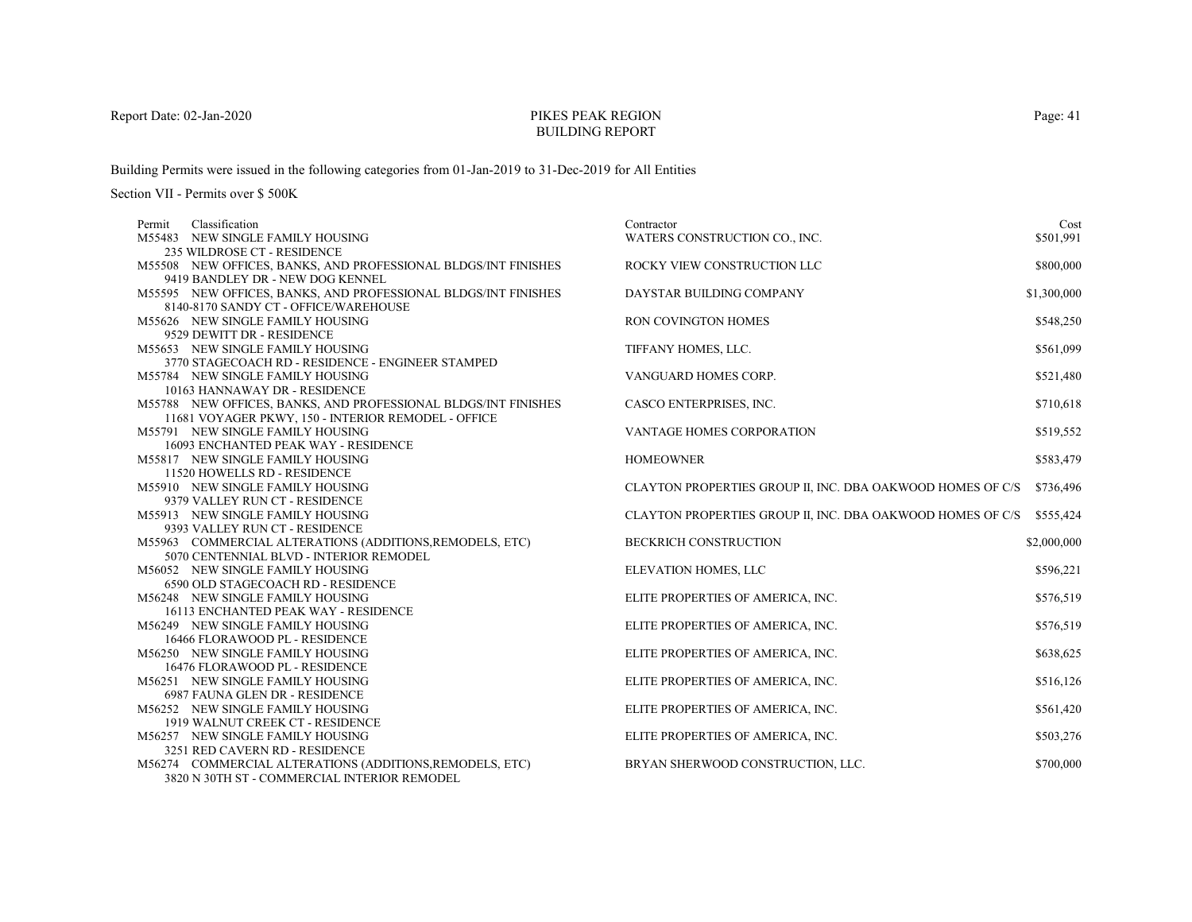Report Date: 02-Jan-2020

PIKES PEAK REGION
BUILDING REPORT

Building Permits were issued in the following categories from 01-Jan-2019 to 31-Dec-2019 for All Entities

Section VII - Permits over $ 500K

| Permit | Classification | Contractor | Cost |
|---|---|---|---|
| M55483 | NEW SINGLE FAMILY HOUSING<br>235 WILDROSE CT - RESIDENCE | WATERS CONSTRUCTION CO., INC. | $501,991 |
| M55508 | NEW OFFICES, BANKS, AND PROFESSIONAL BLDGS/INT FINISHES<br>9419 BANDLEY DR - NEW DOG KENNEL | ROCKY VIEW CONSTRUCTION LLC | $800,000 |
| M55595 | NEW OFFICES, BANKS, AND PROFESSIONAL BLDGS/INT FINISHES<br>8140-8170 SANDY CT - OFFICE/WAREHOUSE | DAYSTAR BUILDING COMPANY | $1,300,000 |
| M55626 | NEW SINGLE FAMILY HOUSING<br>9529 DEWITT DR - RESIDENCE | RON COVINGTON HOMES | $548,250 |
| M55653 | NEW SINGLE FAMILY HOUSING<br>3770 STAGECOACH RD - RESIDENCE - ENGINEER STAMPED | TIFFANY HOMES, LLC. | $561,099 |
| M55784 | NEW SINGLE FAMILY HOUSING<br>10163 HANNAWAY DR - RESIDENCE | VANGUARD HOMES CORP. | $521,480 |
| M55788 | NEW OFFICES, BANKS, AND PROFESSIONAL BLDGS/INT FINISHES<br>11681 VOYAGER PKWY, 150 - INTERIOR REMODEL - OFFICE | CASCO ENTERPRISES, INC. | $710,618 |
| M55791 | NEW SINGLE FAMILY HOUSING<br>16093 ENCHANTED PEAK WAY - RESIDENCE | VANTAGE HOMES CORPORATION | $519,552 |
| M55817 | NEW SINGLE FAMILY HOUSING<br>11520 HOWELLS RD - RESIDENCE | HOMEOWNER | $583,479 |
| M55910 | NEW SINGLE FAMILY HOUSING<br>9379 VALLEY RUN CT - RESIDENCE | CLAYTON PROPERTIES GROUP II, INC. DBA OAKWOOD HOMES OF C/S | $736,496 |
| M55913 | NEW SINGLE FAMILY HOUSING<br>9393 VALLEY RUN CT - RESIDENCE | CLAYTON PROPERTIES GROUP II, INC. DBA OAKWOOD HOMES OF C/S | $555,424 |
| M55963 | COMMERCIAL ALTERATIONS (ADDITIONS,REMODELS, ETC)<br>5070 CENTENNIAL BLVD - INTERIOR REMODEL | BECKRICH CONSTRUCTION | $2,000,000 |
| M56052 | NEW SINGLE FAMILY HOUSING<br>6590 OLD STAGECOACH RD - RESIDENCE | ELEVATION HOMES, LLC | $596,221 |
| M56248 | NEW SINGLE FAMILY HOUSING<br>16113 ENCHANTED PEAK WAY - RESIDENCE | ELITE PROPERTIES OF AMERICA, INC. | $576,519 |
| M56249 | NEW SINGLE FAMILY HOUSING<br>16466 FLORAWOOD PL - RESIDENCE | ELITE PROPERTIES OF AMERICA, INC. | $576,519 |
| M56250 | NEW SINGLE FAMILY HOUSING<br>16476 FLORAWOOD PL - RESIDENCE | ELITE PROPERTIES OF AMERICA, INC. | $638,625 |
| M56251 | NEW SINGLE FAMILY HOUSING<br>6987 FAUNA GLEN DR - RESIDENCE | ELITE PROPERTIES OF AMERICA, INC. | $516,126 |
| M56252 | NEW SINGLE FAMILY HOUSING<br>1919 WALNUT CREEK CT - RESIDENCE | ELITE PROPERTIES OF AMERICA, INC. | $561,420 |
| M56257 | NEW SINGLE FAMILY HOUSING<br>3251 RED CAVERN RD - RESIDENCE | ELITE PROPERTIES OF AMERICA, INC. | $503,276 |
| M56274 | COMMERCIAL ALTERATIONS (ADDITIONS,REMODELS, ETC)<br>3820 N 30TH ST - COMMERCIAL INTERIOR REMODEL | BRYAN SHERWOOD CONSTRUCTION, LLC. | $700,000 |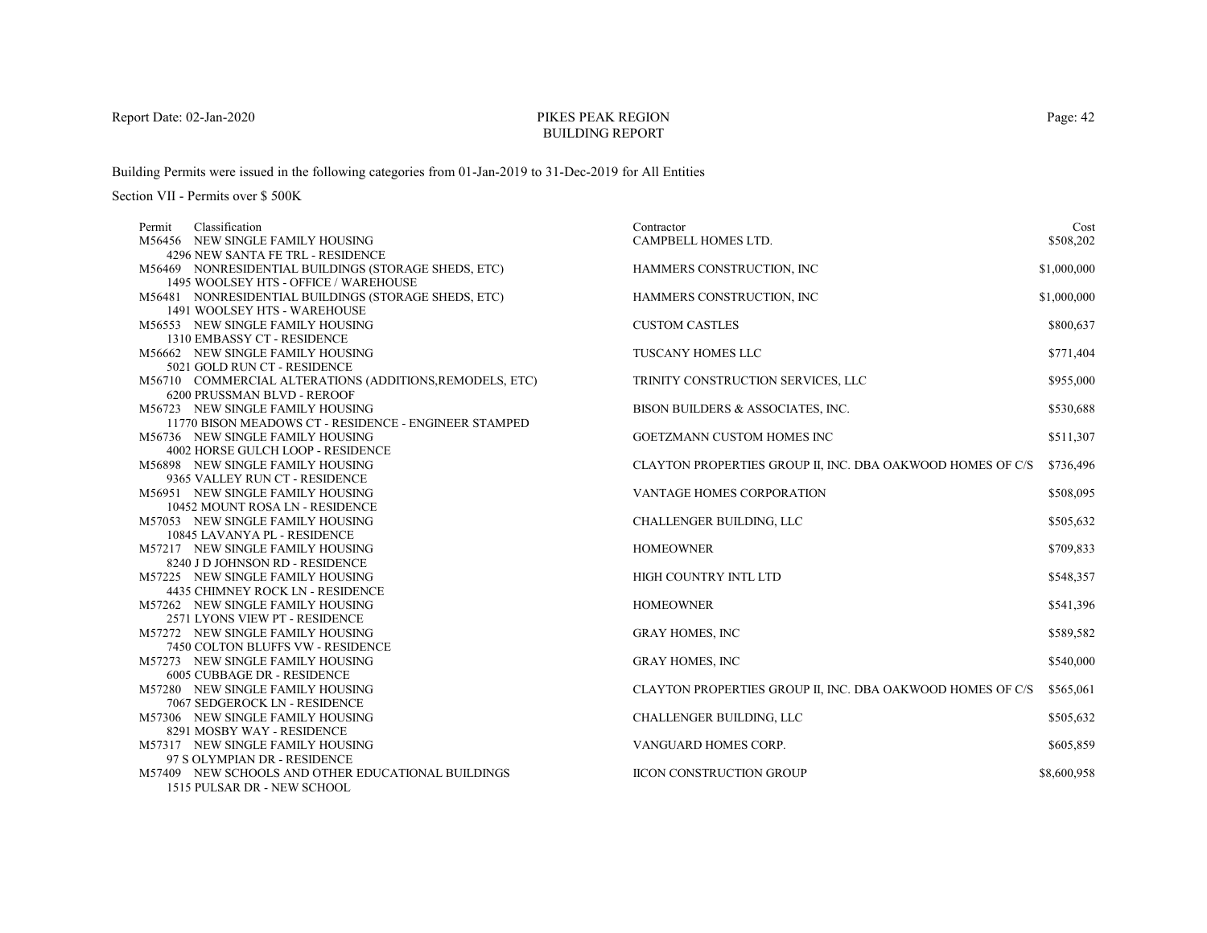# PIKES PEAK REGION BUILDING REPORT

Report Date: 02-Jan-2020

Building Permits were issued in the following categories from 01-Jan-2019 to 31-Dec-2019 for All Entities

Section VII - Permits over $ 500K

| Permit | Classification | Contractor | Cost |
|---|---|---|---|
| M56456 | NEW SINGLE FAMILY HOUSING<br>4296 NEW SANTA FE TRL - RESIDENCE | CAMPBELL HOMES LTD. | $508,202 |
| M56469 | NONRESIDENTIAL BUILDINGS (STORAGE SHEDS, ETC)<br>1495 WOOLSEY HTS - OFFICE / WAREHOUSE | HAMMERS CONSTRUCTION, INC | $1,000,000 |
| M56481 | NONRESIDENTIAL BUILDINGS (STORAGE SHEDS, ETC)<br>1491 WOOLSEY HTS - WAREHOUSE | HAMMERS CONSTRUCTION, INC | $1,000,000 |
| M56553 | NEW SINGLE FAMILY HOUSING<br>1310 EMBASSY CT - RESIDENCE | CUSTOM CASTLES | $800,637 |
| M56662 | NEW SINGLE FAMILY HOUSING<br>5021 GOLD RUN CT - RESIDENCE | TUSCANY HOMES LLC | $771,404 |
| M56710 | COMMERCIAL ALTERATIONS (ADDITIONS,REMODELS, ETC)<br>6200 PRUSSMAN BLVD - REROOF | TRINITY CONSTRUCTION SERVICES, LLC | $955,000 |
| M56723 | NEW SINGLE FAMILY HOUSING<br>11770 BISON MEADOWS CT - RESIDENCE - ENGINEER STAMPED | BISON BUILDERS & ASSOCIATES, INC. | $530,688 |
| M56736 | NEW SINGLE FAMILY HOUSING<br>4002 HORSE GULCH LOOP - RESIDENCE | GOETZMANN CUSTOM HOMES INC | $511,307 |
| M56898 | NEW SINGLE FAMILY HOUSING<br>9365 VALLEY RUN CT - RESIDENCE | CLAYTON PROPERTIES GROUP II, INC. DBA OAKWOOD HOMES OF C/S | $736,496 |
| M56951 | NEW SINGLE FAMILY HOUSING<br>10452 MOUNT ROSA LN - RESIDENCE | VANTAGE HOMES CORPORATION | $508,095 |
| M57053 | NEW SINGLE FAMILY HOUSING<br>10845 LAVANYA PL - RESIDENCE | CHALLENGER BUILDING, LLC | $505,632 |
| M57217 | NEW SINGLE FAMILY HOUSING<br>8240 J D JOHNSON RD - RESIDENCE | HOMEOWNER | $709,833 |
| M57225 | NEW SINGLE FAMILY HOUSING<br>4435 CHIMNEY ROCK LN - RESIDENCE | HIGH COUNTRY INTL LTD | $548,357 |
| M57262 | NEW SINGLE FAMILY HOUSING<br>2571 LYONS VIEW PT - RESIDENCE | HOMEOWNER | $541,396 |
| M57272 | NEW SINGLE FAMILY HOUSING<br>7450 COLTON BLUFFS VW - RESIDENCE | GRAY HOMES, INC | $589,582 |
| M57273 | NEW SINGLE FAMILY HOUSING<br>6005 CUBBAGE DR - RESIDENCE | GRAY HOMES, INC | $540,000 |
| M57280 | NEW SINGLE FAMILY HOUSING<br>7067 SEDGEROCK LN - RESIDENCE | CLAYTON PROPERTIES GROUP II, INC. DBA OAKWOOD HOMES OF C/S | $565,061 |
| M57306 | NEW SINGLE FAMILY HOUSING<br>8291 MOSBY WAY - RESIDENCE | CHALLENGER BUILDING, LLC | $505,632 |
| M57317 | NEW SINGLE FAMILY HOUSING<br>97 S OLYMPIAN DR - RESIDENCE | VANGUARD HOMES CORP. | $605,859 |
| M57409 | NEW SCHOOLS AND OTHER EDUCATIONAL BUILDINGS<br>1515 PULSAR DR - NEW SCHOOL | IICON CONSTRUCTION GROUP | $8,600,958 |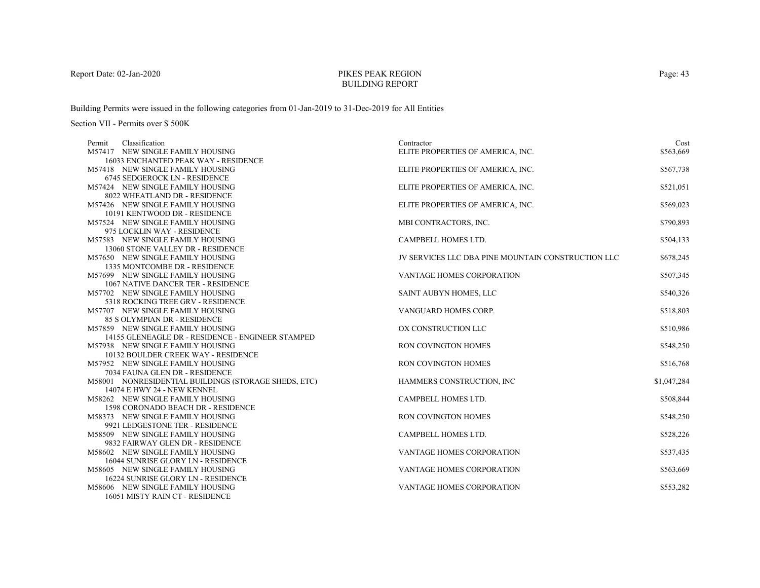Report Date: 02-Jan-2020

# PIKES PEAK REGION BUILDING REPORT

Building Permits were issued in the following categories from 01-Jan-2019 to 31-Dec-2019 for All Entities

Section VII - Permits over $ 500K

| Permit | Classification | Contractor | Cost |
|---|---|---|---|
| M57417 | NEW SINGLE FAMILY HOUSING<br>16033 ENCHANTED PEAK WAY - RESIDENCE | ELITE PROPERTIES OF AMERICA, INC. | $563,669 |
| M57418 | NEW SINGLE FAMILY HOUSING<br>6745 SEDGEROCK LN - RESIDENCE | ELITE PROPERTIES OF AMERICA, INC. | $567,738 |
| M57424 | NEW SINGLE FAMILY HOUSING<br>8022 WHEATLAND DR - RESIDENCE | ELITE PROPERTIES OF AMERICA, INC. | $521,051 |
| M57426 | NEW SINGLE FAMILY HOUSING<br>10191 KENTWOOD DR - RESIDENCE | ELITE PROPERTIES OF AMERICA, INC. | $569,023 |
| M57524 | NEW SINGLE FAMILY HOUSING<br>975 LOCKLIN WAY - RESIDENCE | MBI CONTRACTORS, INC. | $790,893 |
| M57583 | NEW SINGLE FAMILY HOUSING<br>13060 STONE VALLEY DR - RESIDENCE | CAMPBELL HOMES LTD. | $504,133 |
| M57650 | NEW SINGLE FAMILY HOUSING<br>1335 MONTCOMBE DR - RESIDENCE | JV SERVICES LLC DBA PINE MOUNTAIN CONSTRUCTION LLC | $678,245 |
| M57699 | NEW SINGLE FAMILY HOUSING<br>1067 NATIVE DANCER TER - RESIDENCE | VANTAGE HOMES CORPORATION | $507,345 |
| M57702 | NEW SINGLE FAMILY HOUSING<br>5318 ROCKING TREE GRV - RESIDENCE | SAINT AUBYN HOMES, LLC | $540,326 |
| M57707 | NEW SINGLE FAMILY HOUSING<br>85 S OLYMPIAN DR - RESIDENCE | VANGUARD HOMES CORP. | $518,803 |
| M57859 | NEW SINGLE FAMILY HOUSING<br>14155 GLENEAGLE DR - RESIDENCE - ENGINEER STAMPED | OX CONSTRUCTION LLC | $510,986 |
| M57938 | NEW SINGLE FAMILY HOUSING<br>10132 BOULDER CREEK WAY - RESIDENCE | RON COVINGTON HOMES | $548,250 |
| M57952 | NEW SINGLE FAMILY HOUSING<br>7034 FAUNA GLEN DR - RESIDENCE | RON COVINGTON HOMES | $516,768 |
| M58001 | NONRESIDENTIAL BUILDINGS (STORAGE SHEDS, ETC)<br>14074 E HWY 24 - NEW KENNEL | HAMMERS CONSTRUCTION, INC | $1,047,284 |
| M58262 | NEW SINGLE FAMILY HOUSING<br>1598 CORONADO BEACH DR - RESIDENCE | CAMPBELL HOMES LTD. | $508,844 |
| M58373 | NEW SINGLE FAMILY HOUSING<br>9921 LEDGESTONE TER - RESIDENCE | RON COVINGTON HOMES | $548,250 |
| M58509 | NEW SINGLE FAMILY HOUSING<br>9832 FAIRWAY GLEN DR - RESIDENCE | CAMPBELL HOMES LTD. | $528,226 |
| M58602 | NEW SINGLE FAMILY HOUSING<br>16044 SUNRISE GLORY LN - RESIDENCE | VANTAGE HOMES CORPORATION | $537,435 |
| M58605 | NEW SINGLE FAMILY HOUSING<br>16224 SUNRISE GLORY LN - RESIDENCE | VANTAGE HOMES CORPORATION | $563,669 |
| M58606 | NEW SINGLE FAMILY HOUSING<br>16051 MISTY RAIN CT - RESIDENCE | VANTAGE HOMES CORPORATION | $553,282 |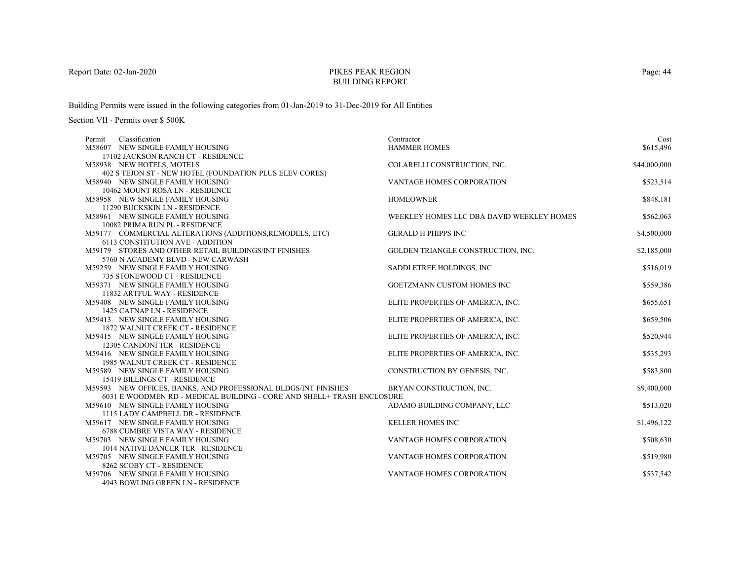# PIKES PEAK REGION
## BUILDING REPORT

Report Date: 02-Jan-2020

Building Permits were issued in the following categories from 01-Jan-2019 to 31-Dec-2019 for All Entities

Section VII - Permits over $ 500K

| Permit | Classification | Contractor | Cost |
|---|---|---|---|
| M58607 | NEW SINGLE FAMILY HOUSING<br>17102 JACKSON RANCH CT - RESIDENCE | HAMMER HOMES | $615,496 |
| M58938 | NEW HOTELS, MOTELS<br>402 S TEJON ST - NEW HOTEL (FOUNDATION PLUS ELEV CORES) | COLARELLI CONSTRUCTION, INC. | $44,000,000 |
| M58940 | NEW SINGLE FAMILY HOUSING<br>10462 MOUNT ROSA LN - RESIDENCE | VANTAGE HOMES CORPORATION | $523,514 |
| M58958 | NEW SINGLE FAMILY HOUSING<br>11290 BUCKSKIN LN - RESIDENCE | HOMEOWNER | $848,181 |
| M58961 | NEW SINGLE FAMILY HOUSING<br>10082 PRIMA RUN PL - RESIDENCE | WEEKLEY HOMES LLC DBA DAVID WEEKLEY HOMES | $562,063 |
| M59177 | COMMERCIAL ALTERATIONS (ADDITIONS,REMODELS, ETC)<br>6113 CONSTITUTION AVE - ADDITION | GERALD H PHIPPS INC | $4,500,000 |
| M59179 | STORES AND OTHER RETAIL BUILDINGS/INT FINISHES<br>5760 N ACADEMY BLVD - NEW CARWASH | GOLDEN TRIANGLE CONSTRUCTION, INC. | $2,185,000 |
| M59259 | NEW SINGLE FAMILY HOUSING<br>735 STONEWOOD CT - RESIDENCE | SADDLETREE HOLDINGS, INC | $516,019 |
| M59371 | NEW SINGLE FAMILY HOUSING<br>11832 ARTFUL WAY - RESIDENCE | GOETZMANN CUSTOM HOMES INC | $559,386 |
| M59408 | NEW SINGLE FAMILY HOUSING<br>1425 CATNAP LN - RESIDENCE | ELITE PROPERTIES OF AMERICA, INC. | $655,651 |
| M59413 | NEW SINGLE FAMILY HOUSING<br>1872 WALNUT CREEK CT - RESIDENCE | ELITE PROPERTIES OF AMERICA, INC. | $659,506 |
| M59415 | NEW SINGLE FAMILY HOUSING<br>12305 CANDONI TER - RESIDENCE | ELITE PROPERTIES OF AMERICA, INC. | $520,944 |
| M59416 | NEW SINGLE FAMILY HOUSING<br>1985 WALNUT CREEK CT - RESIDENCE | ELITE PROPERTIES OF AMERICA, INC. | $535,293 |
| M59589 | NEW SINGLE FAMILY HOUSING<br>15419 BILLINGS CT - RESIDENCE | CONSTRUCTION BY GENESIS, INC. | $583,800 |
| M59593 | NEW OFFICES, BANKS, AND PROFESSIONAL BLDGS/INT FINISHES<br>6031 E WOODMEN RD - MEDICAL BUILDING - CORE AND SHELL+ TRASH ENCLOSURE | BRYAN CONSTRUCTION, INC. | $9,400,000 |
| M59610 | NEW SINGLE FAMILY HOUSING<br>1115 LADY CAMPBELL DR - RESIDENCE | ADAMO BUILDING COMPANY, LLC | $513,020 |
| M59617 | NEW SINGLE FAMILY HOUSING<br>6788 CUMBRE VISTA WAY - RESIDENCE | KELLER HOMES INC | $1,496,122 |
| M59703 | NEW SINGLE FAMILY HOUSING<br>1014 NATIVE DANCER TER - RESIDENCE | VANTAGE HOMES CORPORATION | $508,630 |
| M59705 | NEW SINGLE FAMILY HOUSING<br>8262 SCOBY CT - RESIDENCE | VANTAGE HOMES CORPORATION | $519,980 |
| M59706 | NEW SINGLE FAMILY HOUSING<br>4943 BOWLING GREEN LN - RESIDENCE | VANTAGE HOMES CORPORATION | $537,542 |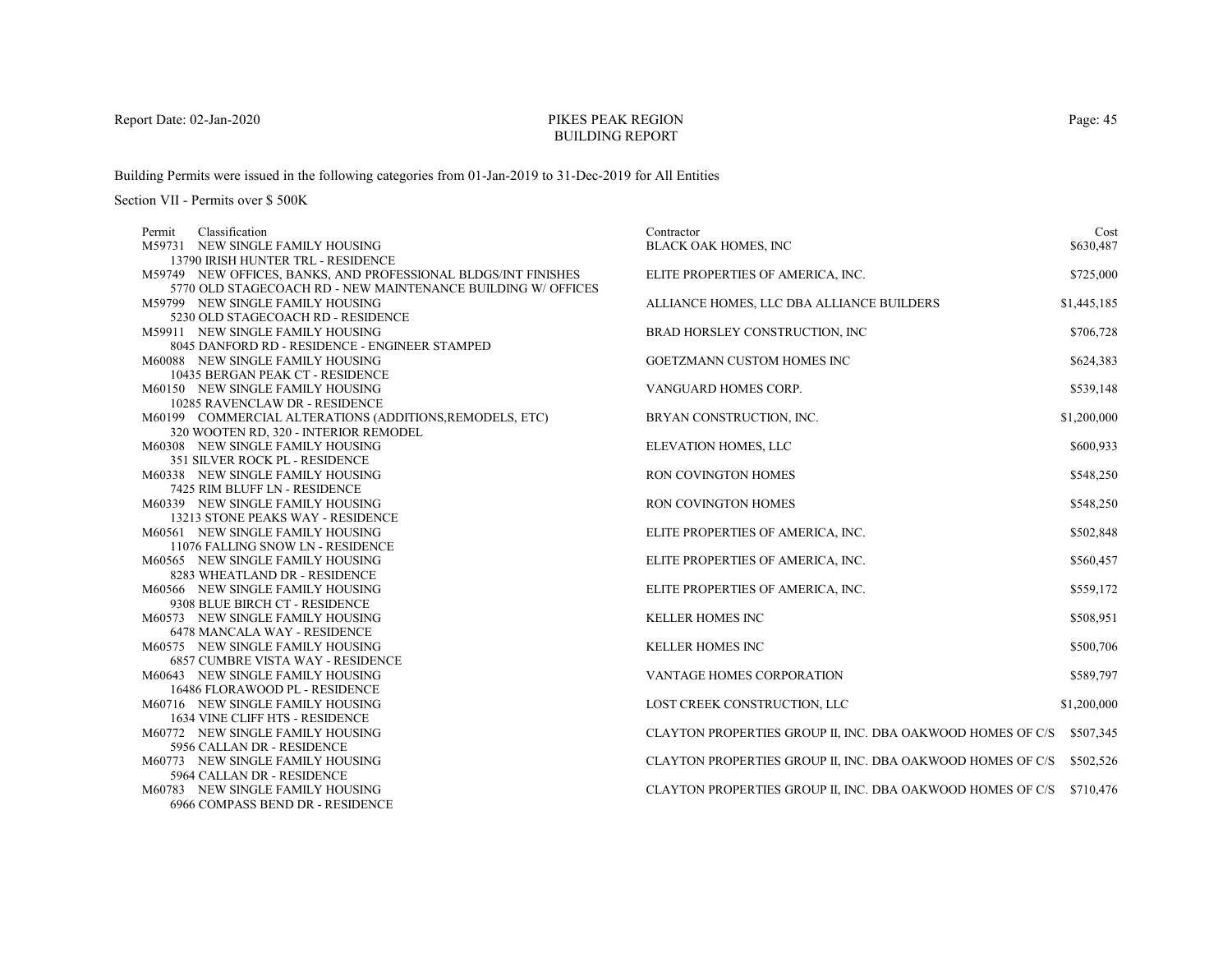Report Date: 02-Jan-2020

# PIKES PEAK REGION
## BUILDING REPORT

Building Permits were issued in the following categories from 01-Jan-2019 to 31-Dec-2019 for All Entities

Section VII - Permits over $ 500K

| Permit | Classification | Contractor | Cost |
|---|---|---|---|
| M59731 | NEW SINGLE FAMILY HOUSING<br>13790 IRISH HUNTER TRL - RESIDENCE | BLACK OAK HOMES, INC | $630,487 |
| M59749 | NEW OFFICES, BANKS, AND PROFESSIONAL BLDGS/INT FINISHES<br>5770 OLD STAGECOACH RD - NEW MAINTENANCE BUILDING W/ OFFICES | ELITE PROPERTIES OF AMERICA, INC. | $725,000 |
| M59799 | NEW SINGLE FAMILY HOUSING<br>5230 OLD STAGECOACH RD - RESIDENCE | ALLIANCE HOMES, LLC DBA ALLIANCE BUILDERS | $1,445,185 |
| M59911 | NEW SINGLE FAMILY HOUSING<br>8045 DANFORD RD - RESIDENCE - ENGINEER STAMPED | BRAD HORSLEY CONSTRUCTION, INC | $706,728 |
| M60088 | NEW SINGLE FAMILY HOUSING<br>10435 BERGAN PEAK CT - RESIDENCE | GOETZMANN CUSTOM HOMES INC | $624,383 |
| M60150 | NEW SINGLE FAMILY HOUSING<br>10285 RAVENCLAW DR - RESIDENCE | VANGUARD HOMES CORP. | $539,148 |
| M60199 | COMMERCIAL ALTERATIONS (ADDITIONS,REMODELS, ETC)<br>320 WOOTEN RD, 320 - INTERIOR REMODEL | BRYAN CONSTRUCTION, INC. | $1,200,000 |
| M60308 | NEW SINGLE FAMILY HOUSING<br>351 SILVER ROCK PL - RESIDENCE | ELEVATION HOMES, LLC | $600,933 |
| M60338 | NEW SINGLE FAMILY HOUSING<br>7425 RIM BLUFF LN - RESIDENCE | RON COVINGTON HOMES | $548,250 |
| M60339 | NEW SINGLE FAMILY HOUSING<br>13213 STONE PEAKS WAY - RESIDENCE | RON COVINGTON HOMES | $548,250 |
| M60561 | NEW SINGLE FAMILY HOUSING<br>11076 FALLING SNOW LN - RESIDENCE | ELITE PROPERTIES OF AMERICA, INC. | $502,848 |
| M60565 | NEW SINGLE FAMILY HOUSING<br>8283 WHEATLAND DR - RESIDENCE | ELITE PROPERTIES OF AMERICA, INC. | $560,457 |
| M60566 | NEW SINGLE FAMILY HOUSING<br>9308 BLUE BIRCH CT - RESIDENCE | ELITE PROPERTIES OF AMERICA, INC. | $559,172 |
| M60573 | NEW SINGLE FAMILY HOUSING<br>6478 MANCALA WAY - RESIDENCE | KELLER HOMES INC | $508,951 |
| M60575 | NEW SINGLE FAMILY HOUSING<br>6857 CUMBRE VISTA WAY - RESIDENCE | KELLER HOMES INC | $500,706 |
| M60643 | NEW SINGLE FAMILY HOUSING<br>16486 FLORAWOOD PL - RESIDENCE | VANTAGE HOMES CORPORATION | $589,797 |
| M60716 | NEW SINGLE FAMILY HOUSING<br>1634 VINE CLIFF HTS - RESIDENCE | LOST CREEK CONSTRUCTION, LLC | $1,200,000 |
| M60772 | NEW SINGLE FAMILY HOUSING<br>5956 CALLAN DR - RESIDENCE | CLAYTON PROPERTIES GROUP II, INC. DBA OAKWOOD HOMES OF C/S | $507,345 |
| M60773 | NEW SINGLE FAMILY HOUSING<br>5964 CALLAN DR - RESIDENCE | CLAYTON PROPERTIES GROUP II, INC. DBA OAKWOOD HOMES OF C/S | $502,526 |
| M60783 | NEW SINGLE FAMILY HOUSING<br>6966 COMPASS BEND DR - RESIDENCE | CLAYTON PROPERTIES GROUP II, INC. DBA OAKWOOD HOMES OF C/S | $710,476 |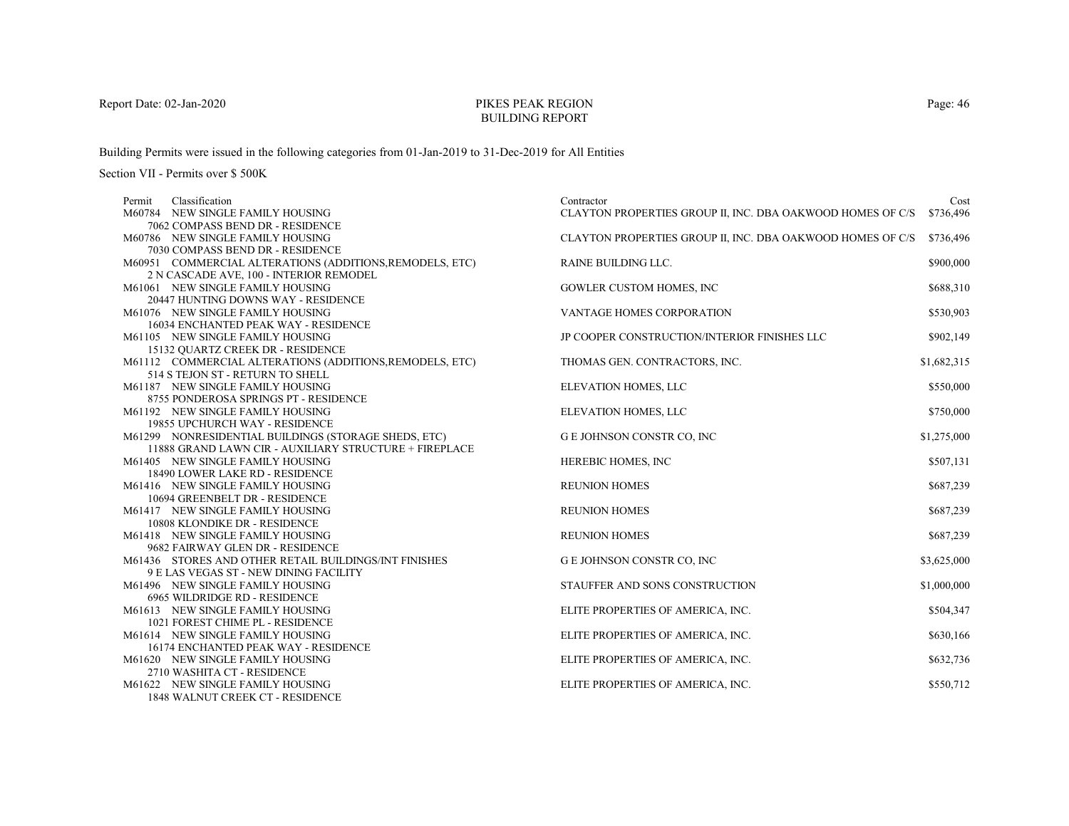Report Date: 02-Jan-2020

# PIKES PEAK REGION
## BUILDING REPORT

Building Permits were issued in the following categories from 01-Jan-2019 to 31-Dec-2019 for All Entities

Section VII - Permits over $ 500K

| Permit | Classification | Contractor | Cost |
|---|---|---|---|
| M60784 | NEW SINGLE FAMILY HOUSING<br>7062 COMPASS BEND DR - RESIDENCE | CLAYTON PROPERTIES GROUP II, INC. DBA OAKWOOD HOMES OF C/S | $736,496 |
| M60786 | NEW SINGLE FAMILY HOUSING<br>7030 COMPASS BEND DR - RESIDENCE | CLAYTON PROPERTIES GROUP II, INC. DBA OAKWOOD HOMES OF C/S | $736,496 |
| M60951 | COMMERCIAL ALTERATIONS (ADDITIONS,REMODELS, ETC)<br>2 N CASCADE AVE, 100 - INTERIOR REMODEL | RAINE BUILDING LLC. | $900,000 |
| M61061 | NEW SINGLE FAMILY HOUSING<br>20447 HUNTING DOWNS WAY - RESIDENCE | GOWLER CUSTOM HOMES, INC | $688,310 |
| M61076 | NEW SINGLE FAMILY HOUSING<br>16034 ENCHANTED PEAK WAY - RESIDENCE | VANTAGE HOMES CORPORATION | $530,903 |
| M61105 | NEW SINGLE FAMILY HOUSING<br>15132 QUARTZ CREEK DR - RESIDENCE | JP COOPER CONSTRUCTION/INTERIOR FINISHES LLC | $902,149 |
| M61112 | COMMERCIAL ALTERATIONS (ADDITIONS,REMODELS, ETC)<br>514 S TEJON ST - RETURN TO SHELL | THOMAS GEN. CONTRACTORS, INC. | $1,682,315 |
| M61187 | NEW SINGLE FAMILY HOUSING<br>8755 PONDEROSA SPRINGS PT - RESIDENCE | ELEVATION HOMES, LLC | $550,000 |
| M61192 | NEW SINGLE FAMILY HOUSING<br>19855 UPCHURCH WAY - RESIDENCE | ELEVATION HOMES, LLC | $750,000 |
| M61299 | NONRESIDENTIAL BUILDINGS (STORAGE SHEDS, ETC)<br>11888 GRAND LAWN CIR - AUXILIARY STRUCTURE + FIREPLACE | G E JOHNSON CONSTR CO, INC | $1,275,000 |
| M61405 | NEW SINGLE FAMILY HOUSING<br>18490 LOWER LAKE RD - RESIDENCE | HEREBIC HOMES, INC | $507,131 |
| M61416 | NEW SINGLE FAMILY HOUSING<br>10694 GREENBELT DR - RESIDENCE | REUNION HOMES | $687,239 |
| M61417 | NEW SINGLE FAMILY HOUSING<br>10808 KLONDIKE DR - RESIDENCE | REUNION HOMES | $687,239 |
| M61418 | NEW SINGLE FAMILY HOUSING<br>9682 FAIRWAY GLEN DR - RESIDENCE | REUNION HOMES | $687,239 |
| M61436 | STORES AND OTHER RETAIL BUILDINGS/INT FINISHES<br>9 E LAS VEGAS ST - NEW DINING FACILITY | G E JOHNSON CONSTR CO, INC | $3,625,000 |
| M61496 | NEW SINGLE FAMILY HOUSING<br>6965 WILDRIDGE RD - RESIDENCE | STAUFFER AND SONS CONSTRUCTION | $1,000,000 |
| M61613 | NEW SINGLE FAMILY HOUSING<br>1021 FOREST CHIME PL - RESIDENCE | ELITE PROPERTIES OF AMERICA, INC. | $504,347 |
| M61614 | NEW SINGLE FAMILY HOUSING<br>16174 ENCHANTED PEAK WAY - RESIDENCE | ELITE PROPERTIES OF AMERICA, INC. | $630,166 |
| M61620 | NEW SINGLE FAMILY HOUSING<br>2710 WASHITA CT - RESIDENCE | ELITE PROPERTIES OF AMERICA, INC. | $632,736 |
| M61622 | NEW SINGLE FAMILY HOUSING<br>1848 WALNUT CREEK CT - RESIDENCE | ELITE PROPERTIES OF AMERICA, INC. | $550,712 |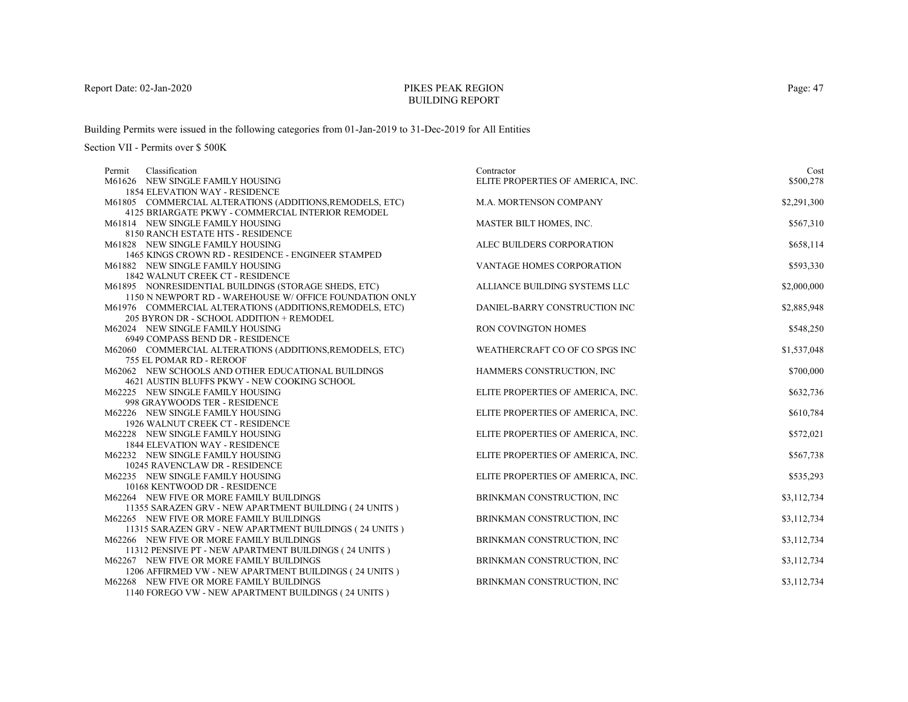Report Date: 02-Jan-2020

# PIKES PEAK REGION
## BUILDING REPORT

Building Permits were issued in the following categories from 01-Jan-2019 to 31-Dec-2019 for All Entities

Section VII - Permits over $ 500K

| Permit | Classification | Contractor | Cost |
|---|---|---|---|
| M61626 | NEW SINGLE FAMILY HOUSING<br>1854 ELEVATION WAY - RESIDENCE | ELITE PROPERTIES OF AMERICA, INC. | $500,278 |
| M61805 | COMMERCIAL ALTERATIONS (ADDITIONS,REMODELS, ETC)<br>4125 BRIARGATE PKWY - COMMERCIAL INTERIOR REMODEL | M.A. MORTENSON COMPANY | $2,291,300 |
| M61814 | NEW SINGLE FAMILY HOUSING<br>8150 RANCH ESTATE HTS - RESIDENCE | MASTER BILT HOMES, INC. | $567,310 |
| M61828 | NEW SINGLE FAMILY HOUSING<br>1465 KINGS CROWN RD - RESIDENCE - ENGINEER STAMPED | ALEC BUILDERS CORPORATION | $658,114 |
| M61882 | NEW SINGLE FAMILY HOUSING<br>1842 WALNUT CREEK CT - RESIDENCE | VANTAGE HOMES CORPORATION | $593,330 |
| M61895 | NONRESIDENTIAL BUILDINGS (STORAGE SHEDS, ETC)<br>1150 N NEWPORT RD - WAREHOUSE W/ OFFICE FOUNDATION ONLY | ALLIANCE BUILDING SYSTEMS LLC | $2,000,000 |
| M61976 | COMMERCIAL ALTERATIONS (ADDITIONS,REMODELS, ETC)<br>205 BYRON DR - SCHOOL ADDITION + REMODEL | DANIEL-BARRY CONSTRUCTION INC | $2,885,948 |
| M62024 | NEW SINGLE FAMILY HOUSING<br>6949 COMPASS BEND DR - RESIDENCE | RON COVINGTON HOMES | $548,250 |
| M62060 | COMMERCIAL ALTERATIONS (ADDITIONS,REMODELS, ETC)<br>755 EL POMAR RD - REROOF | WEATHERCRAFT CO OF CO SPGS INC | $1,537,048 |
| M62062 | NEW SCHOOLS AND OTHER EDUCATIONAL BUILDINGS<br>4621 AUSTIN BLUFFS PKWY - NEW COOKING SCHOOL | HAMMERS CONSTRUCTION, INC | $700,000 |
| M62225 | NEW SINGLE FAMILY HOUSING<br>998 GRAYWOODS TER - RESIDENCE | ELITE PROPERTIES OF AMERICA, INC. | $632,736 |
| M62226 | NEW SINGLE FAMILY HOUSING<br>1926 WALNUT CREEK CT - RESIDENCE | ELITE PROPERTIES OF AMERICA, INC. | $610,784 |
| M62228 | NEW SINGLE FAMILY HOUSING<br>1844 ELEVATION WAY - RESIDENCE | ELITE PROPERTIES OF AMERICA, INC. | $572,021 |
| M62232 | NEW SINGLE FAMILY HOUSING<br>10245 RAVENCLAW DR - RESIDENCE | ELITE PROPERTIES OF AMERICA, INC. | $567,738 |
| M62235 | NEW SINGLE FAMILY HOUSING<br>10168 KENTWOOD DR - RESIDENCE | ELITE PROPERTIES OF AMERICA, INC. | $535,293 |
| M62264 | NEW FIVE OR MORE FAMILY BUILDINGS<br>11355 SARAZEN GRV - NEW APARTMENT BUILDING ( 24 UNITS ) | BRINKMAN CONSTRUCTION, INC | $3,112,734 |
| M62265 | NEW FIVE OR MORE FAMILY BUILDINGS<br>11315 SARAZEN GRV - NEW APARTMENT BUILDINGS ( 24 UNITS ) | BRINKMAN CONSTRUCTION, INC | $3,112,734 |
| M62266 | NEW FIVE OR MORE FAMILY BUILDINGS<br>11312 PENSIVE PT - NEW APARTMENT BUILDINGS ( 24 UNITS ) | BRINKMAN CONSTRUCTION, INC | $3,112,734 |
| M62267 | NEW FIVE OR MORE FAMILY BUILDINGS<br>1206 AFFIRMED VW - NEW APARTMENT BUILDINGS ( 24 UNITS ) | BRINKMAN CONSTRUCTION, INC | $3,112,734 |
| M62268 | NEW FIVE OR MORE FAMILY BUILDINGS<br>1140 FOREGO VW - NEW APARTMENT BUILDINGS ( 24 UNITS ) | BRINKMAN CONSTRUCTION, INC | $3,112,734 |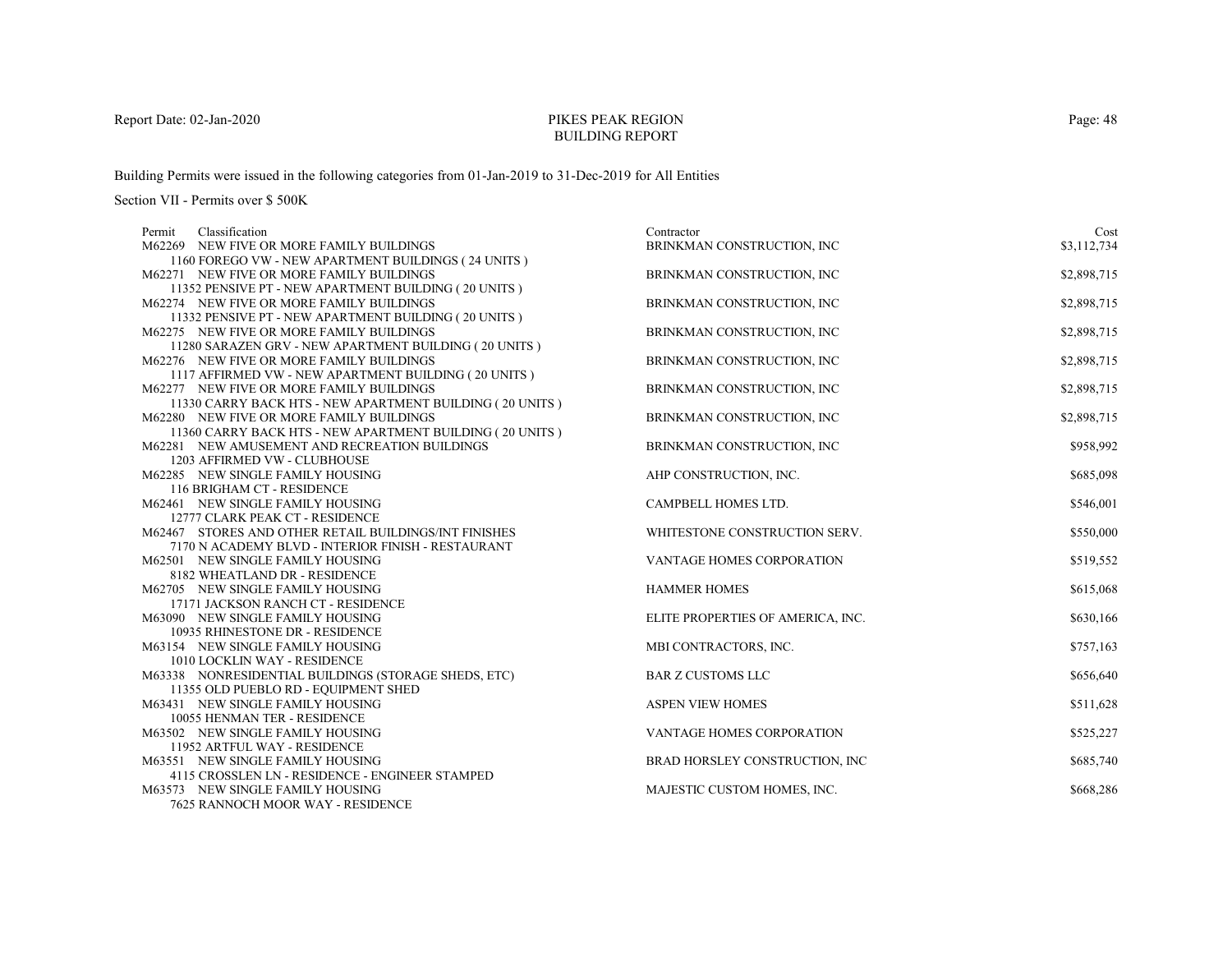# PIKES PEAK REGION
## BUILDING REPORT

Report Date: 02-Jan-2020

Building Permits were issued in the following categories from 01-Jan-2019 to 31-Dec-2019 for All Entities

Section VII - Permits over $ 500K

| Permit | Classification | Contractor | Cost |
|---|---|---|---|
| M62269 | NEW FIVE OR MORE FAMILY BUILDINGS<br>1160 FOREGO VW - NEW APARTMENT BUILDINGS ( 24 UNITS ) | BRINKMAN CONSTRUCTION, INC | $3,112,734 |
| M62271 | NEW FIVE OR MORE FAMILY BUILDINGS<br>11352 PENSIVE PT - NEW APARTMENT BUILDING ( 20 UNITS ) | BRINKMAN CONSTRUCTION, INC | $2,898,715 |
| M62274 | NEW FIVE OR MORE FAMILY BUILDINGS<br>11332 PENSIVE PT - NEW APARTMENT BUILDING ( 20 UNITS ) | BRINKMAN CONSTRUCTION, INC | $2,898,715 |
| M62275 | NEW FIVE OR MORE FAMILY BUILDINGS<br>11280 SARAZEN GRV - NEW APARTMENT BUILDING ( 20 UNITS ) | BRINKMAN CONSTRUCTION, INC | $2,898,715 |
| M62276 | NEW FIVE OR MORE FAMILY BUILDINGS<br>1117 AFFIRMED VW - NEW APARTMENT BUILDING ( 20 UNITS ) | BRINKMAN CONSTRUCTION, INC | $2,898,715 |
| M62277 | NEW FIVE OR MORE FAMILY BUILDINGS<br>11330 CARRY BACK HTS - NEW APARTMENT BUILDING ( 20 UNITS ) | BRINKMAN CONSTRUCTION, INC | $2,898,715 |
| M62280 | NEW FIVE OR MORE FAMILY BUILDINGS<br>11360 CARRY BACK HTS - NEW APARTMENT BUILDING ( 20 UNITS ) | BRINKMAN CONSTRUCTION, INC | $2,898,715 |
| M62281 | NEW AMUSEMENT AND RECREATION BUILDINGS<br>1203 AFFIRMED VW - CLUBHOUSE | BRINKMAN CONSTRUCTION, INC | $958,992 |
| M62285 | NEW SINGLE FAMILY HOUSING<br>116 BRIGHAM CT - RESIDENCE | AHP CONSTRUCTION, INC. | $685,098 |
| M62461 | NEW SINGLE FAMILY HOUSING<br>12777 CLARK PEAK CT - RESIDENCE | CAMPBELL HOMES LTD. | $546,001 |
| M62467 | STORES AND OTHER RETAIL BUILDINGS/INT FINISHES<br>7170 N ACADEMY BLVD - INTERIOR FINISH - RESTAURANT | WHITESTONE CONSTRUCTION SERV. | $550,000 |
| M62501 | NEW SINGLE FAMILY HOUSING<br>8182 WHEATLAND DR - RESIDENCE | VANTAGE HOMES CORPORATION | $519,552 |
| M62705 | NEW SINGLE FAMILY HOUSING<br>17171 JACKSON RANCH CT - RESIDENCE | HAMMER HOMES | $615,068 |
| M63090 | NEW SINGLE FAMILY HOUSING<br>10935 RHINESTONE DR - RESIDENCE | ELITE PROPERTIES OF AMERICA, INC. | $630,166 |
| M63154 | NEW SINGLE FAMILY HOUSING<br>1010 LOCKLIN WAY - RESIDENCE | MBI CONTRACTORS, INC. | $757,163 |
| M63338 | NONRESIDENTIAL BUILDINGS (STORAGE SHEDS, ETC)<br>11355 OLD PUEBLO RD - EQUIPMENT SHED | BAR Z CUSTOMS LLC | $656,640 |
| M63431 | NEW SINGLE FAMILY HOUSING<br>10055 HENMAN TER - RESIDENCE | ASPEN VIEW HOMES | $511,628 |
| M63502 | NEW SINGLE FAMILY HOUSING<br>11952 ARTFUL WAY - RESIDENCE | VANTAGE HOMES CORPORATION | $525,227 |
| M63551 | NEW SINGLE FAMILY HOUSING<br>4115 CROSSLEN LN - RESIDENCE - ENGINEER STAMPED | BRAD HORSLEY CONSTRUCTION, INC | $685,740 |
| M63573 | NEW SINGLE FAMILY HOUSING<br>7625 RANNOCH MOOR WAY - RESIDENCE | MAJESTIC CUSTOM HOMES, INC. | $668,286 |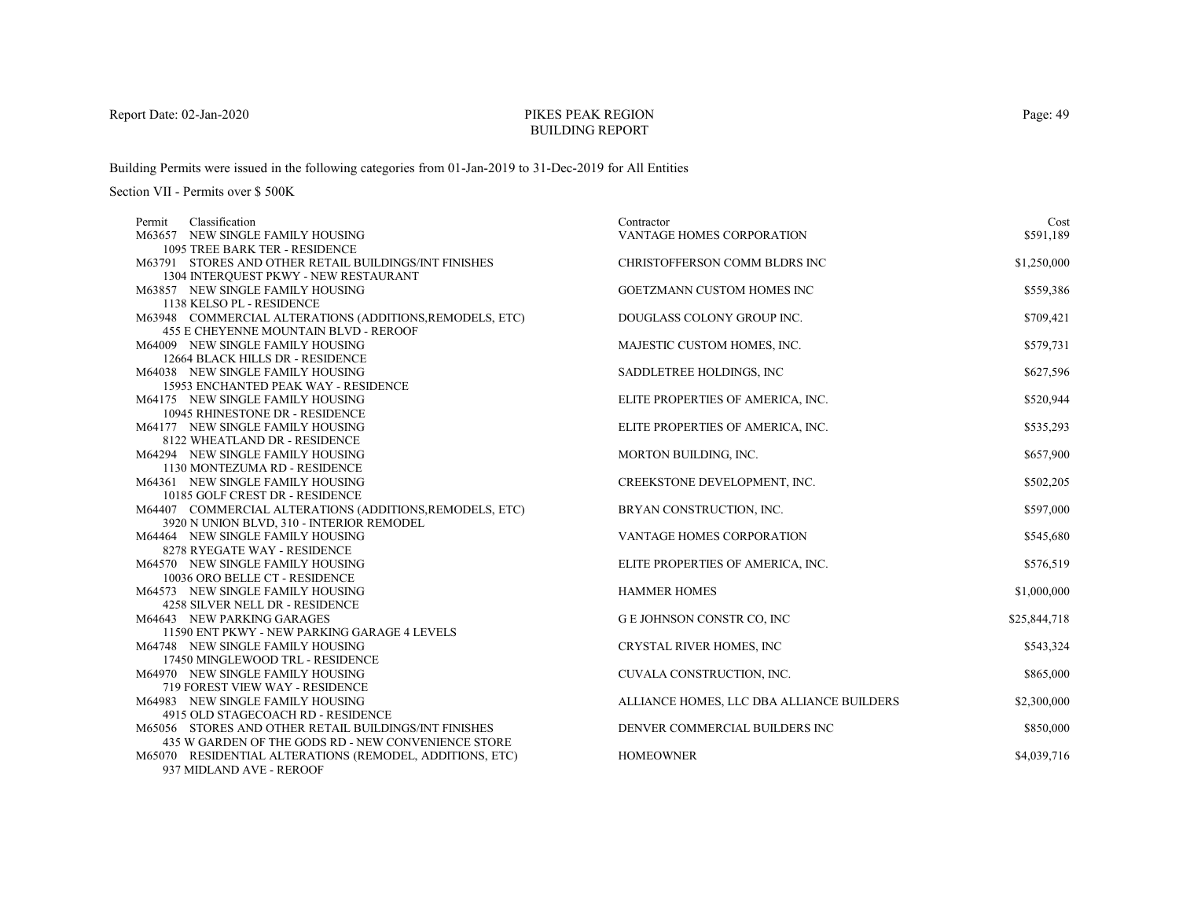# PIKES PEAK REGION
## BUILDING REPORT

Report Date: 02-Jan-2020

Building Permits were issued in the following categories from 01-Jan-2019 to 31-Dec-2019 for All Entities

Section VII - Permits over $ 500K

| Permit | Classification | Contractor | Cost |
|---|---|---|---|
| M63657 | NEW SINGLE FAMILY HOUSING<br>1095 TREE BARK TER - RESIDENCE | VANTAGE HOMES CORPORATION | $591,189 |
| M63791 | STORES AND OTHER RETAIL BUILDINGS/INT FINISHES<br>1304 INTERQUEST PKWY - NEW RESTAURANT | CHRISTOFFERSON COMM BLDRS INC | $1,250,000 |
| M63857 | NEW SINGLE FAMILY HOUSING<br>1138 KELSO PL - RESIDENCE | GOETZMANN CUSTOM HOMES INC | $559,386 |
| M63948 | COMMERCIAL ALTERATIONS (ADDITIONS,REMODELS, ETC)<br>455 E CHEYENNE MOUNTAIN BLVD - REROOF | DOUGLASS COLONY GROUP INC. | $709,421 |
| M64009 | NEW SINGLE FAMILY HOUSING<br>12664 BLACK HILLS DR - RESIDENCE | MAJESTIC CUSTOM HOMES, INC. | $579,731 |
| M64038 | NEW SINGLE FAMILY HOUSING<br>15953 ENCHANTED PEAK WAY - RESIDENCE | SADDLETREE HOLDINGS, INC | $627,596 |
| M64175 | NEW SINGLE FAMILY HOUSING<br>10945 RHINESTONE DR - RESIDENCE | ELITE PROPERTIES OF AMERICA, INC. | $520,944 |
| M64177 | NEW SINGLE FAMILY HOUSING<br>8122 WHEATLAND DR - RESIDENCE | ELITE PROPERTIES OF AMERICA, INC. | $535,293 |
| M64294 | NEW SINGLE FAMILY HOUSING<br>1130 MONTEZUMA RD - RESIDENCE | MORTON BUILDING, INC. | $657,900 |
| M64361 | NEW SINGLE FAMILY HOUSING<br>10185 GOLF CREST DR - RESIDENCE | CREEKSTONE DEVELOPMENT, INC. | $502,205 |
| M64407 | COMMERCIAL ALTERATIONS (ADDITIONS,REMODELS, ETC)<br>3920 N UNION BLVD, 310 - INTERIOR REMODEL | BRYAN CONSTRUCTION, INC. | $597,000 |
| M64464 | NEW SINGLE FAMILY HOUSING<br>8278 RYEGATE WAY - RESIDENCE | VANTAGE HOMES CORPORATION | $545,680 |
| M64570 | NEW SINGLE FAMILY HOUSING<br>10036 ORO BELLE CT - RESIDENCE | ELITE PROPERTIES OF AMERICA, INC. | $576,519 |
| M64573 | NEW SINGLE FAMILY HOUSING<br>4258 SILVER NELL DR - RESIDENCE | HAMMER HOMES | $1,000,000 |
| M64643 | NEW PARKING GARAGES<br>11590 ENT PKWY - NEW PARKING GARAGE 4 LEVELS | G E JOHNSON CONSTR CO, INC | $25,844,718 |
| M64748 | NEW SINGLE FAMILY HOUSING<br>17450 MINGLEWOOD TRL - RESIDENCE | CRYSTAL RIVER HOMES, INC | $543,324 |
| M64970 | NEW SINGLE FAMILY HOUSING<br>719 FOREST VIEW WAY - RESIDENCE | CUVALA CONSTRUCTION, INC. | $865,000 |
| M64983 | NEW SINGLE FAMILY HOUSING<br>4915 OLD STAGECOACH RD - RESIDENCE | ALLIANCE HOMES, LLC DBA ALLIANCE BUILDERS | $2,300,000 |
| M65056 | STORES AND OTHER RETAIL BUILDINGS/INT FINISHES<br>435 W GARDEN OF THE GODS RD - NEW CONVENIENCE STORE | DENVER COMMERCIAL BUILDERS INC | $850,000 |
| M65070 | RESIDENTIAL ALTERATIONS (REMODEL, ADDITIONS, ETC)<br>937 MIDLAND AVE - REROOF | HOMEOWNER | $4,039,716 |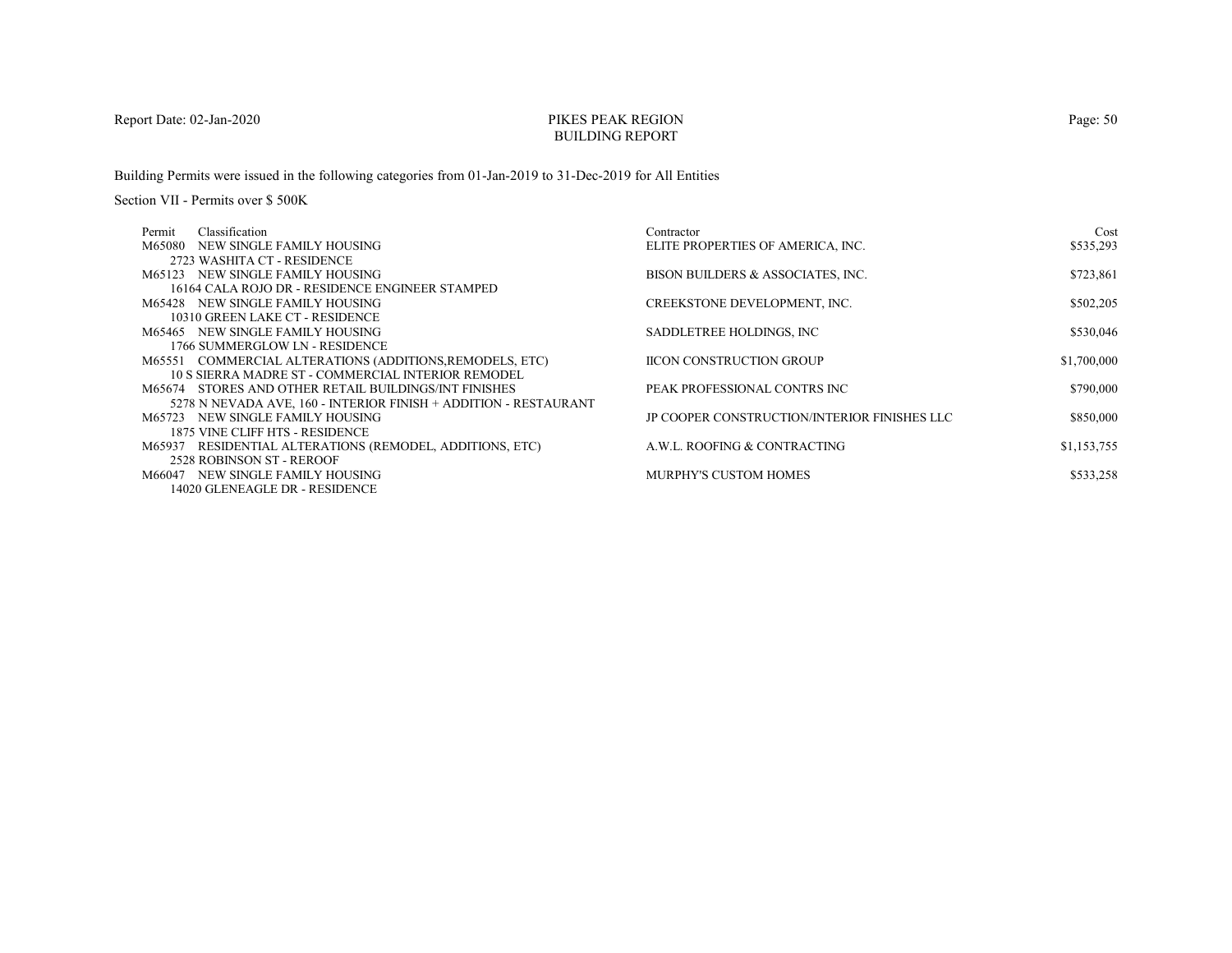Report Date: 02-Jan-2020

# PIKES PEAK REGION BUILDING REPORT

Building Permits were issued in the following categories from 01-Jan-2019 to 31-Dec-2019 for All Entities

Section VII - Permits over $ 500K

| Permit | Classification | Contractor | Cost |
|---|---|---|---|
| M65080 | NEW SINGLE FAMILY HOUSING<br>2723 WASHITA CT - RESIDENCE | ELITE PROPERTIES OF AMERICA, INC. | $535,293 |
| M65123 | NEW SINGLE FAMILY HOUSING<br>16164 CALA ROJO DR - RESIDENCE ENGINEER STAMPED | BISON BUILDERS & ASSOCIATES, INC. | $723,861 |
| M65428 | NEW SINGLE FAMILY HOUSING<br>10310 GREEN LAKE CT - RESIDENCE | CREEKSTONE DEVELOPMENT, INC. | $502,205 |
| M65465 | NEW SINGLE FAMILY HOUSING<br>1766 SUMMERGLOW LN - RESIDENCE | SADDLETREE HOLDINGS, INC | $530,046 |
| M65551 | COMMERCIAL ALTERATIONS (ADDITIONS,REMODELS, ETC)<br>10 S SIERRA MADRE ST - COMMERCIAL INTERIOR REMODEL | IICON CONSTRUCTION GROUP | $1,700,000 |
| M65674 | STORES AND OTHER RETAIL BUILDINGS/INT FINISHES<br>5278 N NEVADA AVE, 160 - INTERIOR FINISH + ADDITION - RESTAURANT | PEAK PROFESSIONAL CONTRS INC | $790,000 |
| M65723 | NEW SINGLE FAMILY HOUSING<br>1875 VINE CLIFF HTS - RESIDENCE | JP COOPER CONSTRUCTION/INTERIOR FINISHES LLC | $850,000 |
| M65937 | RESIDENTIAL ALTERATIONS (REMODEL, ADDITIONS, ETC)<br>2528 ROBINSON ST - REROOF | A.W.L. ROOFING & CONTRACTING | $1,153,755 |
| M66047 | NEW SINGLE FAMILY HOUSING<br>14020 GLENEAGLE DR - RESIDENCE | MURPHY'S CUSTOM HOMES | $533,258 |